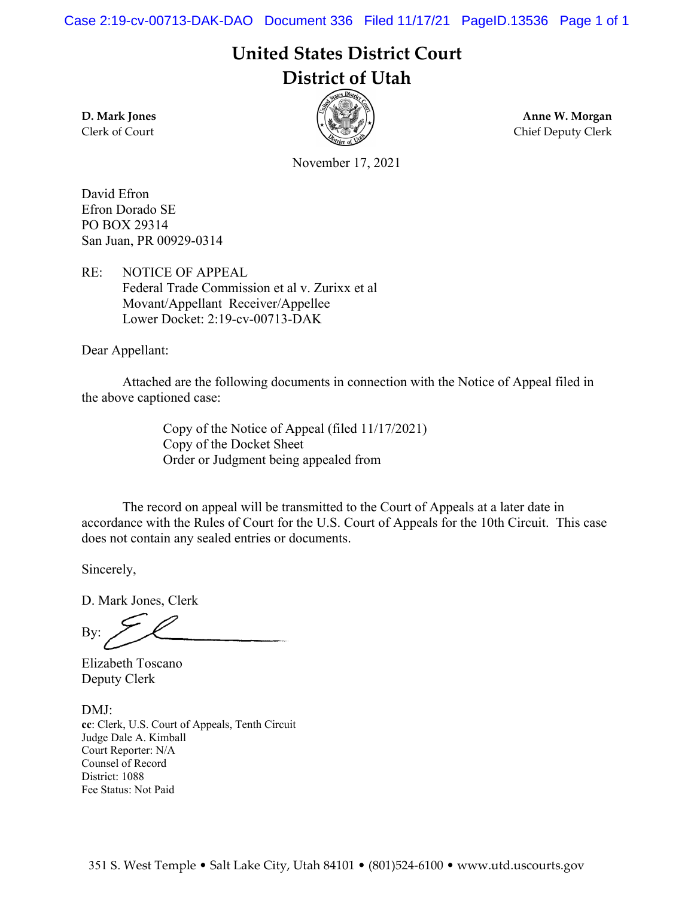# United States District Court
# District of Utah

**D. Mark Jones**
Clerk of Court

**Anne W. Morgan**
Chief Deputy Clerk

November 17, 2021

David Efron
Efron Dorado SE
PO BOX 29314
San Juan, PR 00929-0314

RE: NOTICE OF APPEAL
Federal Trade Commission et al v. Zurixx et al
Movant/Appellant Receiver/Appellee
Lower Docket: 2:19-cv-00713-DAK

Dear Appellant:

Attached are the following documents in connection with the Notice of Appeal filed in the above captioned case:

Copy of the Notice of Appeal (filed 11/17/2021)
Copy of the Docket Sheet
Order or Judgment being appealed from

The record on appeal will be transmitted to the Court of Appeals at a later date in accordance with the Rules of Court for the U.S. Court of Appeals for the 10th Circuit. This case does not contain any sealed entries or documents.

Sincerely,

D. Mark Jones, Clerk

By: 

Elizabeth Toscano
Deputy Clerk

DMJ:
**cc**: Clerk, U.S. Court of Appeals, Tenth Circuit
Judge Dale A. Kimball
Court Reporter: N/A
Counsel of Record
District: 1088
Fee Status: Not Paid

351 S. West Temple • Salt Lake City, Utah 84101 • (801)524-6100 • www.utd.uscourts.gov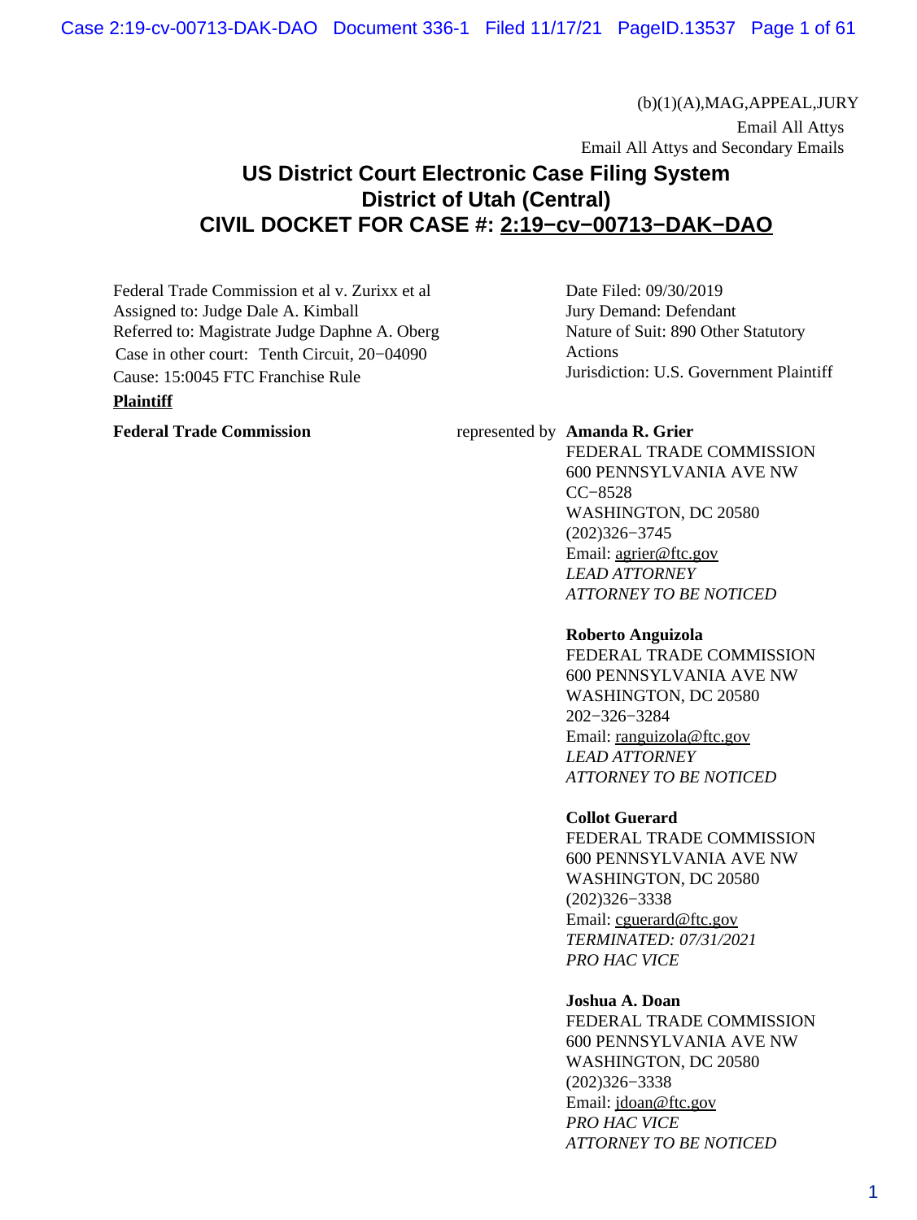(b)(1)(A),MAG,APPEAL,JURY

Email All Attys

Email All Attys and Secondary Emails

# US District Court Electronic Case Filing System
# District of Utah (Central)
# CIVIL DOCKET FOR CASE #: 2:19−cv−00713−DAK−DAO

Federal Trade Commission et al v. Zurixx et al
Assigned to: Judge Dale A. Kimball
Referred to: Magistrate Judge Daphne A. Oberg
Case in other court: Tenth Circuit, 20−04090
Cause: 15:0045 FTC Franchise Rule

Date Filed: 09/30/2019
Jury Demand: Defendant
Nature of Suit: 890 Other Statutory Actions
Jurisdiction: U.S. Government Plaintiff

**Plaintiff**

**Federal Trade Commission** represented by

**Amanda R. Grier**
FEDERAL TRADE COMMISSION
600 PENNSYLVANIA AVE NW
CC−8528
WASHINGTON, DC 20580
(202)326−3745
Email: agrier@ftc.gov
*LEAD ATTORNEY*
*ATTORNEY TO BE NOTICED*

**Roberto Anguizola**
FEDERAL TRADE COMMISSION
600 PENNSYLVANIA AVE NW
WASHINGTON, DC 20580
202−326−3284
Email: ranguizola@ftc.gov
*LEAD ATTORNEY*
*ATTORNEY TO BE NOTICED*

**Collot Guerard**
FEDERAL TRADE COMMISSION
600 PENNSYLVANIA AVE NW
WASHINGTON, DC 20580
(202)326−3338
Email: cguerard@ftc.gov
*TERMINATED: 07/31/2021*
*PRO HAC VICE*

**Joshua A. Doan**
FEDERAL TRADE COMMISSION
600 PENNSYLVANIA AVE NW
WASHINGTON, DC 20580
(202)326−3338
Email: jdoan@ftc.gov
*PRO HAC VICE*
*ATTORNEY TO BE NOTICED*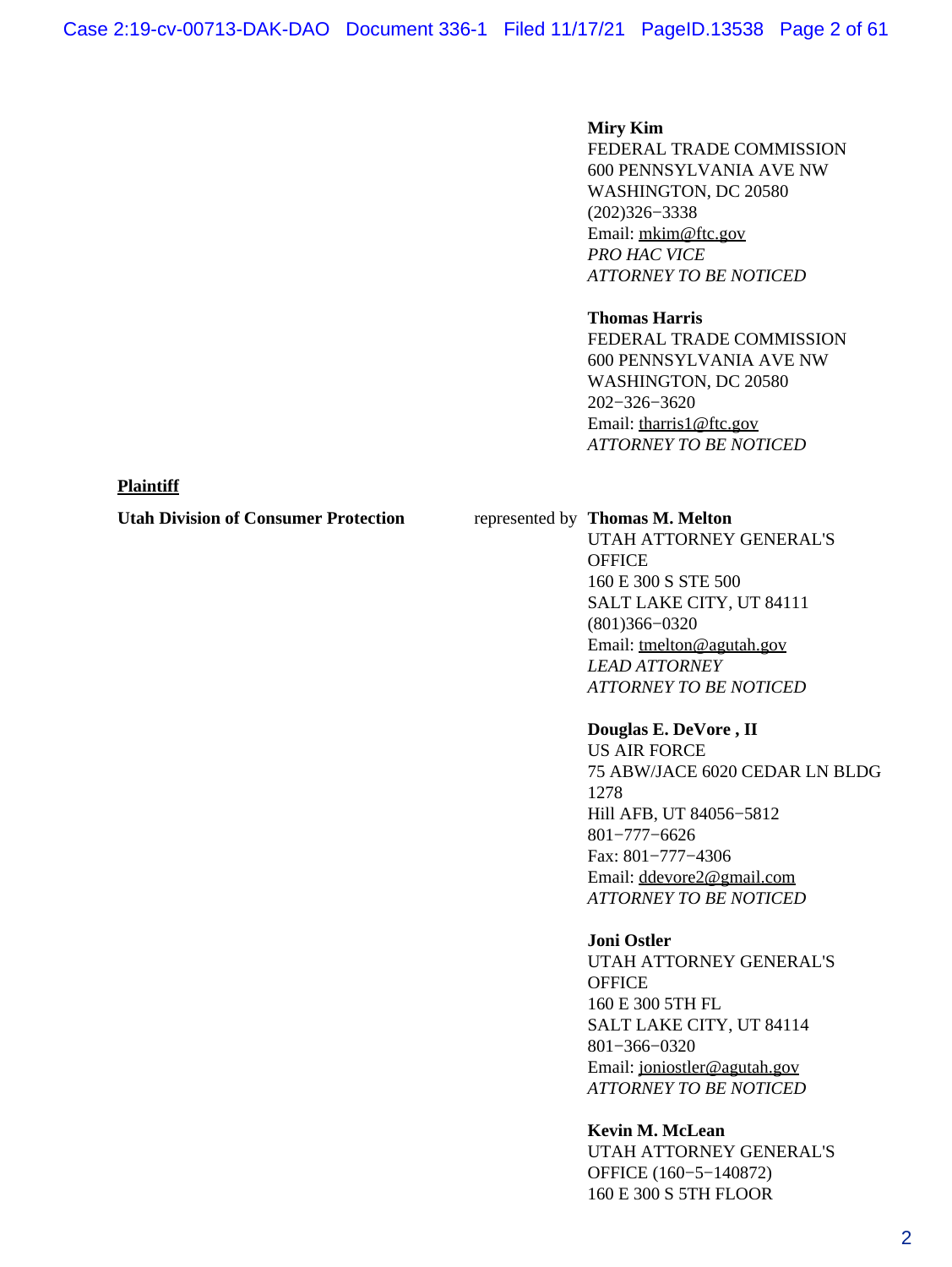**Miry Kim**
FEDERAL TRADE COMMISSION
600 PENNSYLVANIA AVE NW
WASHINGTON, DC 20580
(202)326−3338
Email: mkim@ftc.gov
*PRO HAC VICE*
*ATTORNEY TO BE NOTICED*

**Thomas Harris**
FEDERAL TRADE COMMISSION
600 PENNSYLVANIA AVE NW
WASHINGTON, DC 20580
202−326−3620
Email: tharris1@ftc.gov
*ATTORNEY TO BE NOTICED*

**Plaintiff**

**Utah Division of Consumer Protection** represented by **Thomas M. Melton**
UTAH ATTORNEY GENERAL'S OFFICE
160 E 300 S STE 500
SALT LAKE CITY, UT 84111
(801)366−0320
Email: tmelton@agutah.gov
*LEAD ATTORNEY*
*ATTORNEY TO BE NOTICED*

**Douglas E. DeVore , II**
US AIR FORCE
75 ABW/JACE 6020 CEDAR LN BLDG 1278
Hill AFB, UT 84056−5812
801−777−6626
Fax: 801−777−4306
Email: ddevore2@gmail.com
*ATTORNEY TO BE NOTICED*

**Joni Ostler**
UTAH ATTORNEY GENERAL'S OFFICE
160 E 300 5TH FL
SALT LAKE CITY, UT 84114
801−366−0320
Email: joniostler@agutah.gov
*ATTORNEY TO BE NOTICED*

**Kevin M. McLean**
UTAH ATTORNEY GENERAL'S OFFICE (160−5−140872)
160 E 300 S 5TH FLOOR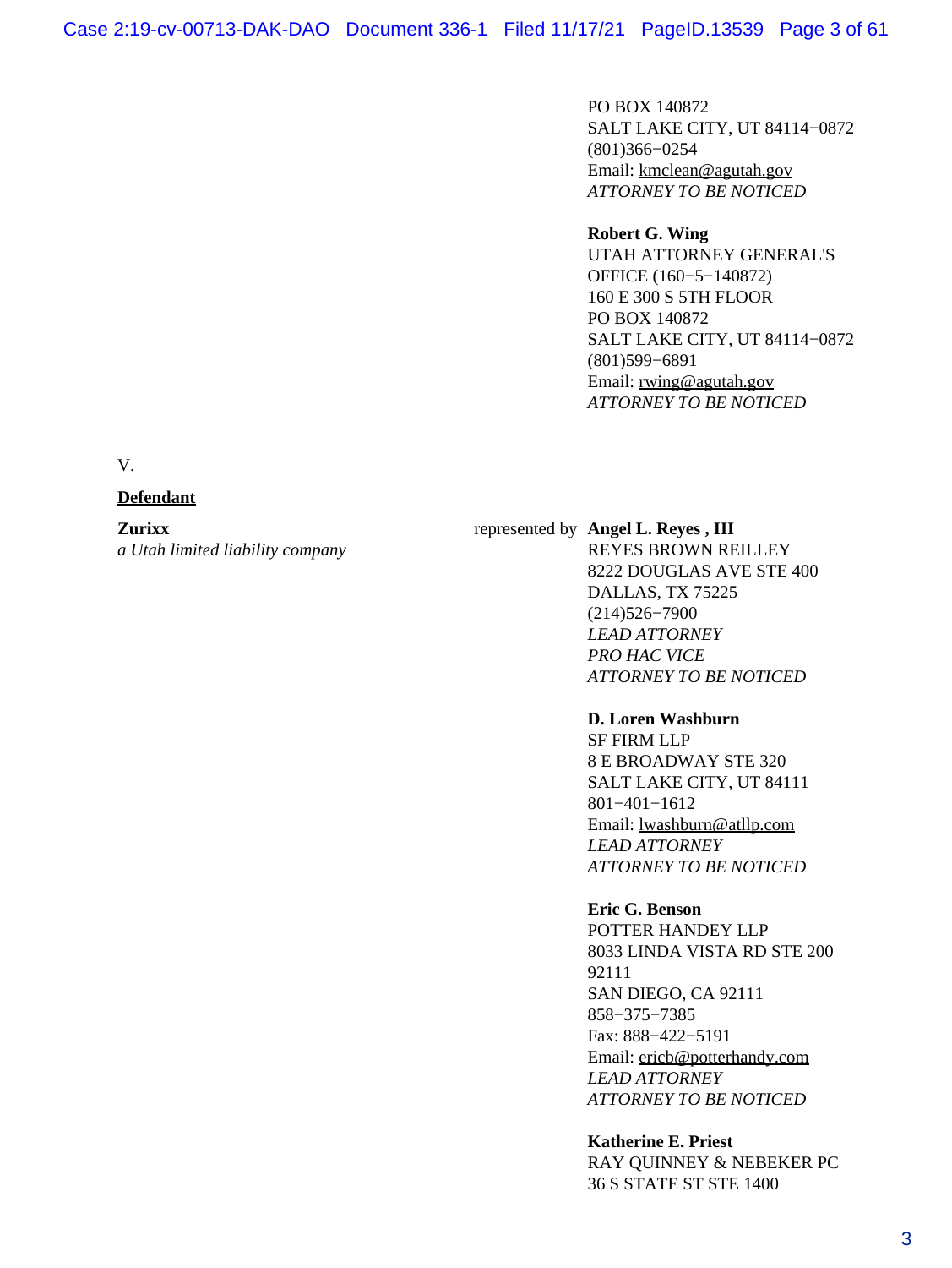PO BOX 140872
SALT LAKE CITY, UT 84114−0872
(801)366−0254
Email: kmclean@agutah.gov
*ATTORNEY TO BE NOTICED*

**Robert G. Wing**
UTAH ATTORNEY GENERAL'S OFFICE (160−5−140872)
160 E 300 S 5TH FLOOR
PO BOX 140872
SALT LAKE CITY, UT 84114−0872
(801)599−6891
Email: rwing@agutah.gov
*ATTORNEY TO BE NOTICED*

V.

**Defendant**

**Zurixx**
*a Utah limited liability company*

represented by **Angel L. Reyes , III**
REYES BROWN REILLEY
8222 DOUGLAS AVE STE 400
DALLAS, TX 75225
(214)526−7900
*LEAD ATTORNEY*
*PRO HAC VICE*
*ATTORNEY TO BE NOTICED*

**D. Loren Washburn**
SF FIRM LLP
8 E BROADWAY STE 320
SALT LAKE CITY, UT 84111
801−401−1612
Email: lwashburn@atllp.com
*LEAD ATTORNEY*
*ATTORNEY TO BE NOTICED*

**Eric G. Benson**
POTTER HANDEY LLP
8033 LINDA VISTA RD STE 200
92111
SAN DIEGO, CA 92111
858−375−7385
Fax: 888−422−5191
Email: ericb@potterhandy.com
*LEAD ATTORNEY*
*ATTORNEY TO BE NOTICED*

**Katherine E. Priest**
RAY QUINNEY & NEBEKER PC
36 S STATE ST STE 1400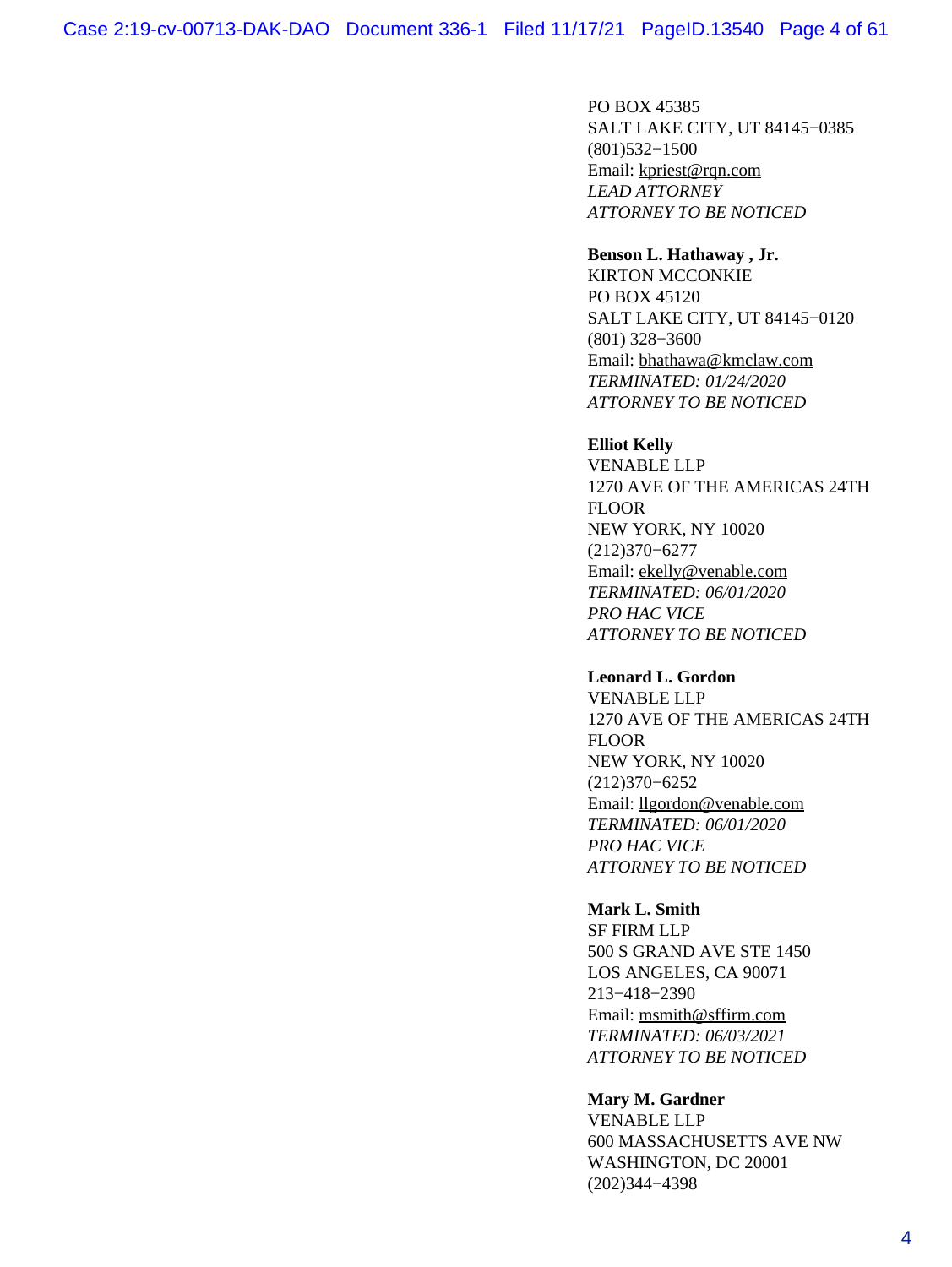PO BOX 45385
SALT LAKE CITY, UT 84145−0385
(801)532−1500
Email: kpriest@rqn.com
*LEAD ATTORNEY*
*ATTORNEY TO BE NOTICED*

**Benson L. Hathaway , Jr.**
KIRTON MCCONKIE
PO BOX 45120
SALT LAKE CITY, UT 84145−0120
(801) 328−3600
Email: bhathawa@kmclaw.com
*TERMINATED: 01/24/2020*
*ATTORNEY TO BE NOTICED*

**Elliot Kelly**
VENABLE LLP
1270 AVE OF THE AMERICAS 24TH FLOOR
NEW YORK, NY 10020
(212)370−6277
Email: ekelly@venable.com
*TERMINATED: 06/01/2020*
*PRO HAC VICE*
*ATTORNEY TO BE NOTICED*

**Leonard L. Gordon**
VENABLE LLP
1270 AVE OF THE AMERICAS 24TH FLOOR
NEW YORK, NY 10020
(212)370−6252
Email: llgordon@venable.com
*TERMINATED: 06/01/2020*
*PRO HAC VICE*
*ATTORNEY TO BE NOTICED*

**Mark L. Smith**
SF FIRM LLP
500 S GRAND AVE STE 1450
LOS ANGELES, CA 90071
213−418−2390
Email: msmith@sffirm.com
*TERMINATED: 06/03/2021*
*ATTORNEY TO BE NOTICED*

**Mary M. Gardner**
VENABLE LLP
600 MASSACHUSETTS AVE NW
WASHINGTON, DC 20001
(202)344−4398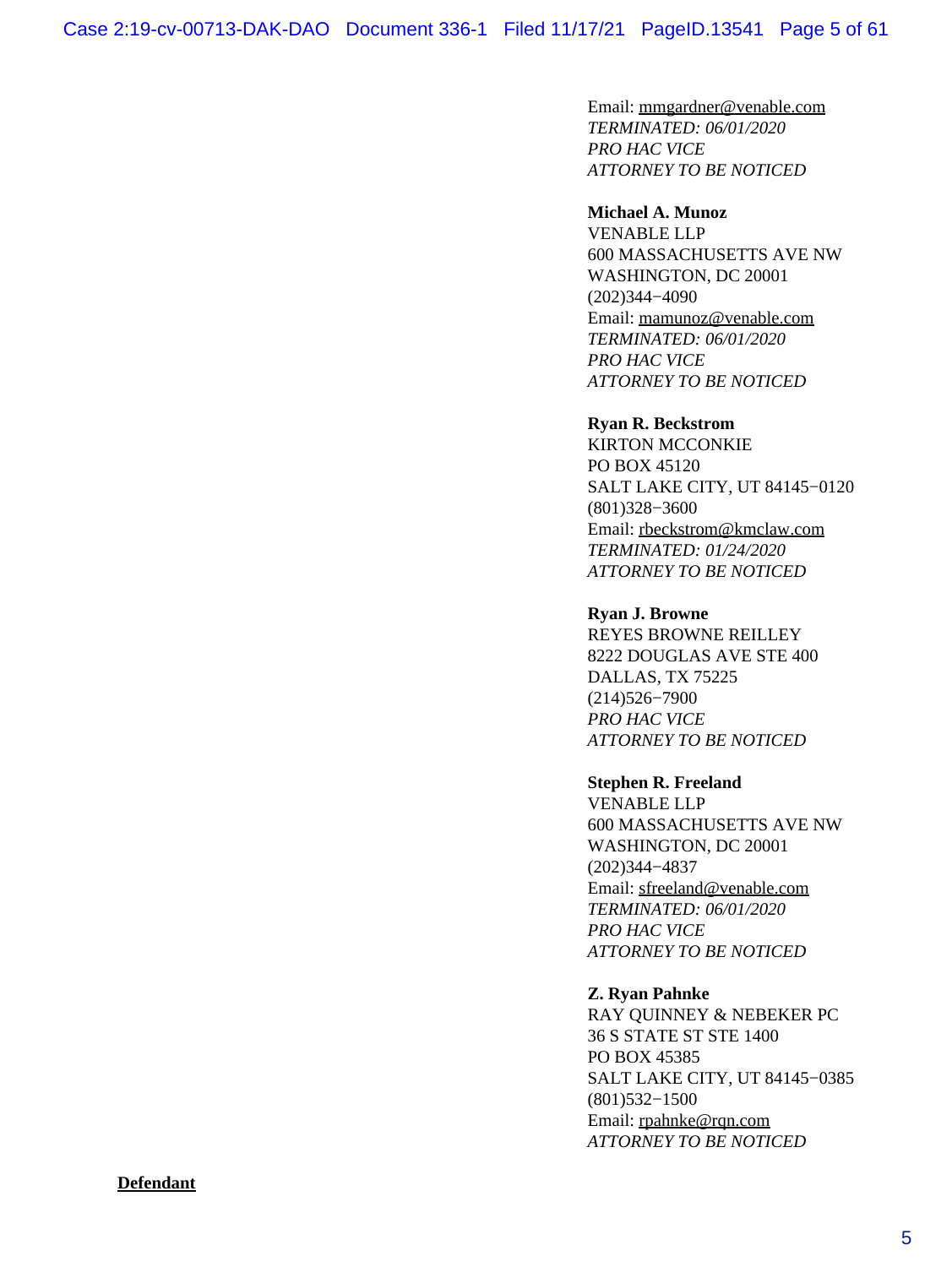Email: mmgardner@venable.com
*TERMINATED: 06/01/2020*
*PRO HAC VICE*
*ATTORNEY TO BE NOTICED*

**Michael A. Munoz**
VENABLE LLP
600 MASSACHUSETTS AVE NW
WASHINGTON, DC 20001
(202)344−4090
Email: mamunoz@venable.com
*TERMINATED: 06/01/2020*
*PRO HAC VICE*
*ATTORNEY TO BE NOTICED*

**Ryan R. Beckstrom**
KIRTON MCCONKIE
PO BOX 45120
SALT LAKE CITY, UT 84145−0120
(801)328−3600
Email: rbeckstrom@kmclaw.com
*TERMINATED: 01/24/2020*
*ATTORNEY TO BE NOTICED*

**Ryan J. Browne**
REYES BROWNE REILLEY
8222 DOUGLAS AVE STE 400
DALLAS, TX 75225
(214)526−7900
*PRO HAC VICE*
*ATTORNEY TO BE NOTICED*

**Stephen R. Freeland**
VENABLE LLP
600 MASSACHUSETTS AVE NW
WASHINGTON, DC 20001
(202)344−4837
Email: sfreeland@venable.com
*TERMINATED: 06/01/2020*
*PRO HAC VICE*
*ATTORNEY TO BE NOTICED*

**Z. Ryan Pahnke**
RAY QUINNEY & NEBEKER PC
36 S STATE ST STE 1400
PO BOX 45385
SALT LAKE CITY, UT 84145−0385
(801)532−1500
Email: rpahnke@rqn.com
*ATTORNEY TO BE NOTICED*

**Defendant**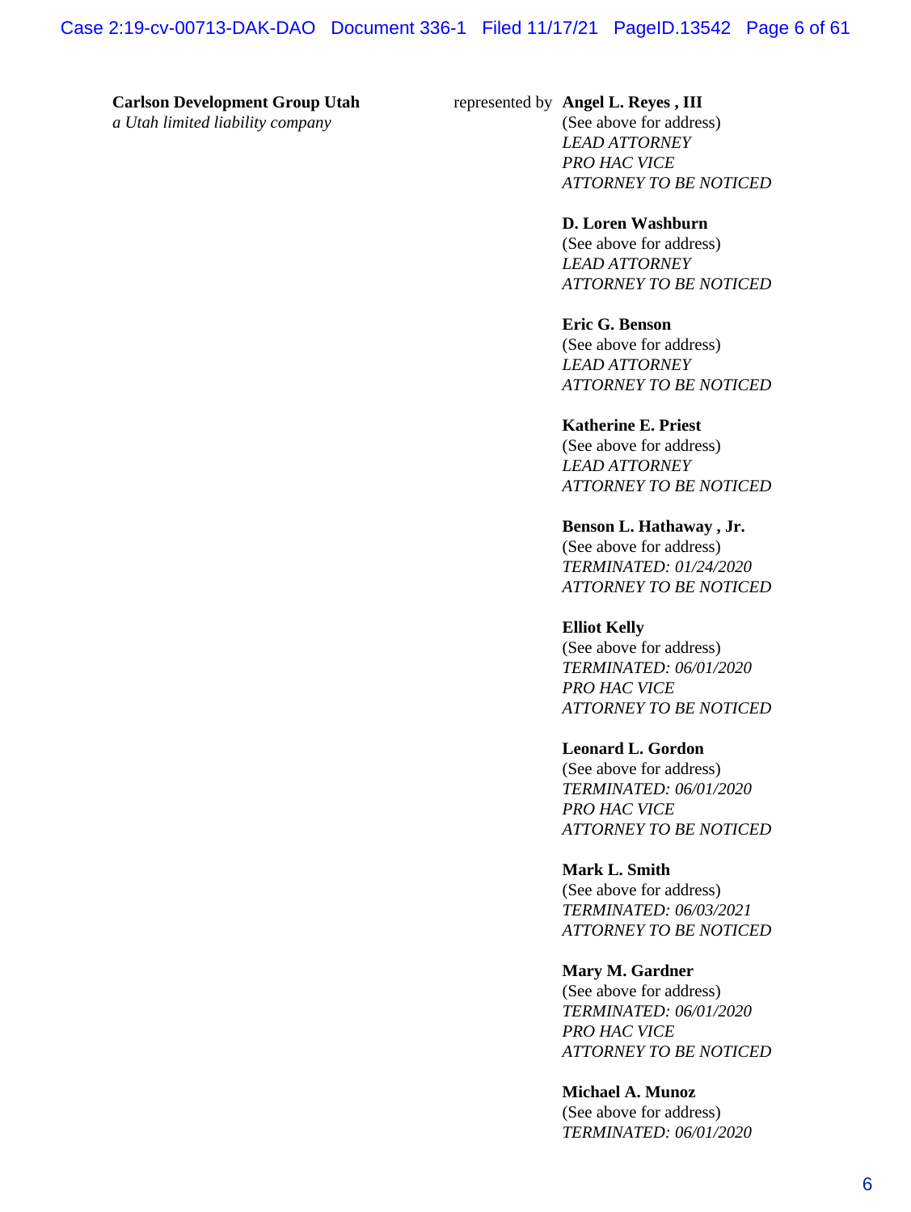**Carlson Development Group Utah**
*a Utah limited liability company*

represented by

**Angel L. Reyes , III**
(See above for address)
*LEAD ATTORNEY*
*PRO HAC VICE*
*ATTORNEY TO BE NOTICED*

**D. Loren Washburn**
(See above for address)
*LEAD ATTORNEY*
*ATTORNEY TO BE NOTICED*

**Eric G. Benson**
(See above for address)
*LEAD ATTORNEY*
*ATTORNEY TO BE NOTICED*

**Katherine E. Priest**
(See above for address)
*LEAD ATTORNEY*
*ATTORNEY TO BE NOTICED*

**Benson L. Hathaway , Jr.**
(See above for address)
*TERMINATED: 01/24/2020*
*ATTORNEY TO BE NOTICED*

**Elliot Kelly**
(See above for address)
*TERMINATED: 06/01/2020*
*PRO HAC VICE*
*ATTORNEY TO BE NOTICED*

**Leonard L. Gordon**
(See above for address)
*TERMINATED: 06/01/2020*
*PRO HAC VICE*
*ATTORNEY TO BE NOTICED*

**Mark L. Smith**
(See above for address)
*TERMINATED: 06/03/2021*
*ATTORNEY TO BE NOTICED*

**Mary M. Gardner**
(See above for address)
*TERMINATED: 06/01/2020*
*PRO HAC VICE*
*ATTORNEY TO BE NOTICED*

**Michael A. Munoz**
(See above for address)
*TERMINATED: 06/01/2020*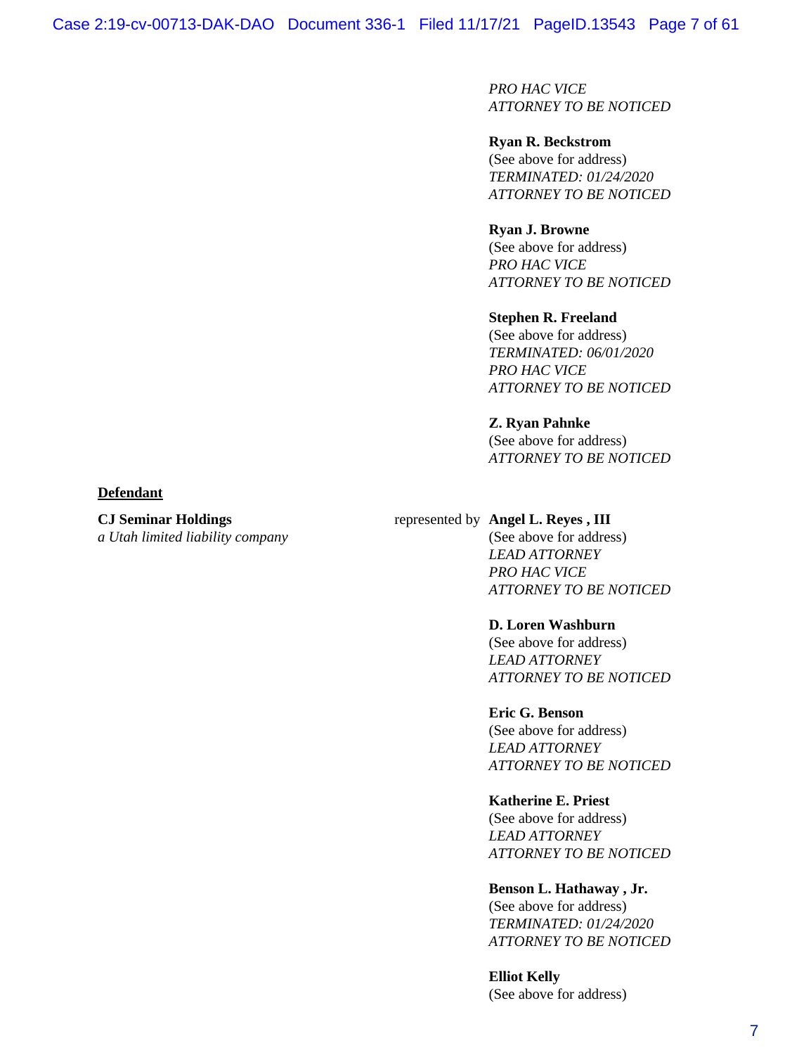*PRO HAC VICE*
*ATTORNEY TO BE NOTICED*

**Ryan R. Beckstrom**
(See above for address)
*TERMINATED: 01/24/2020*
*ATTORNEY TO BE NOTICED*

**Ryan J. Browne**
(See above for address)
*PRO HAC VICE*
*ATTORNEY TO BE NOTICED*

**Stephen R. Freeland**
(See above for address)
*TERMINATED: 06/01/2020*
*PRO HAC VICE*
*ATTORNEY TO BE NOTICED*

**Z. Ryan Pahnke**
(See above for address)
*ATTORNEY TO BE NOTICED*

**Defendant**

**CJ Seminar Holdings**
*a Utah limited liability company*

represented by **Angel L. Reyes , III**
(See above for address)
*LEAD ATTORNEY*
*PRO HAC VICE*
*ATTORNEY TO BE NOTICED*

**D. Loren Washburn**
(See above for address)
*LEAD ATTORNEY*
*ATTORNEY TO BE NOTICED*

**Eric G. Benson**
(See above for address)
*LEAD ATTORNEY*
*ATTORNEY TO BE NOTICED*

**Katherine E. Priest**
(See above for address)
*LEAD ATTORNEY*
*ATTORNEY TO BE NOTICED*

**Benson L. Hathaway , Jr.**
(See above for address)
*TERMINATED: 01/24/2020*
*ATTORNEY TO BE NOTICED*

**Elliot Kelly**
(See above for address)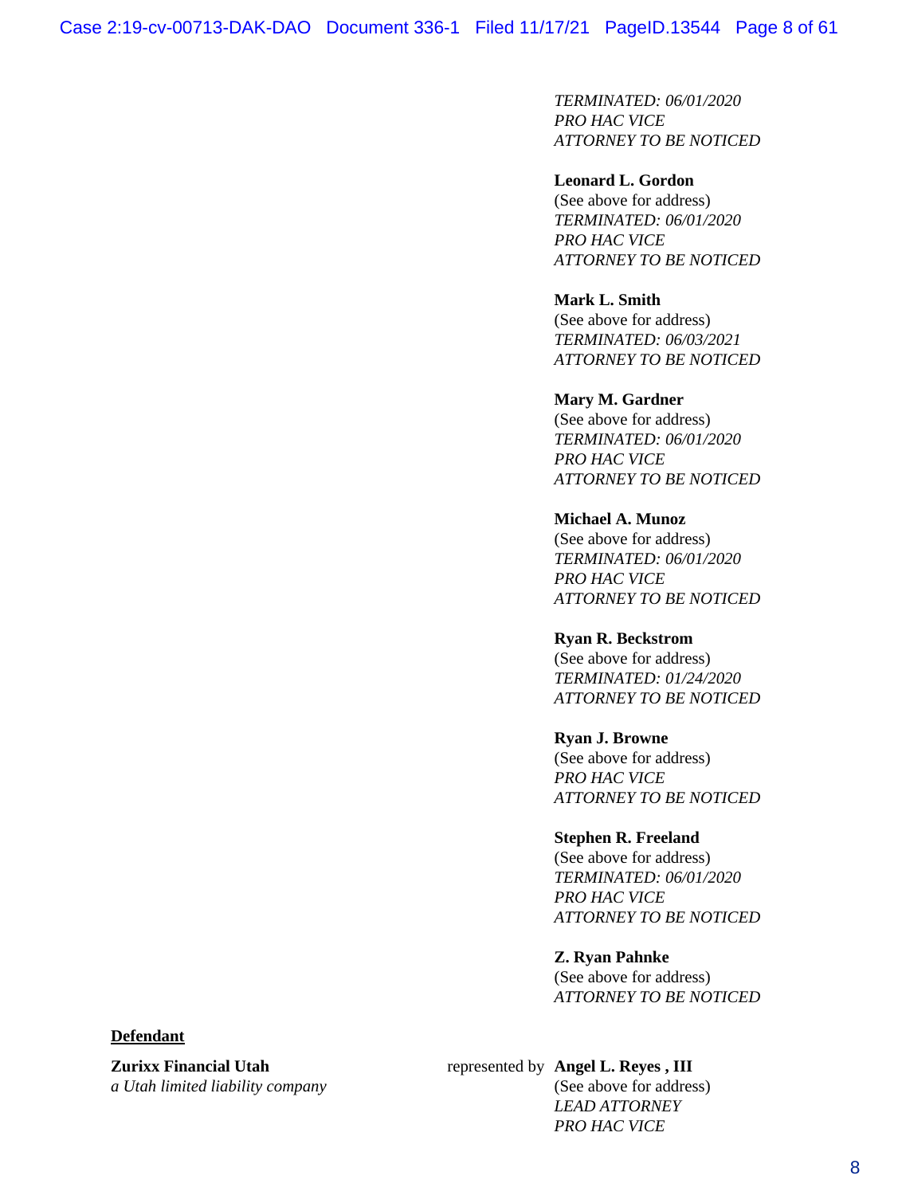*TERMINATED: 06/01/2020*
*PRO HAC VICE*
*ATTORNEY TO BE NOTICED*

**Leonard L. Gordon**
(See above for address)
*TERMINATED: 06/01/2020*
*PRO HAC VICE*
*ATTORNEY TO BE NOTICED*

**Mark L. Smith**
(See above for address)
*TERMINATED: 06/03/2021*
*ATTORNEY TO BE NOTICED*

**Mary M. Gardner**
(See above for address)
*TERMINATED: 06/01/2020*
*PRO HAC VICE*
*ATTORNEY TO BE NOTICED*

**Michael A. Munoz**
(See above for address)
*TERMINATED: 06/01/2020*
*PRO HAC VICE*
*ATTORNEY TO BE NOTICED*

**Ryan R. Beckstrom**
(See above for address)
*TERMINATED: 01/24/2020*
*ATTORNEY TO BE NOTICED*

**Ryan J. Browne**
(See above for address)
*PRO HAC VICE*
*ATTORNEY TO BE NOTICED*

**Stephen R. Freeland**
(See above for address)
*TERMINATED: 06/01/2020*
*PRO HAC VICE*
*ATTORNEY TO BE NOTICED*

**Z. Ryan Pahnke**
(See above for address)
*ATTORNEY TO BE NOTICED*

**Defendant**

**Zurixx Financial Utah**
*a Utah limited liability company*

represented by **Angel L. Reyes , III**
(See above for address)
*LEAD ATTORNEY*
*PRO HAC VICE*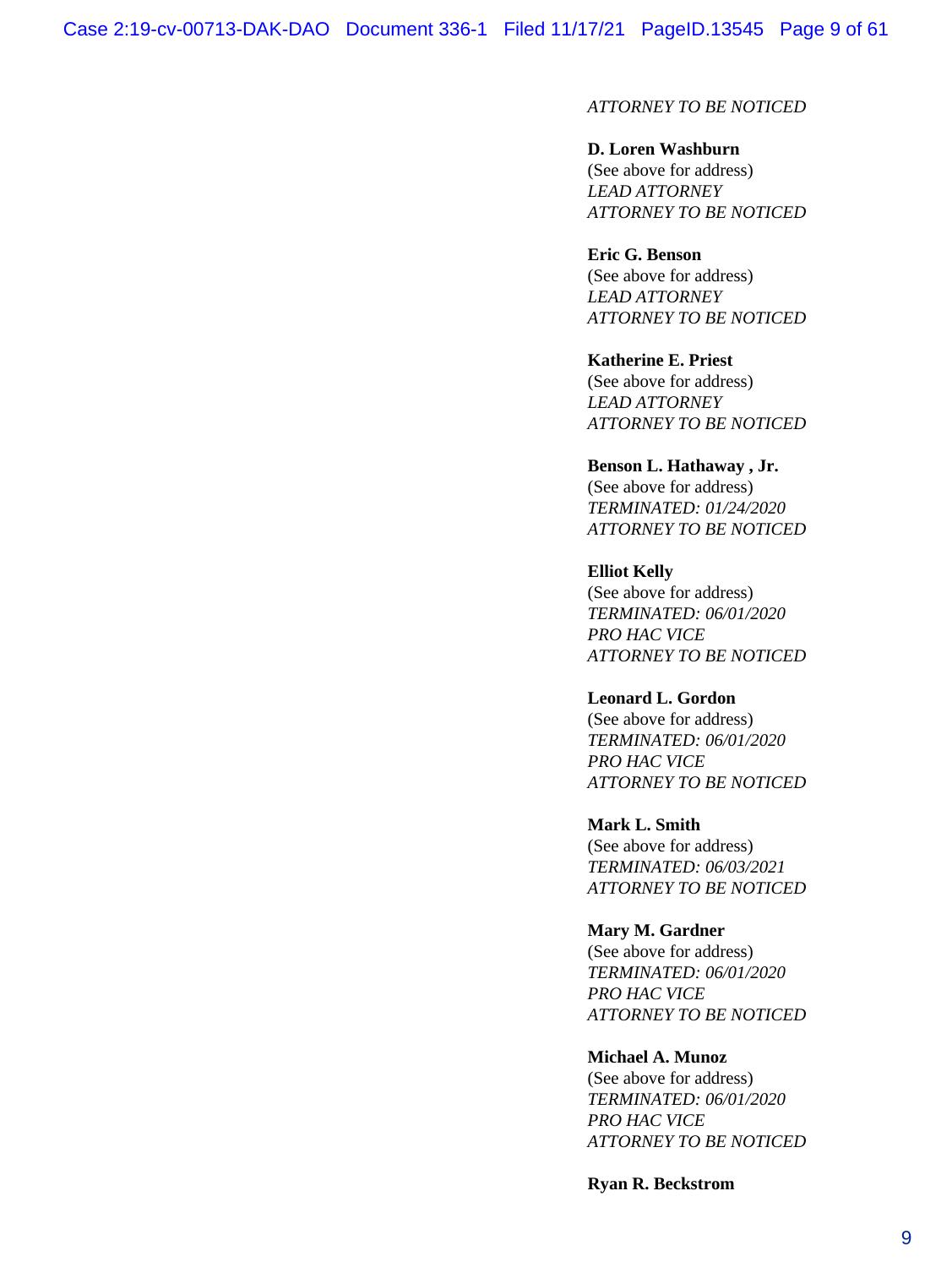*ATTORNEY TO BE NOTICED*

**D. Loren Washburn**
(See above for address)
*LEAD ATTORNEY*
*ATTORNEY TO BE NOTICED*

**Eric G. Benson**
(See above for address)
*LEAD ATTORNEY*
*ATTORNEY TO BE NOTICED*

**Katherine E. Priest**
(See above for address)
*LEAD ATTORNEY*
*ATTORNEY TO BE NOTICED*

**Benson L. Hathaway , Jr.**
(See above for address)
*TERMINATED: 01/24/2020*
*ATTORNEY TO BE NOTICED*

**Elliot Kelly**
(See above for address)
*TERMINATED: 06/01/2020*
*PRO HAC VICE*
*ATTORNEY TO BE NOTICED*

**Leonard L. Gordon**
(See above for address)
*TERMINATED: 06/01/2020*
*PRO HAC VICE*
*ATTORNEY TO BE NOTICED*

**Mark L. Smith**
(See above for address)
*TERMINATED: 06/03/2021*
*ATTORNEY TO BE NOTICED*

**Mary M. Gardner**
(See above for address)
*TERMINATED: 06/01/2020*
*PRO HAC VICE*
*ATTORNEY TO BE NOTICED*

**Michael A. Munoz**
(See above for address)
*TERMINATED: 06/01/2020*
*PRO HAC VICE*
*ATTORNEY TO BE NOTICED*

**Ryan R. Beckstrom**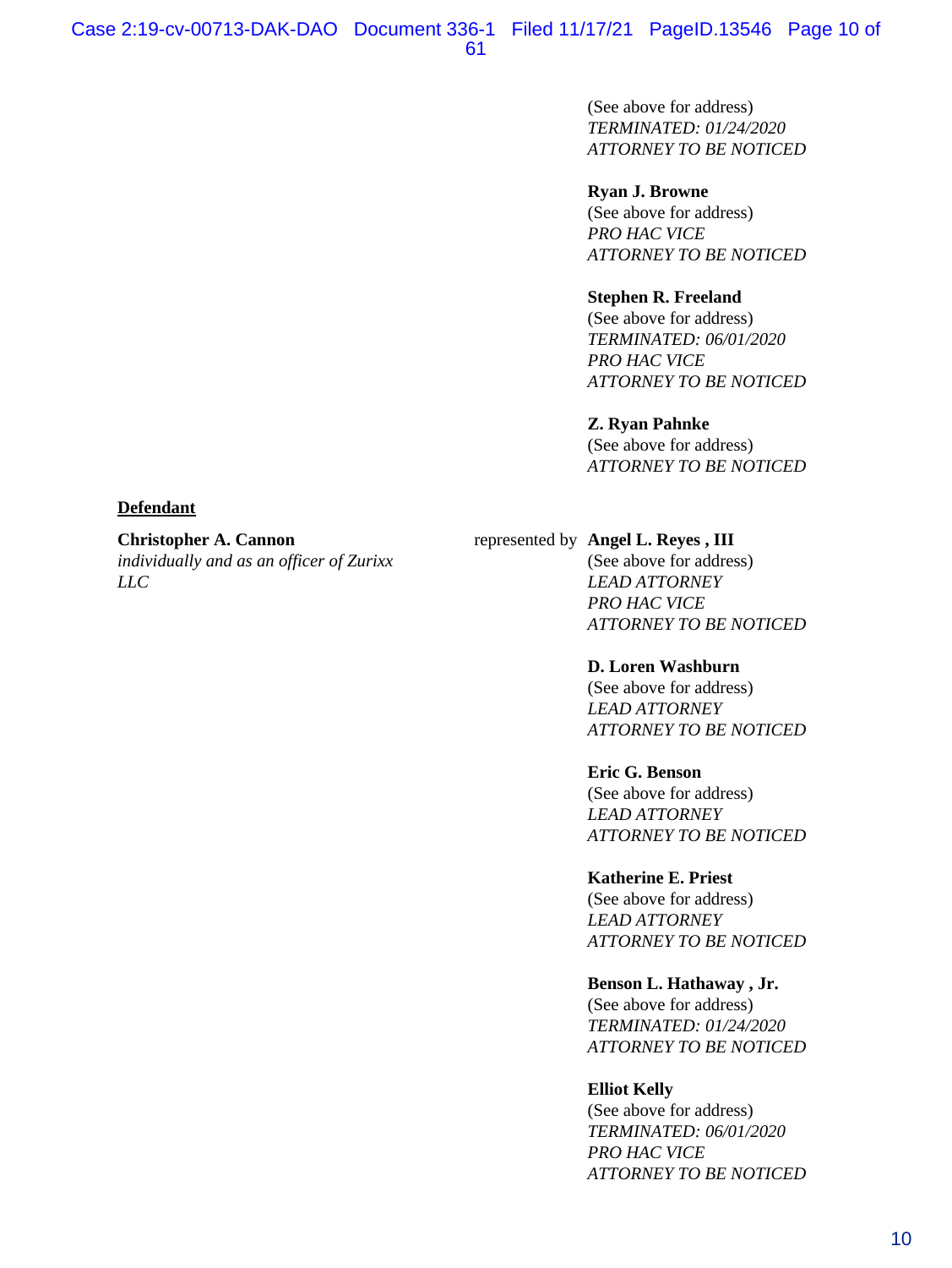(See above for address)
*TERMINATED: 01/24/2020*
*ATTORNEY TO BE NOTICED*

**Ryan J. Browne**
(See above for address)
*PRO HAC VICE*
*ATTORNEY TO BE NOTICED*

**Stephen R. Freeland**
(See above for address)
*TERMINATED: 06/01/2020*
*PRO HAC VICE*
*ATTORNEY TO BE NOTICED*

**Z. Ryan Pahnke**
(See above for address)
*ATTORNEY TO BE NOTICED*

**Defendant**

**Christopher A. Cannon**
*individually and as an officer of Zurixx LLC*

represented by

**Angel L. Reyes , III**
(See above for address)
*LEAD ATTORNEY*
*PRO HAC VICE*
*ATTORNEY TO BE NOTICED*

**D. Loren Washburn**
(See above for address)
*LEAD ATTORNEY*
*ATTORNEY TO BE NOTICED*

**Eric G. Benson**
(See above for address)
*LEAD ATTORNEY*
*ATTORNEY TO BE NOTICED*

**Katherine E. Priest**
(See above for address)
*LEAD ATTORNEY*
*ATTORNEY TO BE NOTICED*

**Benson L. Hathaway , Jr.**
(See above for address)
*TERMINATED: 01/24/2020*
*ATTORNEY TO BE NOTICED*

**Elliot Kelly**
(See above for address)
*TERMINATED: 06/01/2020*
*PRO HAC VICE*
*ATTORNEY TO BE NOTICED*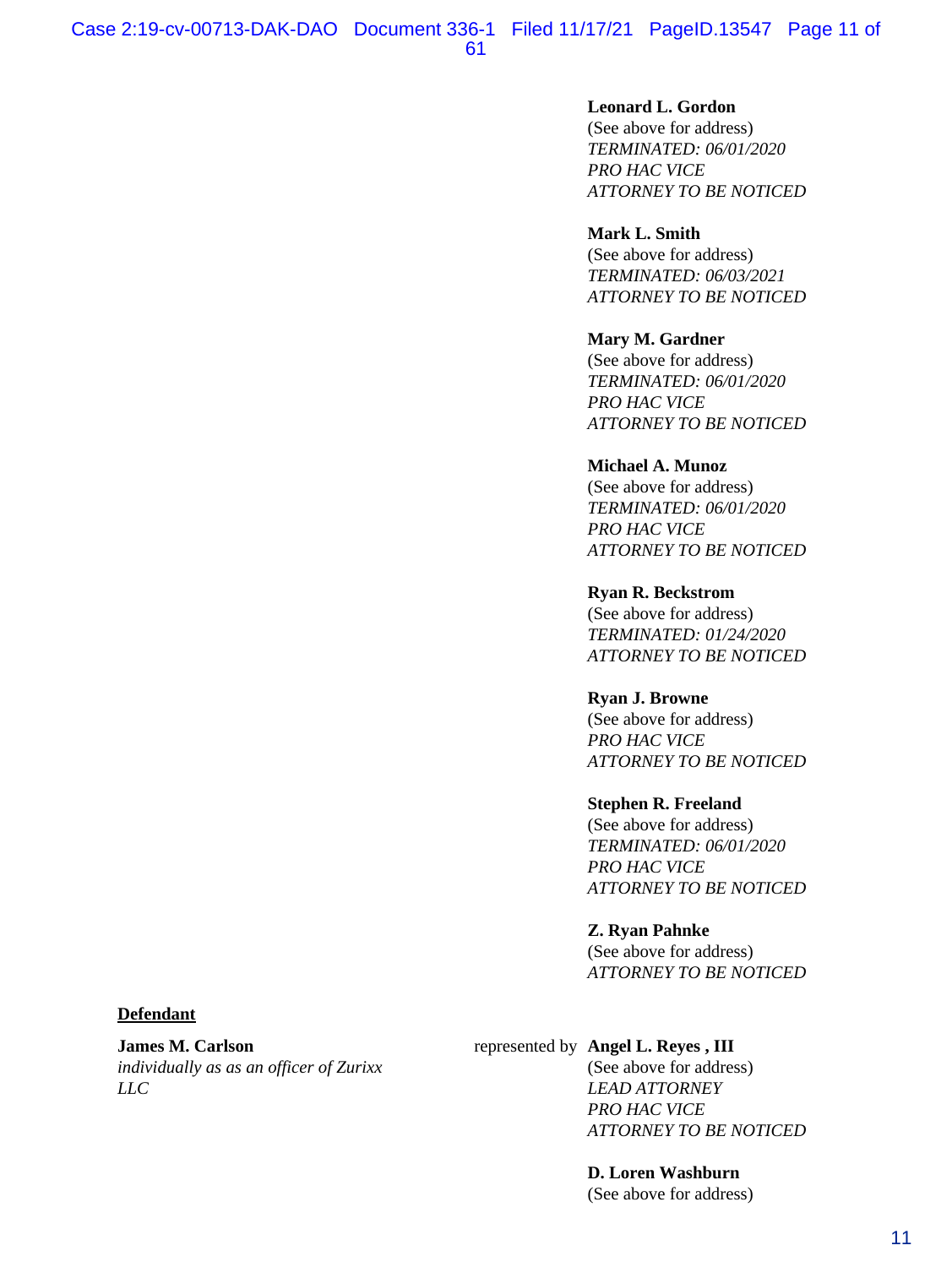**Leonard L. Gordon**
(See above for address)
*TERMINATED: 06/01/2020*
*PRO HAC VICE*
*ATTORNEY TO BE NOTICED*

**Mark L. Smith**
(See above for address)
*TERMINATED: 06/03/2021*
*ATTORNEY TO BE NOTICED*

**Mary M. Gardner**
(See above for address)
*TERMINATED: 06/01/2020*
*PRO HAC VICE*
*ATTORNEY TO BE NOTICED*

**Michael A. Munoz**
(See above for address)
*TERMINATED: 06/01/2020*
*PRO HAC VICE*
*ATTORNEY TO BE NOTICED*

**Ryan R. Beckstrom**
(See above for address)
*TERMINATED: 01/24/2020*
*ATTORNEY TO BE NOTICED*

**Ryan J. Browne**
(See above for address)
*PRO HAC VICE*
*ATTORNEY TO BE NOTICED*

**Stephen R. Freeland**
(See above for address)
*TERMINATED: 06/01/2020*
*PRO HAC VICE*
*ATTORNEY TO BE NOTICED*

**Z. Ryan Pahnke**
(See above for address)
*ATTORNEY TO BE NOTICED*

**Defendant**

**James M. Carlson**
*individually as as an officer of Zurixx LLC*

represented by **Angel L. Reyes , III**
(See above for address)
*LEAD ATTORNEY*
*PRO HAC VICE*
*ATTORNEY TO BE NOTICED*

**D. Loren Washburn**
(See above for address)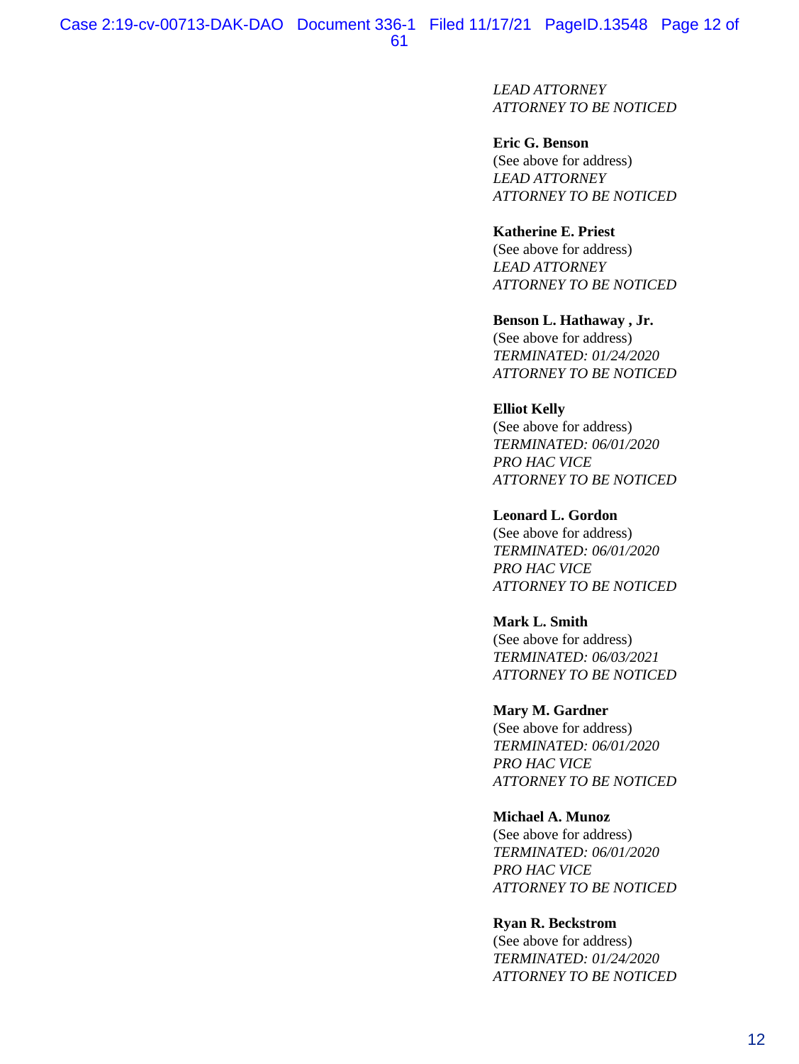*LEAD ATTORNEY*
*ATTORNEY TO BE NOTICED*

**Eric G. Benson**
(See above for address)
*LEAD ATTORNEY*
*ATTORNEY TO BE NOTICED*

**Katherine E. Priest**
(See above for address)
*LEAD ATTORNEY*
*ATTORNEY TO BE NOTICED*

**Benson L. Hathaway , Jr.**
(See above for address)
*TERMINATED: 01/24/2020*
*ATTORNEY TO BE NOTICED*

**Elliot Kelly**
(See above for address)
*TERMINATED: 06/01/2020*
*PRO HAC VICE*
*ATTORNEY TO BE NOTICED*

**Leonard L. Gordon**
(See above for address)
*TERMINATED: 06/01/2020*
*PRO HAC VICE*
*ATTORNEY TO BE NOTICED*

**Mark L. Smith**
(See above for address)
*TERMINATED: 06/03/2021*
*ATTORNEY TO BE NOTICED*

**Mary M. Gardner**
(See above for address)
*TERMINATED: 06/01/2020*
*PRO HAC VICE*
*ATTORNEY TO BE NOTICED*

**Michael A. Munoz**
(See above for address)
*TERMINATED: 06/01/2020*
*PRO HAC VICE*
*ATTORNEY TO BE NOTICED*

**Ryan R. Beckstrom**
(See above for address)
*TERMINATED: 01/24/2020*
*ATTORNEY TO BE NOTICED*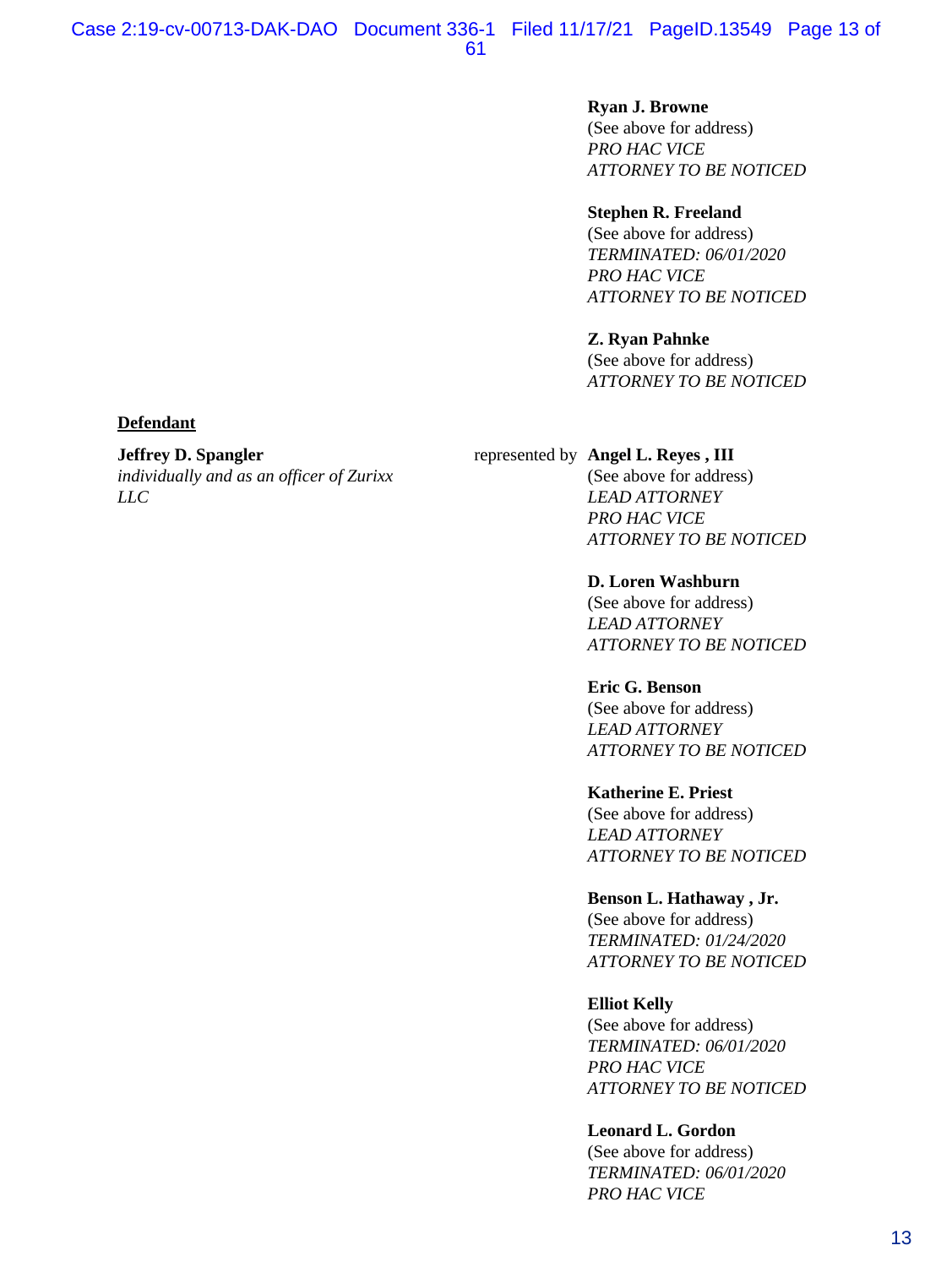**Ryan J. Browne**
(See above for address)
*PRO HAC VICE*
*ATTORNEY TO BE NOTICED*

**Stephen R. Freeland**
(See above for address)
*TERMINATED: 06/01/2020*
*PRO HAC VICE*
*ATTORNEY TO BE NOTICED*

**Z. Ryan Pahnke**
(See above for address)
*ATTORNEY TO BE NOTICED*

**Defendant**

**Jeffrey D. Spangler**
*individually and as an officer of Zurixx LLC*

represented by

**Angel L. Reyes , III**
(See above for address)
*LEAD ATTORNEY*
*PRO HAC VICE*
*ATTORNEY TO BE NOTICED*

**D. Loren Washburn**
(See above for address)
*LEAD ATTORNEY*
*ATTORNEY TO BE NOTICED*

**Eric G. Benson**
(See above for address)
*LEAD ATTORNEY*
*ATTORNEY TO BE NOTICED*

**Katherine E. Priest**
(See above for address)
*LEAD ATTORNEY*
*ATTORNEY TO BE NOTICED*

**Benson L. Hathaway , Jr.**
(See above for address)
*TERMINATED: 01/24/2020*
*ATTORNEY TO BE NOTICED*

**Elliot Kelly**
(See above for address)
*TERMINATED: 06/01/2020*
*PRO HAC VICE*
*ATTORNEY TO BE NOTICED*

**Leonard L. Gordon**
(See above for address)
*TERMINATED: 06/01/2020*
*PRO HAC VICE*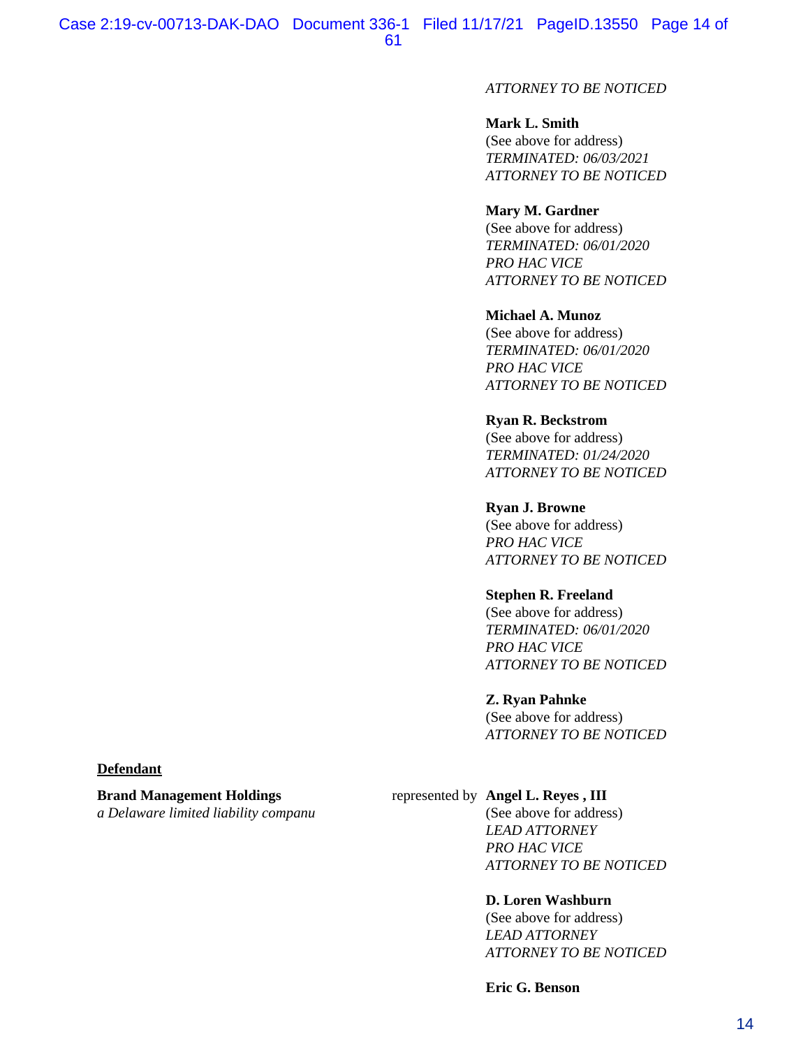*ATTORNEY TO BE NOTICED*

**Mark L. Smith**
(See above for address)
*TERMINATED: 06/03/2021*
*ATTORNEY TO BE NOTICED*

**Mary M. Gardner**
(See above for address)
*TERMINATED: 06/01/2020*
*PRO HAC VICE*
*ATTORNEY TO BE NOTICED*

**Michael A. Munoz**
(See above for address)
*TERMINATED: 06/01/2020*
*PRO HAC VICE*
*ATTORNEY TO BE NOTICED*

**Ryan R. Beckstrom**
(See above for address)
*TERMINATED: 01/24/2020*
*ATTORNEY TO BE NOTICED*

**Ryan J. Browne**
(See above for address)
*PRO HAC VICE*
*ATTORNEY TO BE NOTICED*

**Stephen R. Freeland**
(See above for address)
*TERMINATED: 06/01/2020*
*PRO HAC VICE*
*ATTORNEY TO BE NOTICED*

**Z. Ryan Pahnke**
(See above for address)
*ATTORNEY TO BE NOTICED*

**Defendant**

**Brand Management Holdings**
*a Delaware limited liability companu*

represented by **Angel L. Reyes , III**
(See above for address)
*LEAD ATTORNEY*
*PRO HAC VICE*
*ATTORNEY TO BE NOTICED*

**D. Loren Washburn**
(See above for address)
*LEAD ATTORNEY*
*ATTORNEY TO BE NOTICED*

**Eric G. Benson**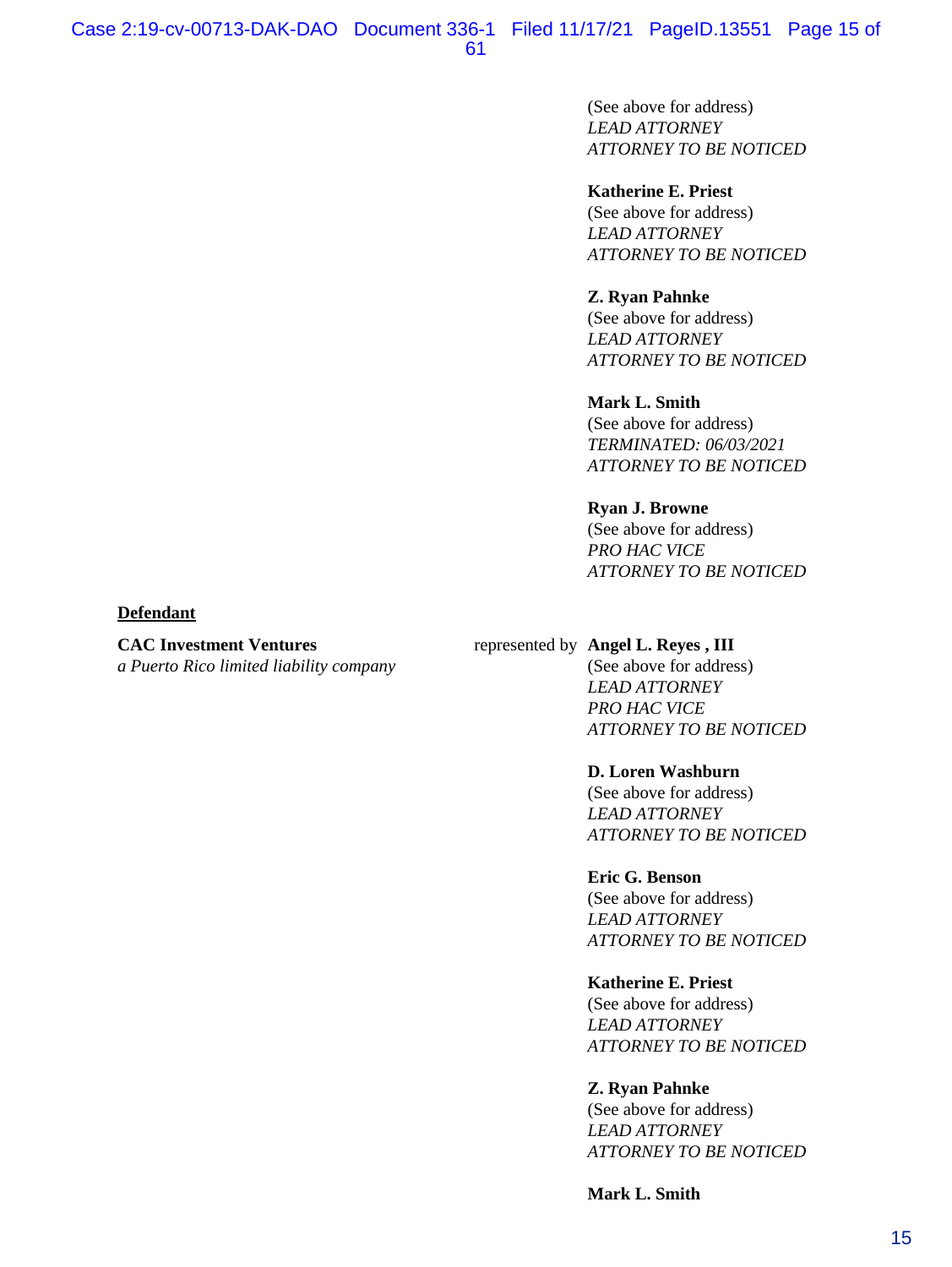(See above for address)
*LEAD ATTORNEY*
*ATTORNEY TO BE NOTICED*

**Katherine E. Priest**
(See above for address)
*LEAD ATTORNEY*
*ATTORNEY TO BE NOTICED*

**Z. Ryan Pahnke**
(See above for address)
*LEAD ATTORNEY*
*ATTORNEY TO BE NOTICED*

**Mark L. Smith**
(See above for address)
*TERMINATED: 06/03/2021*
*ATTORNEY TO BE NOTICED*

**Ryan J. Browne**
(See above for address)
*PRO HAC VICE*
*ATTORNEY TO BE NOTICED*

**Defendant**

**CAC Investment Ventures**
*a Puerto Rico limited liability company*

represented by **Angel L. Reyes , III**
(See above for address)
*LEAD ATTORNEY*
*PRO HAC VICE*
*ATTORNEY TO BE NOTICED*

**D. Loren Washburn**
(See above for address)
*LEAD ATTORNEY*
*ATTORNEY TO BE NOTICED*

**Eric G. Benson**
(See above for address)
*LEAD ATTORNEY*
*ATTORNEY TO BE NOTICED*

**Katherine E. Priest**
(See above for address)
*LEAD ATTORNEY*
*ATTORNEY TO BE NOTICED*

**Z. Ryan Pahnke**
(See above for address)
*LEAD ATTORNEY*
*ATTORNEY TO BE NOTICED*

**Mark L. Smith**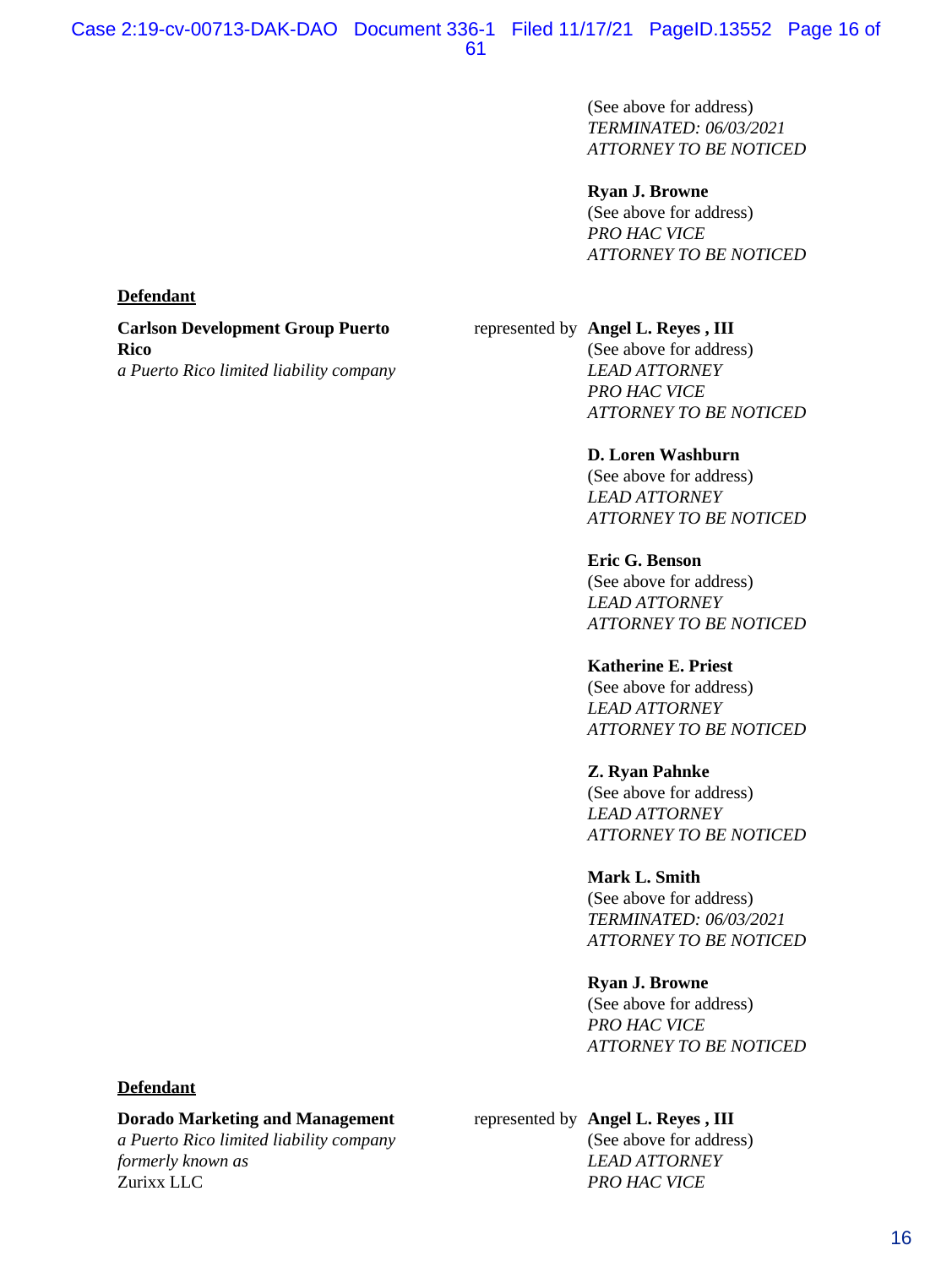(See above for address)
*TERMINATED: 06/03/2021*
*ATTORNEY TO BE NOTICED*

**Ryan J. Browne**
(See above for address)
*PRO HAC VICE*
*ATTORNEY TO BE NOTICED*

**Defendant**

**Carlson Development Group Puerto Rico**
*a Puerto Rico limited liability company*

represented by **Angel L. Reyes , III**
(See above for address)
*LEAD ATTORNEY*
*PRO HAC VICE*
*ATTORNEY TO BE NOTICED*

**D. Loren Washburn**
(See above for address)
*LEAD ATTORNEY*
*ATTORNEY TO BE NOTICED*

**Eric G. Benson**
(See above for address)
*LEAD ATTORNEY*
*ATTORNEY TO BE NOTICED*

**Katherine E. Priest**
(See above for address)
*LEAD ATTORNEY*
*ATTORNEY TO BE NOTICED*

**Z. Ryan Pahnke**
(See above for address)
*LEAD ATTORNEY*
*ATTORNEY TO BE NOTICED*

**Mark L. Smith**
(See above for address)
*TERMINATED: 06/03/2021*
*ATTORNEY TO BE NOTICED*

**Ryan J. Browne**
(See above for address)
*PRO HAC VICE*
*ATTORNEY TO BE NOTICED*

**Defendant**

**Dorado Marketing and Management**
*a Puerto Rico limited liability company*
*formerly known as*
Zurixx LLC

represented by **Angel L. Reyes , III**
(See above for address)
*LEAD ATTORNEY*
*PRO HAC VICE*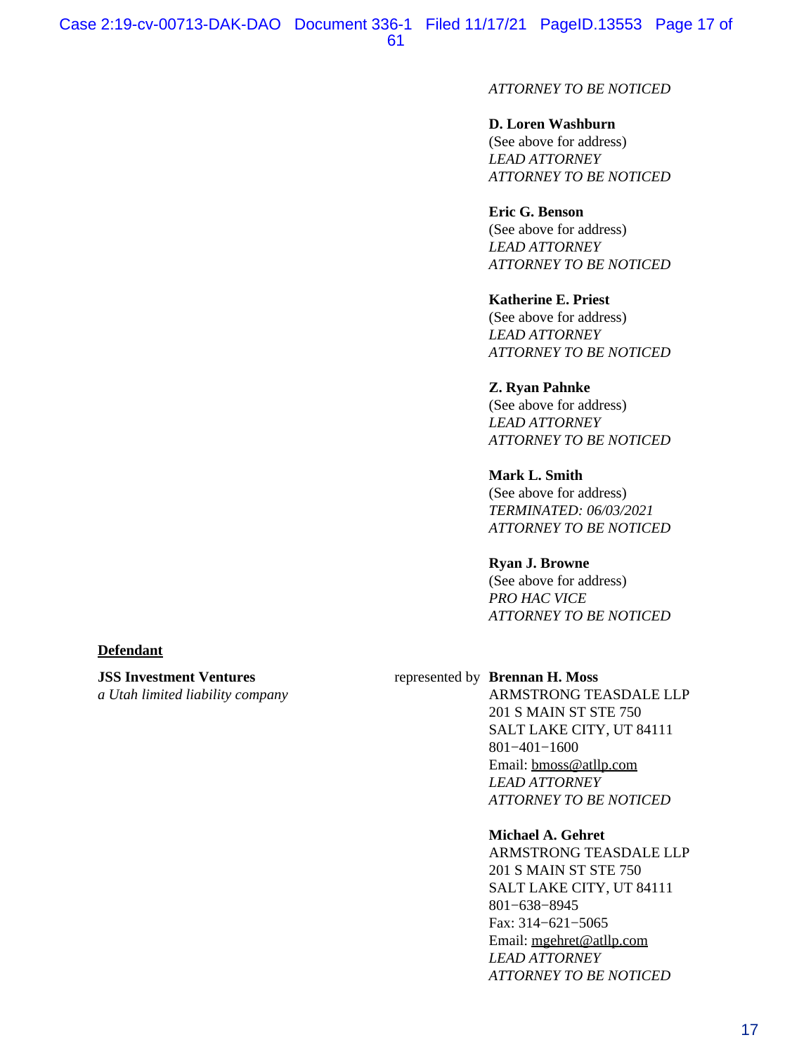*ATTORNEY TO BE NOTICED*

**D. Loren Washburn**
(See above for address)
*LEAD ATTORNEY*
*ATTORNEY TO BE NOTICED*

**Eric G. Benson**
(See above for address)
*LEAD ATTORNEY*
*ATTORNEY TO BE NOTICED*

**Katherine E. Priest**
(See above for address)
*LEAD ATTORNEY*
*ATTORNEY TO BE NOTICED*

**Z. Ryan Pahnke**
(See above for address)
*LEAD ATTORNEY*
*ATTORNEY TO BE NOTICED*

**Mark L. Smith**
(See above for address)
*TERMINATED: 06/03/2021*
*ATTORNEY TO BE NOTICED*

**Ryan J. Browne**
(See above for address)
*PRO HAC VICE*
*ATTORNEY TO BE NOTICED*

**Defendant**

**JSS Investment Ventures**
*a Utah limited liability company*

represented by **Brennan H. Moss**
ARMSTRONG TEASDALE LLP
201 S MAIN ST STE 750
SALT LAKE CITY, UT 84111
801−401−1600
Email: bmoss@atllp.com
*LEAD ATTORNEY*
*ATTORNEY TO BE NOTICED*

**Michael A. Gehret**
ARMSTRONG TEASDALE LLP
201 S MAIN ST STE 750
SALT LAKE CITY, UT 84111
801−638−8945
Fax: 314−621−5065
Email: mgehret@atllp.com
*LEAD ATTORNEY*
*ATTORNEY TO BE NOTICED*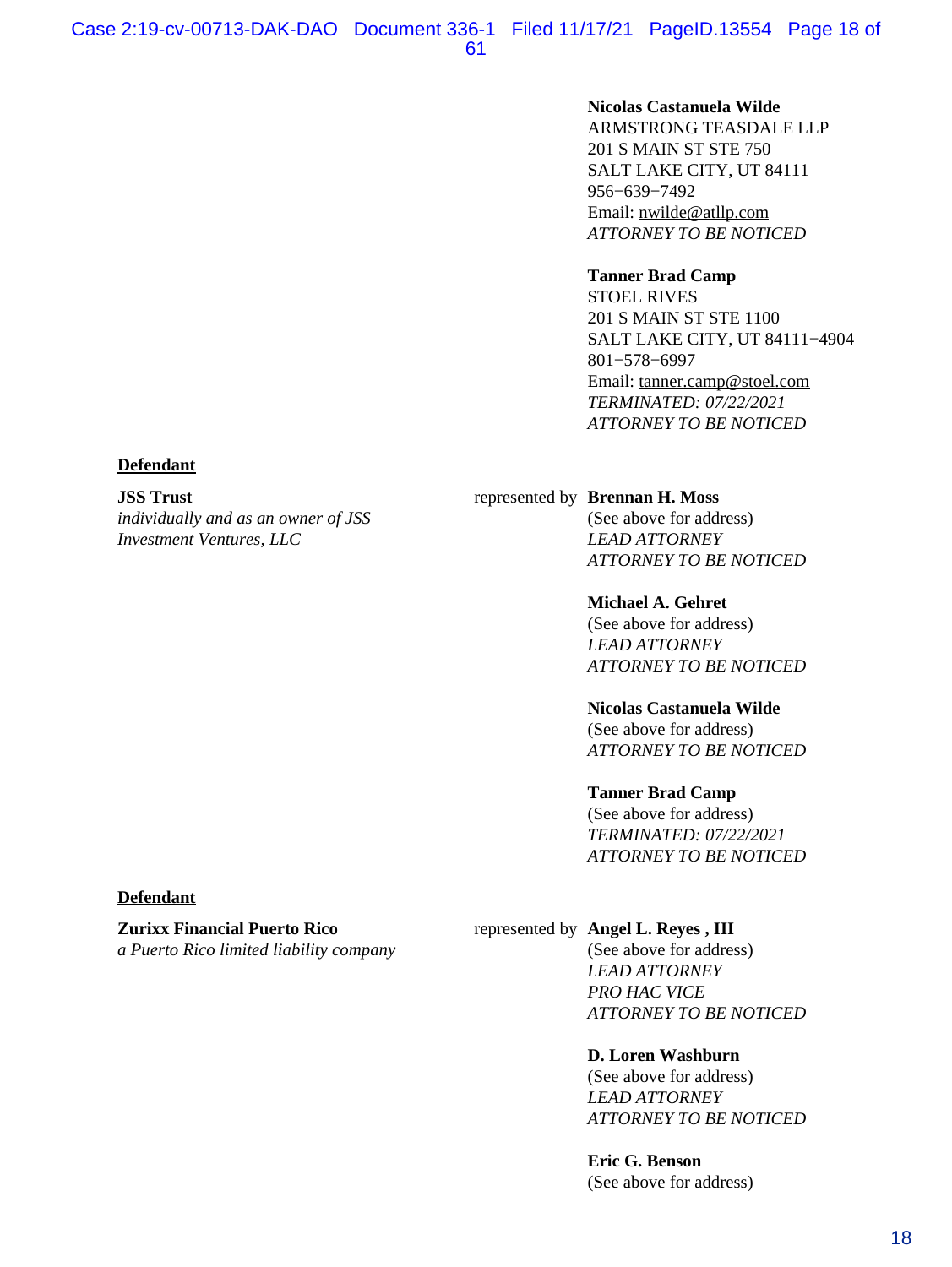**Nicolas Castanuela Wilde**
ARMSTRONG TEASDALE LLP
201 S MAIN ST STE 750
SALT LAKE CITY, UT 84111
956−639−7492
Email: nwilde@atllp.com
*ATTORNEY TO BE NOTICED*

**Tanner Brad Camp**
STOEL RIVES
201 S MAIN ST STE 1100
SALT LAKE CITY, UT 84111−4904
801−578−6997
Email: tanner.camp@stoel.com
*TERMINATED: 07/22/2021*
*ATTORNEY TO BE NOTICED*

**Defendant**

**JSS Trust**
*individually and as an owner of JSS Investment Ventures, LLC*

represented by

**Brennan H. Moss**
(See above for address)
*LEAD ATTORNEY*
*ATTORNEY TO BE NOTICED*

**Michael A. Gehret**
(See above for address)
*LEAD ATTORNEY*
*ATTORNEY TO BE NOTICED*

**Nicolas Castanuela Wilde**
(See above for address)
*ATTORNEY TO BE NOTICED*

**Tanner Brad Camp**
(See above for address)
*TERMINATED: 07/22/2021*
*ATTORNEY TO BE NOTICED*

**Defendant**

**Zurixx Financial Puerto Rico**
*a Puerto Rico limited liability company*

represented by

**Angel L. Reyes , III**
(See above for address)
*LEAD ATTORNEY*
*PRO HAC VICE*
*ATTORNEY TO BE NOTICED*

**D. Loren Washburn**
(See above for address)
*LEAD ATTORNEY*
*ATTORNEY TO BE NOTICED*

**Eric G. Benson**
(See above for address)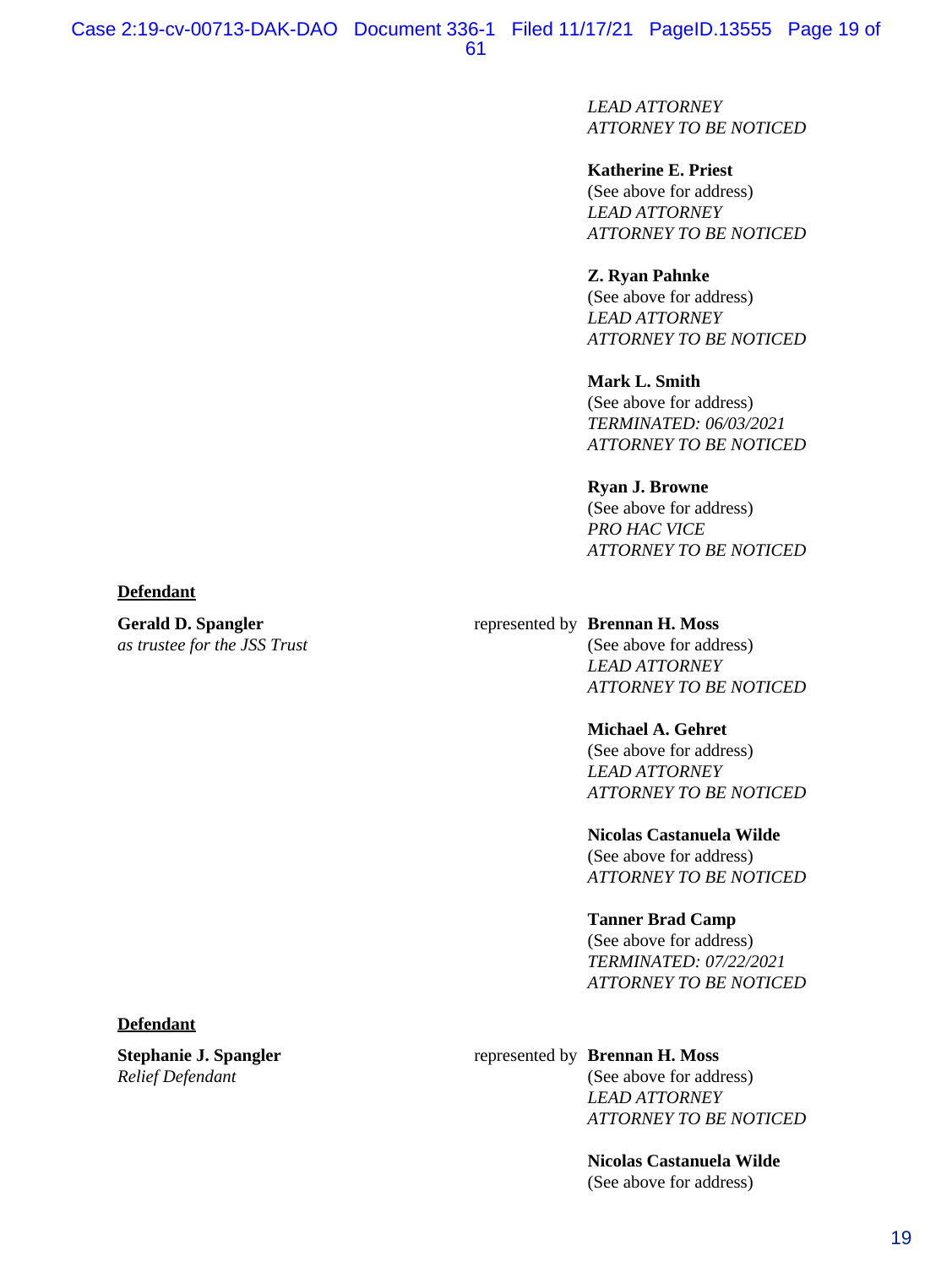*LEAD ATTORNEY*
*ATTORNEY TO BE NOTICED*

**Katherine E. Priest**
(See above for address)
*LEAD ATTORNEY*
*ATTORNEY TO BE NOTICED*

**Z. Ryan Pahnke**
(See above for address)
*LEAD ATTORNEY*
*ATTORNEY TO BE NOTICED*

**Mark L. Smith**
(See above for address)
*TERMINATED: 06/03/2021*
*ATTORNEY TO BE NOTICED*

**Ryan J. Browne**
(See above for address)
*PRO HAC VICE*
*ATTORNEY TO BE NOTICED*

**Defendant**

**Gerald D. Spangler**
*as trustee for the JSS Trust*

represented by **Brennan H. Moss**
(See above for address)
*LEAD ATTORNEY*
*ATTORNEY TO BE NOTICED*

**Michael A. Gehret**
(See above for address)
*LEAD ATTORNEY*
*ATTORNEY TO BE NOTICED*

**Nicolas Castanuela Wilde**
(See above for address)
*ATTORNEY TO BE NOTICED*

**Tanner Brad Camp**
(See above for address)
*TERMINATED: 07/22/2021*
*ATTORNEY TO BE NOTICED*

**Defendant**

**Stephanie J. Spangler**
*Relief Defendant*

represented by **Brennan H. Moss**
(See above for address)
*LEAD ATTORNEY*
*ATTORNEY TO BE NOTICED*

**Nicolas Castanuela Wilde**
(See above for address)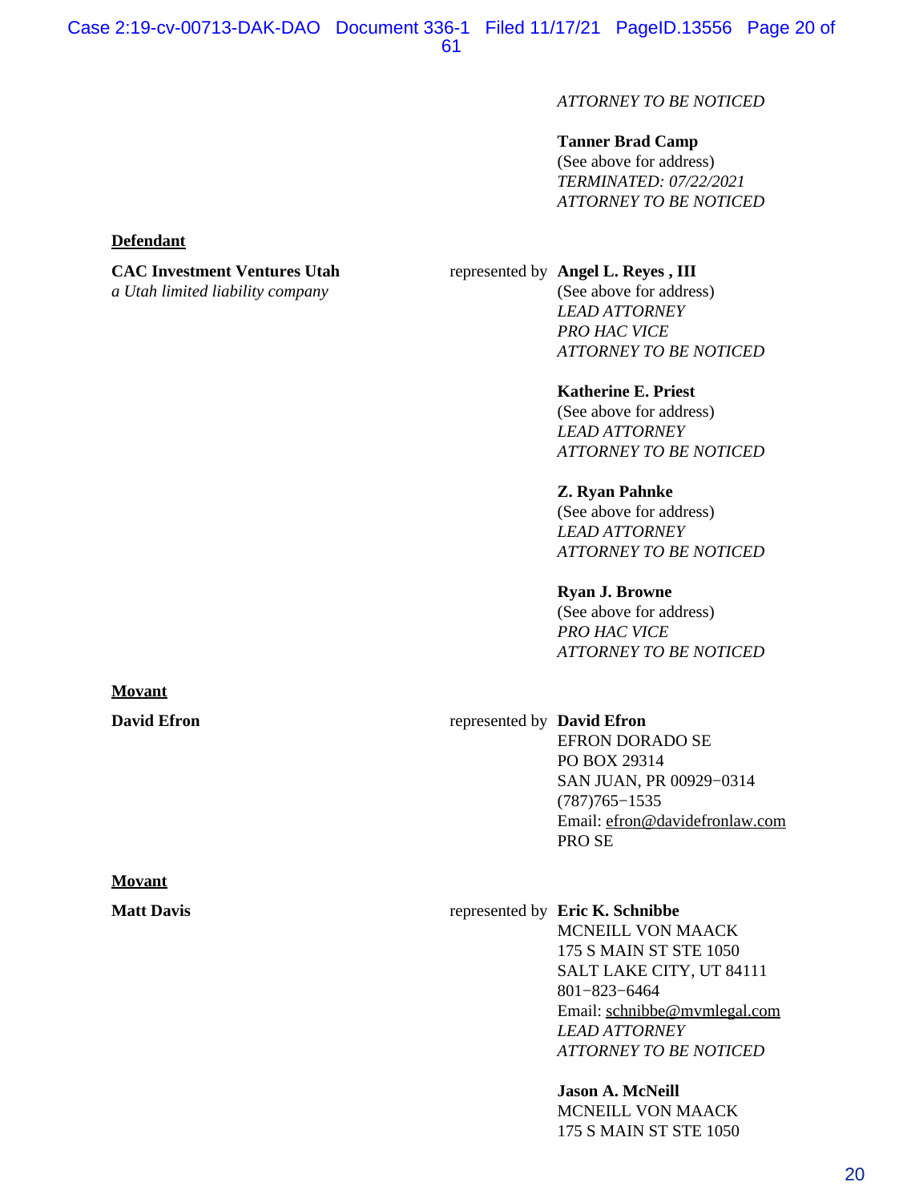*ATTORNEY TO BE NOTICED*

**Tanner Brad Camp**
(See above for address)
*TERMINATED: 07/22/2021*
*ATTORNEY TO BE NOTICED*

**Defendant**

**CAC Investment Ventures Utah**
*a Utah limited liability company*

represented by **Angel L. Reyes , III**
(See above for address)
*LEAD ATTORNEY*
*PRO HAC VICE*
*ATTORNEY TO BE NOTICED*

**Katherine E. Priest**
(See above for address)
*LEAD ATTORNEY*
*ATTORNEY TO BE NOTICED*

**Z. Ryan Pahnke**
(See above for address)
*LEAD ATTORNEY*
*ATTORNEY TO BE NOTICED*

**Ryan J. Browne**
(See above for address)
*PRO HAC VICE*
*ATTORNEY TO BE NOTICED*

**Movant**

**David Efron**

represented by **David Efron**
EFRON DORADO SE
PO BOX 29314
SAN JUAN, PR 00929−0314
(787)765−1535
Email: efron@davidefronlaw.com
PRO SE

**Movant**

**Matt Davis**

represented by **Eric K. Schnibbe**
MCNEILL VON MAACK
175 S MAIN ST STE 1050
SALT LAKE CITY, UT 84111
801−823−6464
Email: schnibbe@mvmlegal.com
*LEAD ATTORNEY*
*ATTORNEY TO BE NOTICED*

**Jason A. McNeill**
MCNEILL VON MAACK
175 S MAIN ST STE 1050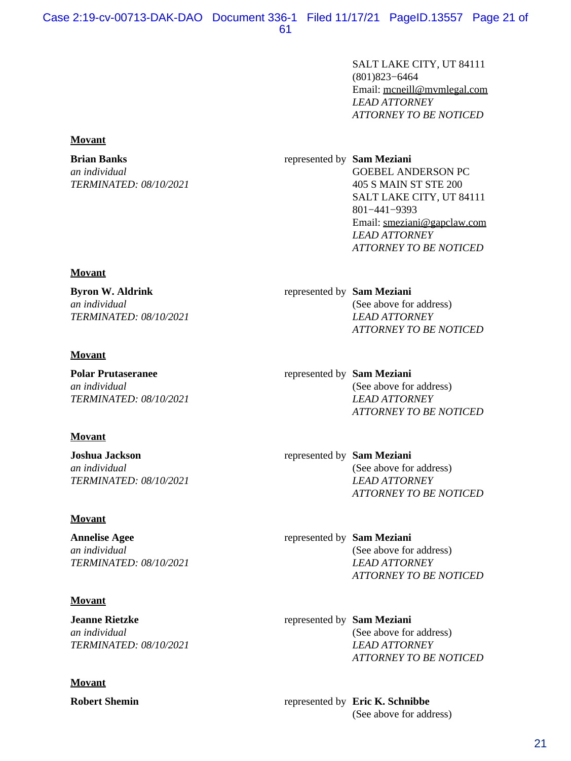SALT LAKE CITY, UT 84111
(801)823−6464
Email: mcneill@mvmlegal.com
*LEAD ATTORNEY*
*ATTORNEY TO BE NOTICED*

**Movant**

| | | |
|---|---|---|
| **Brian Banks**<br>*an individual*<br>*TERMINATED: 08/10/2021* | represented by | **Sam Meziani**<br>GOEBEL ANDERSON PC<br>405 S MAIN ST STE 200<br>SALT LAKE CITY, UT 84111<br>801−441−9393<br>Email: smeziani@gapclaw.com<br>*LEAD ATTORNEY*<br>*ATTORNEY TO BE NOTICED* |

**Movant**

| | | |
|---|---|---|
| **Byron W. Aldrink**<br>*an individual*<br>*TERMINATED: 08/10/2021* | represented by | **Sam Meziani**<br>(See above for address)<br>*LEAD ATTORNEY*<br>*ATTORNEY TO BE NOTICED* |

**Movant**

| | | |
|---|---|---|
| **Polar Prutaseranee**<br>*an individual*<br>*TERMINATED: 08/10/2021* | represented by | **Sam Meziani**<br>(See above for address)<br>*LEAD ATTORNEY*<br>*ATTORNEY TO BE NOTICED* |

**Movant**

| | | |
|---|---|---|
| **Joshua Jackson**<br>*an individual*<br>*TERMINATED: 08/10/2021* | represented by | **Sam Meziani**<br>(See above for address)<br>*LEAD ATTORNEY*<br>*ATTORNEY TO BE NOTICED* |

**Movant**

| | | |
|---|---|---|
| **Annelise Agee**<br>*an individual*<br>*TERMINATED: 08/10/2021* | represented by | **Sam Meziani**<br>(See above for address)<br>*LEAD ATTORNEY*<br>*ATTORNEY TO BE NOTICED* |

**Movant**

| | | |
|---|---|---|
| **Jeanne Rietzke**<br>*an individual*<br>*TERMINATED: 08/10/2021* | represented by | **Sam Meziani**<br>(See above for address)<br>*LEAD ATTORNEY*<br>*ATTORNEY TO BE NOTICED* |

**Movant**

| | | |
|---|---|---|
| **Robert Shemin** | represented by | **Eric K. Schnibbe**<br>(See above for address) |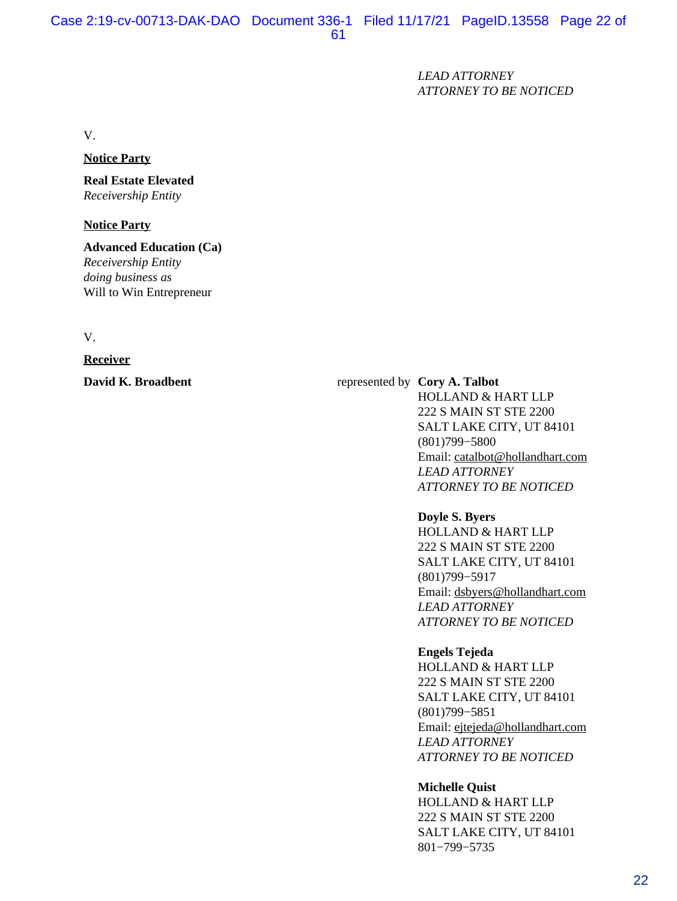*LEAD ATTORNEY*
*ATTORNEY TO BE NOTICED*

V.

**Notice Party**

**Real Estate Elevated**
*Receivership Entity*

**Notice Party**

**Advanced Education (Ca)**
*Receivership Entity*
*doing business as*
Will to Win Entrepreneur

V.

**Receiver**

**David K. Broadbent** represented by **Cory A. Talbot**
HOLLAND & HART LLP
222 S MAIN ST STE 2200
SALT LAKE CITY, UT 84101
(801)799−5800
Email: catalbot@hollandhart.com
*LEAD ATTORNEY*
*ATTORNEY TO BE NOTICED*

**Doyle S. Byers**
HOLLAND & HART LLP
222 S MAIN ST STE 2200
SALT LAKE CITY, UT 84101
(801)799−5917
Email: dsbyers@hollandhart.com
*LEAD ATTORNEY*
*ATTORNEY TO BE NOTICED*

**Engels Tejeda**
HOLLAND & HART LLP
222 S MAIN ST STE 2200
SALT LAKE CITY, UT 84101
(801)799−5851
Email: ejtejeda@hollandhart.com
*LEAD ATTORNEY*
*ATTORNEY TO BE NOTICED*

**Michelle Quist**
HOLLAND & HART LLP
222 S MAIN ST STE 2200
SALT LAKE CITY, UT 84101
801−799−5735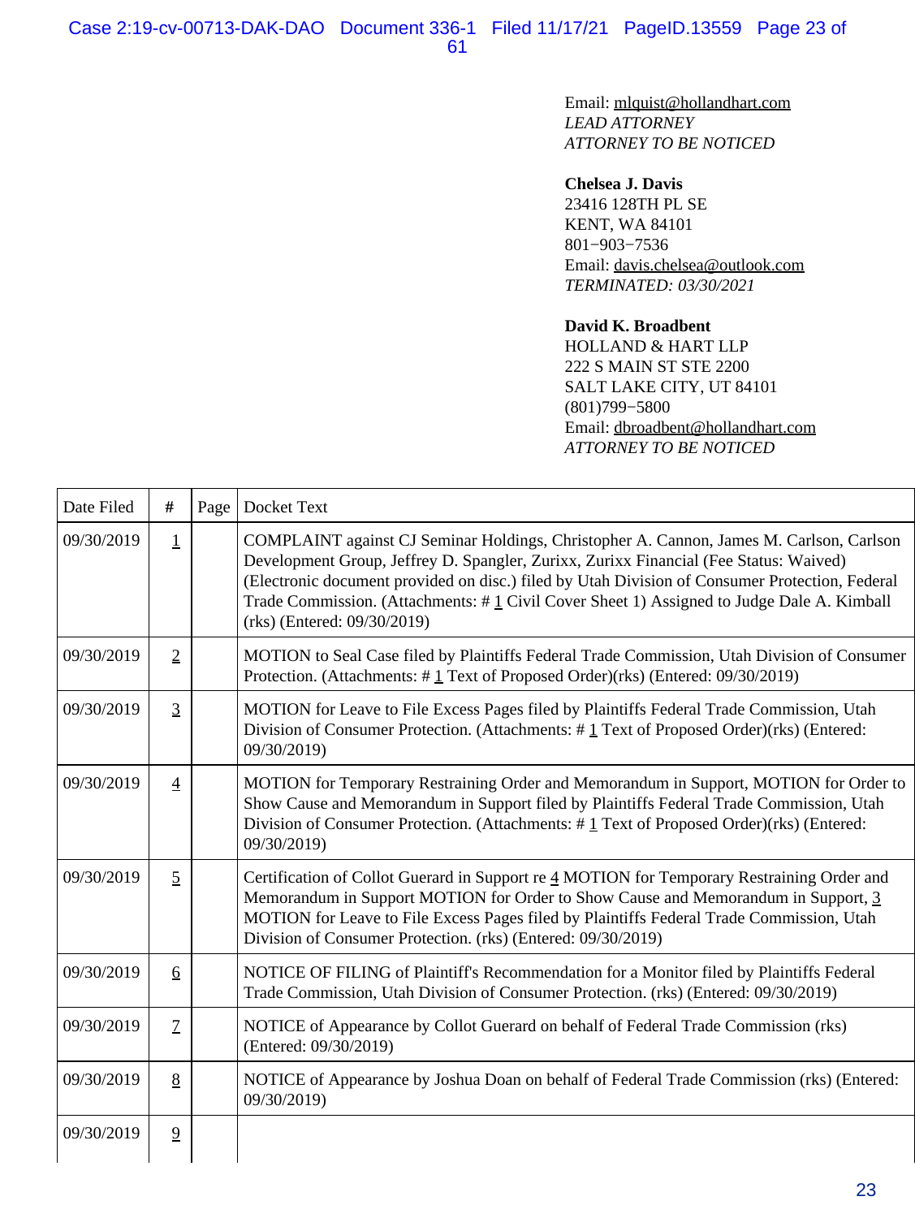Email: mlquist@hollandhart.com
*LEAD ATTORNEY*
*ATTORNEY TO BE NOTICED*

**Chelsea J. Davis**
23416 128TH PL SE
KENT, WA 84101
801−903−7536
Email: davis.chelsea@outlook.com
*TERMINATED: 03/30/2021*

**David K. Broadbent**
HOLLAND & HART LLP
222 S MAIN ST STE 2200
SALT LAKE CITY, UT 84101
(801)799−5800
Email: dbroadbent@hollandhart.com
*ATTORNEY TO BE NOTICED*

| Date Filed | # | Page | Docket Text |
|---|---|---|---|
| 09/30/2019 | 1 | | COMPLAINT against CJ Seminar Holdings, Christopher A. Cannon, James M. Carlson, Carlson Development Group, Jeffrey D. Spangler, Zurixx, Zurixx Financial (Fee Status: Waived) (Electronic document provided on disc.) filed by Utah Division of Consumer Protection, Federal Trade Commission. (Attachments: # 1 Civil Cover Sheet 1) Assigned to Judge Dale A. Kimball (rks) (Entered: 09/30/2019) |
| 09/30/2019 | 2 | | MOTION to Seal Case filed by Plaintiffs Federal Trade Commission, Utah Division of Consumer Protection. (Attachments: # 1 Text of Proposed Order)(rks) (Entered: 09/30/2019) |
| 09/30/2019 | 3 | | MOTION for Leave to File Excess Pages filed by Plaintiffs Federal Trade Commission, Utah Division of Consumer Protection. (Attachments: # 1 Text of Proposed Order)(rks) (Entered: 09/30/2019) |
| 09/30/2019 | 4 | | MOTION for Temporary Restraining Order and Memorandum in Support, MOTION for Order to Show Cause and Memorandum in Support filed by Plaintiffs Federal Trade Commission, Utah Division of Consumer Protection. (Attachments: # 1 Text of Proposed Order)(rks) (Entered: 09/30/2019) |
| 09/30/2019 | 5 | | Certification of Collot Guerard in Support re 4 MOTION for Temporary Restraining Order and Memorandum in Support MOTION for Order to Show Cause and Memorandum in Support, 3 MOTION for Leave to File Excess Pages filed by Plaintiffs Federal Trade Commission, Utah Division of Consumer Protection. (rks) (Entered: 09/30/2019) |
| 09/30/2019 | 6 | | NOTICE OF FILING of Plaintiff's Recommendation for a Monitor filed by Plaintiffs Federal Trade Commission, Utah Division of Consumer Protection. (rks) (Entered: 09/30/2019) |
| 09/30/2019 | 7 | | NOTICE of Appearance by Collot Guerard on behalf of Federal Trade Commission (rks) (Entered: 09/30/2019) |
| 09/30/2019 | 8 | | NOTICE of Appearance by Joshua Doan on behalf of Federal Trade Commission (rks) (Entered: 09/30/2019) |
| 09/30/2019 | 9 | | |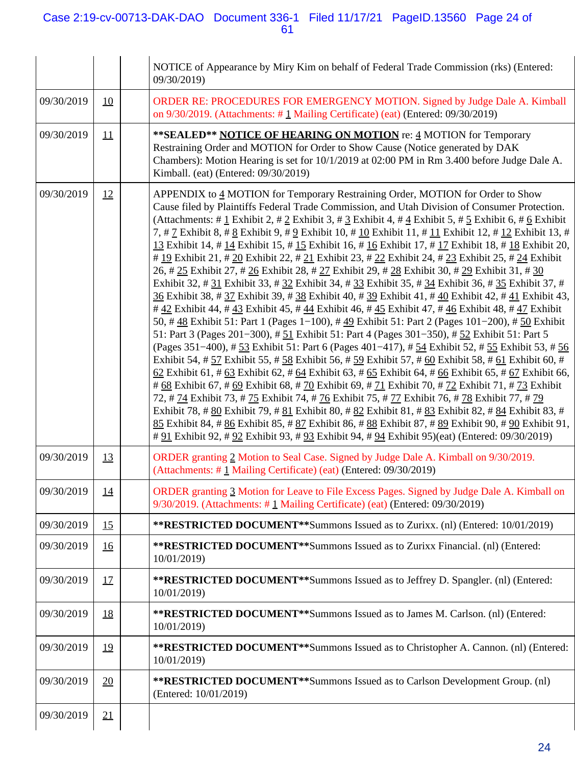| | | | |
|---|---|---|---|
| | | | NOTICE of Appearance by Miry Kim on behalf of Federal Trade Commission (rks) (Entered: 09/30/2019) |
| 09/30/2019 | 10 | | ORDER RE: PROCEDURES FOR EMERGENCY MOTION. Signed by Judge Dale A. Kimball on 9/30/2019. (Attachments: # 1 Mailing Certificate) (eat) (Entered: 09/30/2019) |
| 09/30/2019 | 11 | | **SEALED** **NOTICE OF HEARING ON MOTION** re: 4 MOTION for Temporary Restraining Order and MOTION for Order to Show Cause (Notice generated by DAK Chambers): Motion Hearing is set for 10/1/2019 at 02:00 PM in Rm 3.400 before Judge Dale A. Kimball. (eat) (Entered: 09/30/2019) |
| 09/30/2019 | 12 | | APPENDIX to 4 MOTION for Temporary Restraining Order, MOTION for Order to Show Cause filed by Plaintiffs Federal Trade Commission, and Utah Division of Consumer Protection. (Attachments: # 1 Exhibit 2, # 2 Exhibit 3, # 3 Exhibit 4, # 4 Exhibit 5, # 5 Exhibit 6, # 6 Exhibit 7, # 7 Exhibit 8, # 8 Exhibit 9, # 9 Exhibit 10, # 10 Exhibit 11, # 11 Exhibit 12, # 12 Exhibit 13, # 13 Exhibit 14, # 14 Exhibit 15, # 15 Exhibit 16, # 16 Exhibit 17, # 17 Exhibit 18, # 18 Exhibit 20, # 19 Exhibit 21, # 20 Exhibit 22, # 21 Exhibit 23, # 22 Exhibit 24, # 23 Exhibit 25, # 24 Exhibit 26, # 25 Exhibit 27, # 26 Exhibit 28, # 27 Exhibit 29, # 28 Exhibit 30, # 29 Exhibit 31, # 30 Exhibit 32, # 31 Exhibit 33, # 32 Exhibit 34, # 33 Exhibit 35, # 34 Exhibit 36, # 35 Exhibit 37, # 36 Exhibit 38, # 37 Exhibit 39, # 38 Exhibit 40, # 39 Exhibit 41, # 40 Exhibit 42, # 41 Exhibit 43, # 42 Exhibit 44, # 43 Exhibit 45, # 44 Exhibit 46, # 45 Exhibit 47, # 46 Exhibit 48, # 47 Exhibit 50, # 48 Exhibit 51: Part 1 (Pages 1−100), # 49 Exhibit 51: Part 2 (Pages 101−200), # 50 Exhibit 51: Part 3 (Pages 201−300), # 51 Exhibit 51: Part 4 (Pages 301−350), # 52 Exhibit 51: Part 5 (Pages 351−400), # 53 Exhibit 51: Part 6 (Pages 401−417), # 54 Exhibit 52, # 55 Exhibit 53, # 56 Exhibit 54, # 57 Exhibit 55, # 58 Exhibit 56, # 59 Exhibit 57, # 60 Exhibit 58, # 61 Exhibit 60, # 62 Exhibit 61, # 63 Exhibit 62, # 64 Exhibit 63, # 65 Exhibit 64, # 66 Exhibit 65, # 67 Exhibit 66, # 68 Exhibit 67, # 69 Exhibit 68, # 70 Exhibit 69, # 71 Exhibit 70, # 72 Exhibit 71, # 73 Exhibit 72, # 74 Exhibit 73, # 75 Exhibit 74, # 76 Exhibit 75, # 77 Exhibit 76, # 78 Exhibit 77, # 79 Exhibit 78, # 80 Exhibit 79, # 81 Exhibit 80, # 82 Exhibit 81, # 83 Exhibit 82, # 84 Exhibit 83, # 85 Exhibit 84, # 86 Exhibit 85, # 87 Exhibit 86, # 88 Exhibit 87, # 89 Exhibit 90, # 90 Exhibit 91, # 91 Exhibit 92, # 92 Exhibit 93, # 93 Exhibit 94, # 94 Exhibit 95)(eat) (Entered: 09/30/2019) |
| 09/30/2019 | 13 | | ORDER granting 2 Motion to Seal Case. Signed by Judge Dale A. Kimball on 9/30/2019. (Attachments: # 1 Mailing Certificate) (eat) (Entered: 09/30/2019) |
| 09/30/2019 | 14 | | ORDER granting 3 Motion for Leave to File Excess Pages. Signed by Judge Dale A. Kimball on 9/30/2019. (Attachments: # 1 Mailing Certificate) (eat) (Entered: 09/30/2019) |
| 09/30/2019 | 15 | | **RESTRICTED DOCUMENT**Summons Issued as to Zurixx. (nl) (Entered: 10/01/2019) |
| 09/30/2019 | 16 | | **RESTRICTED DOCUMENT**Summons Issued as to Zurixx Financial. (nl) (Entered: 10/01/2019) |
| 09/30/2019 | 17 | | **RESTRICTED DOCUMENT**Summons Issued as to Jeffrey D. Spangler. (nl) (Entered: 10/01/2019) |
| 09/30/2019 | 18 | | **RESTRICTED DOCUMENT**Summons Issued as to James M. Carlson. (nl) (Entered: 10/01/2019) |
| 09/30/2019 | 19 | | **RESTRICTED DOCUMENT**Summons Issued as to Christopher A. Cannon. (nl) (Entered: 10/01/2019) |
| 09/30/2019 | 20 | | **RESTRICTED DOCUMENT**Summons Issued as to Carlson Development Group. (nl) (Entered: 10/01/2019) |
| 09/30/2019 | 21 | | |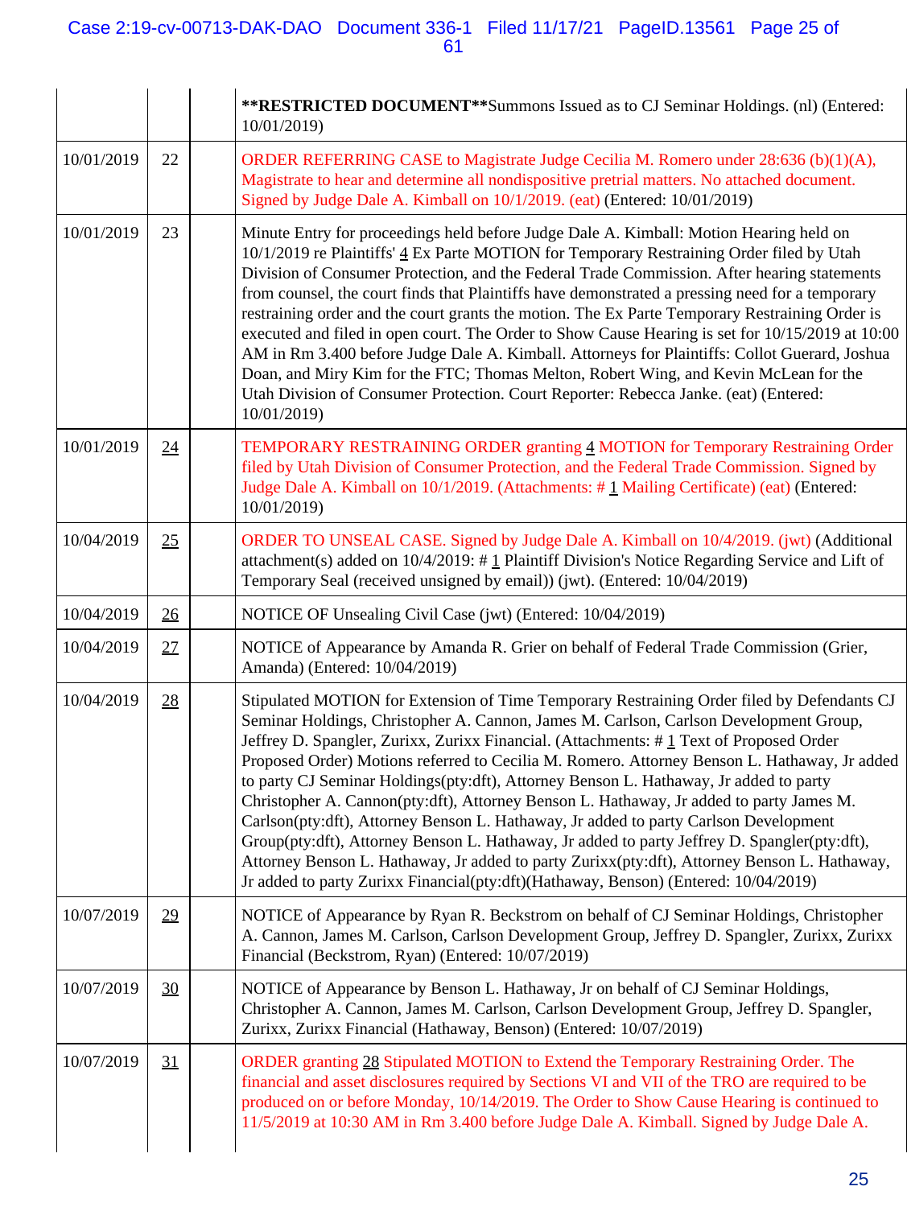| | | | |
|---|---|---|---|
| | | | **RESTRICTED DOCUMENT**Summons Issued as to CJ Seminar Holdings. (nl) (Entered: 10/01/2019) |
| 10/01/2019 | 22 | | ORDER REFERRING CASE to Magistrate Judge Cecilia M. Romero under 28:636 (b)(1)(A), Magistrate to hear and determine all nondispositive pretrial matters. No attached document. Signed by Judge Dale A. Kimball on 10/1/2019. (eat) (Entered: 10/01/2019) |
| 10/01/2019 | 23 | | Minute Entry for proceedings held before Judge Dale A. Kimball: Motion Hearing held on 10/1/2019 re Plaintiffs' 4 Ex Parte MOTION for Temporary Restraining Order filed by Utah Division of Consumer Protection, and the Federal Trade Commission. After hearing statements from counsel, the court finds that Plaintiffs have demonstrated a pressing need for a temporary restraining order and the court grants the motion. The Ex Parte Temporary Restraining Order is executed and filed in open court. The Order to Show Cause Hearing is set for 10/15/2019 at 10:00 AM in Rm 3.400 before Judge Dale A. Kimball. Attorneys for Plaintiffs: Collot Guerard, Joshua Doan, and Miry Kim for the FTC; Thomas Melton, Robert Wing, and Kevin McLean for the Utah Division of Consumer Protection. Court Reporter: Rebecca Janke. (eat) (Entered: 10/01/2019) |
| 10/01/2019 | 24 | | TEMPORARY RESTRAINING ORDER granting 4 MOTION for Temporary Restraining Order filed by Utah Division of Consumer Protection, and the Federal Trade Commission. Signed by Judge Dale A. Kimball on 10/1/2019. (Attachments: # 1 Mailing Certificate) (eat) (Entered: 10/01/2019) |
| 10/04/2019 | 25 | | ORDER TO UNSEAL CASE. Signed by Judge Dale A. Kimball on 10/4/2019. (jwt) (Additional attachment(s) added on 10/4/2019: # 1 Plaintiff Division's Notice Regarding Service and Lift of Temporary Seal (received unsigned by email)) (jwt). (Entered: 10/04/2019) |
| 10/04/2019 | 26 | | NOTICE OF Unsealing Civil Case (jwt) (Entered: 10/04/2019) |
| 10/04/2019 | 27 | | NOTICE of Appearance by Amanda R. Grier on behalf of Federal Trade Commission (Grier, Amanda) (Entered: 10/04/2019) |
| 10/04/2019 | 28 | | Stipulated MOTION for Extension of Time Temporary Restraining Order filed by Defendants CJ Seminar Holdings, Christopher A. Cannon, James M. Carlson, Carlson Development Group, Jeffrey D. Spangler, Zurixx, Zurixx Financial. (Attachments: # 1 Text of Proposed Order Proposed Order) Motions referred to Cecilia M. Romero. Attorney Benson L. Hathaway, Jr added to party CJ Seminar Holdings(pty:dft), Attorney Benson L. Hathaway, Jr added to party Christopher A. Cannon(pty:dft), Attorney Benson L. Hathaway, Jr added to party James M. Carlson(pty:dft), Attorney Benson L. Hathaway, Jr added to party Carlson Development Group(pty:dft), Attorney Benson L. Hathaway, Jr added to party Jeffrey D. Spangler(pty:dft), Attorney Benson L. Hathaway, Jr added to party Zurixx(pty:dft), Attorney Benson L. Hathaway, Jr added to party Zurixx Financial(pty:dft)(Hathaway, Benson) (Entered: 10/04/2019) |
| 10/07/2019 | 29 | | NOTICE of Appearance by Ryan R. Beckstrom on behalf of CJ Seminar Holdings, Christopher A. Cannon, James M. Carlson, Carlson Development Group, Jeffrey D. Spangler, Zurixx, Zurixx Financial (Beckstrom, Ryan) (Entered: 10/07/2019) |
| 10/07/2019 | 30 | | NOTICE of Appearance by Benson L. Hathaway, Jr on behalf of CJ Seminar Holdings, Christopher A. Cannon, James M. Carlson, Carlson Development Group, Jeffrey D. Spangler, Zurixx, Zurixx Financial (Hathaway, Benson) (Entered: 10/07/2019) |
| 10/07/2019 | 31 | | ORDER granting 28 Stipulated MOTION to Extend the Temporary Restraining Order. The financial and asset disclosures required by Sections VI and VII of the TRO are required to be produced on or before Monday, 10/14/2019. The Order to Show Cause Hearing is continued to 11/5/2019 at 10:30 AM in Rm 3.400 before Judge Dale A. Kimball. Signed by Judge Dale A. |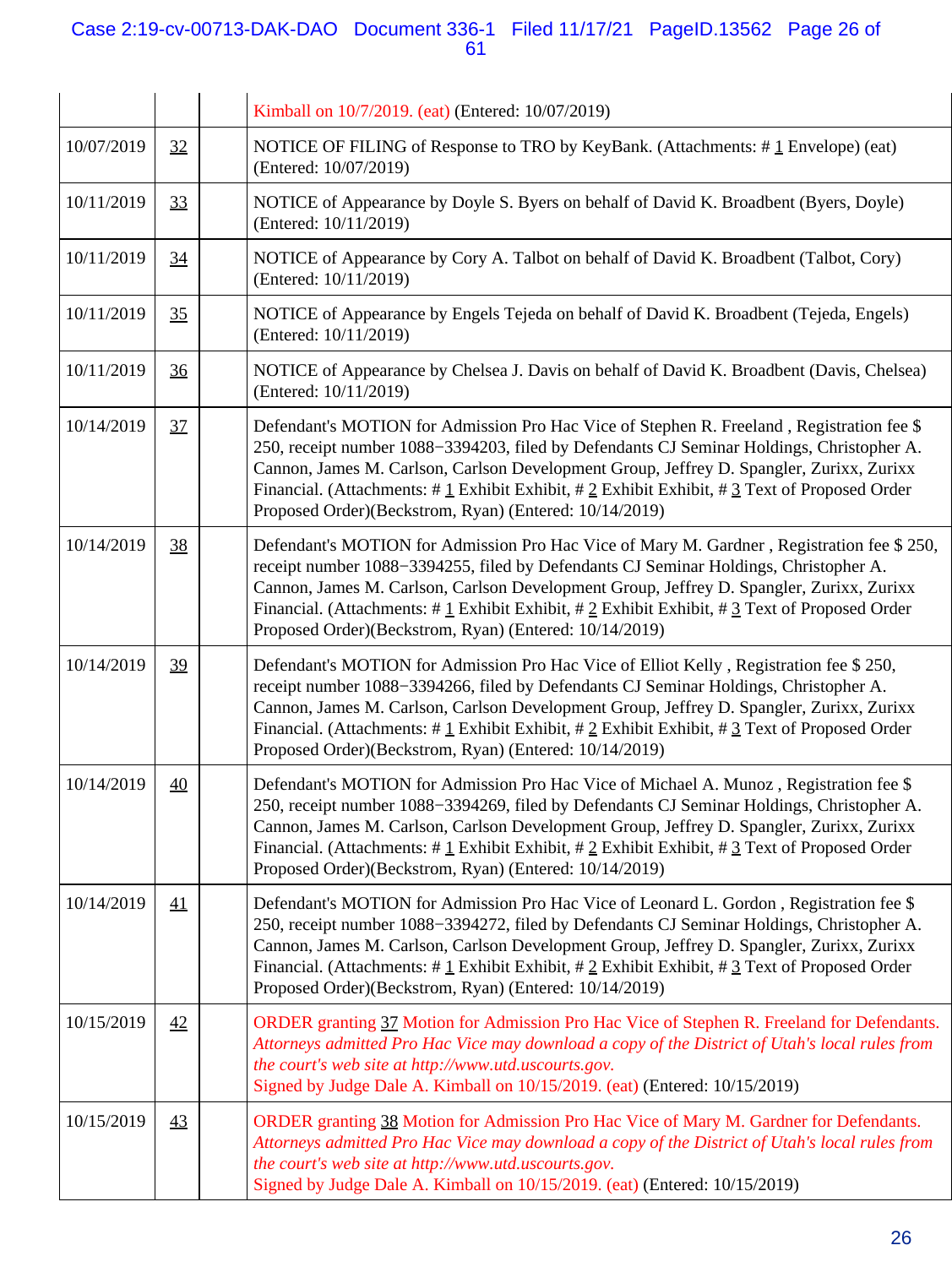| | | | |
|---|---|---|---|
| | | | Kimball on 10/7/2019. (eat) (Entered: 10/07/2019) |
| 10/07/2019 | 32 | | NOTICE OF FILING of Response to TRO by KeyBank. (Attachments: # 1 Envelope) (eat) (Entered: 10/07/2019) |
| 10/11/2019 | 33 | | NOTICE of Appearance by Doyle S. Byers on behalf of David K. Broadbent (Byers, Doyle) (Entered: 10/11/2019) |
| 10/11/2019 | 34 | | NOTICE of Appearance by Cory A. Talbot on behalf of David K. Broadbent (Talbot, Cory) (Entered: 10/11/2019) |
| 10/11/2019 | 35 | | NOTICE of Appearance by Engels Tejeda on behalf of David K. Broadbent (Tejeda, Engels) (Entered: 10/11/2019) |
| 10/11/2019 | 36 | | NOTICE of Appearance by Chelsea J. Davis on behalf of David K. Broadbent (Davis, Chelsea) (Entered: 10/11/2019) |
| 10/14/2019 | 37 | | Defendant's MOTION for Admission Pro Hac Vice of Stephen R. Freeland , Registration fee $ 250, receipt number 1088−3394203, filed by Defendants CJ Seminar Holdings, Christopher A. Cannon, James M. Carlson, Carlson Development Group, Jeffrey D. Spangler, Zurixx, Zurixx Financial. (Attachments: # 1 Exhibit Exhibit, # 2 Exhibit Exhibit, # 3 Text of Proposed Order Proposed Order)(Beckstrom, Ryan) (Entered: 10/14/2019) |
| 10/14/2019 | 38 | | Defendant's MOTION for Admission Pro Hac Vice of Mary M. Gardner , Registration fee $ 250, receipt number 1088−3394255, filed by Defendants CJ Seminar Holdings, Christopher A. Cannon, James M. Carlson, Carlson Development Group, Jeffrey D. Spangler, Zurixx, Zurixx Financial. (Attachments: # 1 Exhibit Exhibit, # 2 Exhibit Exhibit, # 3 Text of Proposed Order Proposed Order)(Beckstrom, Ryan) (Entered: 10/14/2019) |
| 10/14/2019 | 39 | | Defendant's MOTION for Admission Pro Hac Vice of Elliot Kelly , Registration fee $ 250, receipt number 1088−3394266, filed by Defendants CJ Seminar Holdings, Christopher A. Cannon, James M. Carlson, Carlson Development Group, Jeffrey D. Spangler, Zurixx, Zurixx Financial. (Attachments: # 1 Exhibit Exhibit, # 2 Exhibit Exhibit, # 3 Text of Proposed Order Proposed Order)(Beckstrom, Ryan) (Entered: 10/14/2019) |
| 10/14/2019 | 40 | | Defendant's MOTION for Admission Pro Hac Vice of Michael A. Munoz , Registration fee $ 250, receipt number 1088−3394269, filed by Defendants CJ Seminar Holdings, Christopher A. Cannon, James M. Carlson, Carlson Development Group, Jeffrey D. Spangler, Zurixx, Zurixx Financial. (Attachments: # 1 Exhibit Exhibit, # 2 Exhibit Exhibit, # 3 Text of Proposed Order Proposed Order)(Beckstrom, Ryan) (Entered: 10/14/2019) |
| 10/14/2019 | 41 | | Defendant's MOTION for Admission Pro Hac Vice of Leonard L. Gordon , Registration fee $ 250, receipt number 1088−3394272, filed by Defendants CJ Seminar Holdings, Christopher A. Cannon, James M. Carlson, Carlson Development Group, Jeffrey D. Spangler, Zurixx, Zurixx Financial. (Attachments: # 1 Exhibit Exhibit, # 2 Exhibit Exhibit, # 3 Text of Proposed Order Proposed Order)(Beckstrom, Ryan) (Entered: 10/14/2019) |
| 10/15/2019 | 42 | | ORDER granting 37 Motion for Admission Pro Hac Vice of Stephen R. Freeland for Defendants. *Attorneys admitted Pro Hac Vice may download a copy of the District of Utah's local rules from the court's web site at http://www.utd.uscourts.gov.* Signed by Judge Dale A. Kimball on 10/15/2019. (eat) (Entered: 10/15/2019) |
| 10/15/2019 | 43 | | ORDER granting 38 Motion for Admission Pro Hac Vice of Mary M. Gardner for Defendants. *Attorneys admitted Pro Hac Vice may download a copy of the District of Utah's local rules from the court's web site at http://www.utd.uscourts.gov.* Signed by Judge Dale A. Kimball on 10/15/2019. (eat) (Entered: 10/15/2019) |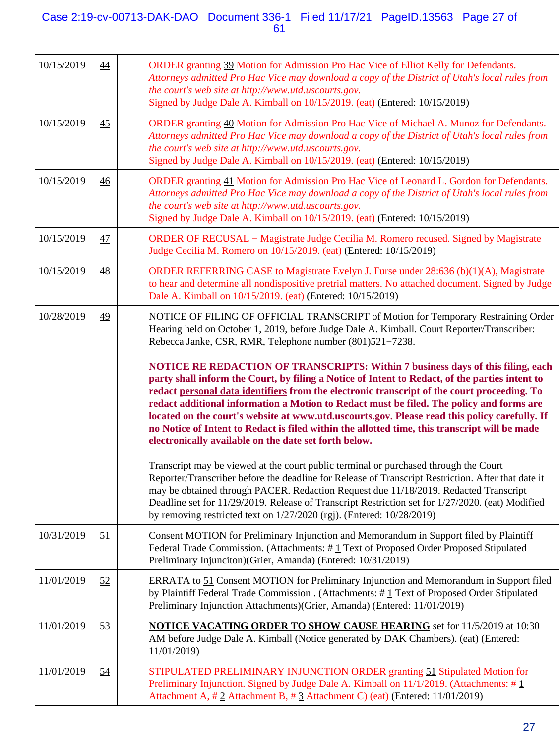| | | | |
|---|---|---|---|
| 10/15/2019 | 44 | | ORDER granting 39 Motion for Admission Pro Hac Vice of Elliot Kelly for Defendants. *Attorneys admitted Pro Hac Vice may download a copy of the District of Utah's local rules from the court's web site at http://www.utd.uscourts.gov.* Signed by Judge Dale A. Kimball on 10/15/2019. (eat) (Entered: 10/15/2019) |
| 10/15/2019 | 45 | | ORDER granting 40 Motion for Admission Pro Hac Vice of Michael A. Munoz for Defendants. *Attorneys admitted Pro Hac Vice may download a copy of the District of Utah's local rules from the court's web site at http://www.utd.uscourts.gov.* Signed by Judge Dale A. Kimball on 10/15/2019. (eat) (Entered: 10/15/2019) |
| 10/15/2019 | 46 | | ORDER granting 41 Motion for Admission Pro Hac Vice of Leonard L. Gordon for Defendants. *Attorneys admitted Pro Hac Vice may download a copy of the District of Utah's local rules from the court's web site at http://www.utd.uscourts.gov.* Signed by Judge Dale A. Kimball on 10/15/2019. (eat) (Entered: 10/15/2019) |
| 10/15/2019 | 47 | | ORDER OF RECUSAL − Magistrate Judge Cecilia M. Romero recused. Signed by Magistrate Judge Cecilia M. Romero on 10/15/2019. (eat) (Entered: 10/15/2019) |
| 10/15/2019 | 48 | | ORDER REFERRING CASE to Magistrate Evelyn J. Furse under 28:636 (b)(1)(A), Magistrate to hear and determine all nondispositive pretrial matters. No attached document. Signed by Judge Dale A. Kimball on 10/15/2019. (eat) (Entered: 10/15/2019) |
| 10/28/2019 | 49 | | NOTICE OF FILING OF OFFICIAL TRANSCRIPT of Motion for Temporary Restraining Order Hearing held on October 1, 2019, before Judge Dale A. Kimball. Court Reporter/Transcriber: Rebecca Janke, CSR, RMR, Telephone number (801)521−7238.<br><br>**NOTICE RE REDACTION OF TRANSCRIPTS: Within 7 business days of this filing, each party shall inform the Court, by filing a Notice of Intent to Redact, of the parties intent to redact personal data identifiers from the electronic transcript of the court proceeding. To redact additional information a Motion to Redact must be filed. The policy and forms are located on the court's website at www.utd.uscourts.gov. Please read this policy carefully. If no Notice of Intent to Redact is filed within the allotted time, this transcript will be made electronically available on the date set forth below.**<br><br>Transcript may be viewed at the court public terminal or purchased through the Court Reporter/Transcriber before the deadline for Release of Transcript Restriction. After that date it may be obtained through PACER. Redaction Request due 11/18/2019. Redacted Transcript Deadline set for 11/29/2019. Release of Transcript Restriction set for 1/27/2020. (eat) Modified by removing restricted text on 1/27/2020 (rgj). (Entered: 10/28/2019) |
| 10/31/2019 | 51 | | Consent MOTION for Preliminary Injunction and Memorandum in Support filed by Plaintiff Federal Trade Commission. (Attachments: # 1 Text of Proposed Order Proposed Stipulated Preliminary Injunciton)(Grier, Amanda) (Entered: 10/31/2019) |
| 11/01/2019 | 52 | | ERRATA to 51 Consent MOTION for Preliminary Injunction and Memorandum in Support filed by Plaintiff Federal Trade Commission . (Attachments: # 1 Text of Proposed Order Stipulated Preliminary Injunction Attachments)(Grier, Amanda) (Entered: 11/01/2019) |
| 11/01/2019 | 53 | | **NOTICE VACATING ORDER TO SHOW CAUSE HEARING** set for 11/5/2019 at 10:30 AM before Judge Dale A. Kimball (Notice generated by DAK Chambers). (eat) (Entered: 11/01/2019) |
| 11/01/2019 | 54 | | STIPULATED PRELIMINARY INJUNCTION ORDER granting 51 Stipulated Motion for Preliminary Injunction. Signed by Judge Dale A. Kimball on 11/1/2019. (Attachments: # 1 Attachment A, # 2 Attachment B, # 3 Attachment C) (eat) (Entered: 11/01/2019) |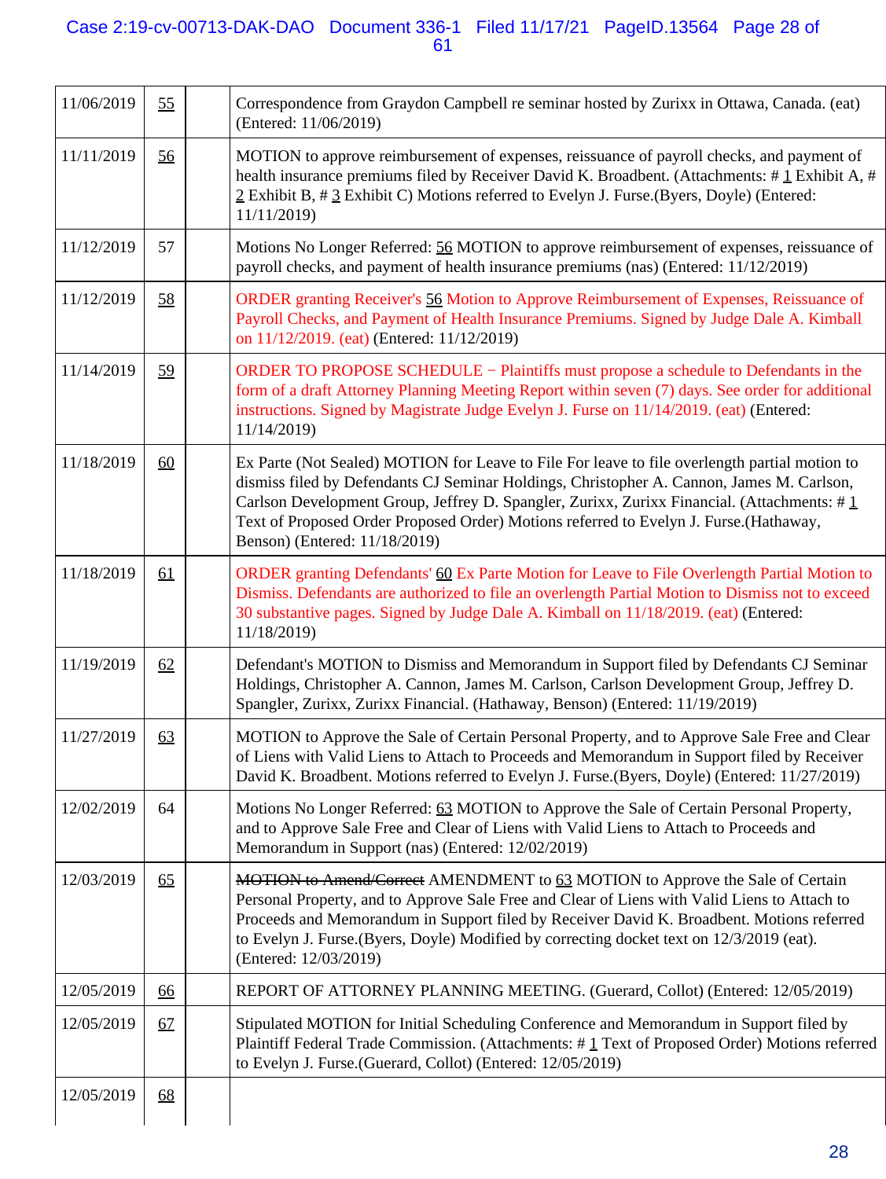| | | | |
|---|---|---|---|
| 11/06/2019 | 55 | | Correspondence from Graydon Campbell re seminar hosted by Zurixx in Ottawa, Canada. (eat) (Entered: 11/06/2019) |
| 11/11/2019 | 56 | | MOTION to approve reimbursement of expenses, reissuance of payroll checks, and payment of health insurance premiums filed by Receiver David K. Broadbent. (Attachments: # 1 Exhibit A, # 2 Exhibit B, # 3 Exhibit C) Motions referred to Evelyn J. Furse.(Byers, Doyle) (Entered: 11/11/2019) |
| 11/12/2019 | 57 | | Motions No Longer Referred: 56 MOTION to approve reimbursement of expenses, reissuance of payroll checks, and payment of health insurance premiums (nas) (Entered: 11/12/2019) |
| 11/12/2019 | 58 | | ORDER granting Receiver's 56 Motion to Approve Reimbursement of Expenses, Reissuance of Payroll Checks, and Payment of Health Insurance Premiums. Signed by Judge Dale A. Kimball on 11/12/2019. (eat) (Entered: 11/12/2019) |
| 11/14/2019 | 59 | | ORDER TO PROPOSE SCHEDULE − Plaintiffs must propose a schedule to Defendants in the form of a draft Attorney Planning Meeting Report within seven (7) days. See order for additional instructions. Signed by Magistrate Judge Evelyn J. Furse on 11/14/2019. (eat) (Entered: 11/14/2019) |
| 11/18/2019 | 60 | | Ex Parte (Not Sealed) MOTION for Leave to File For leave to file overlength partial motion to dismiss filed by Defendants CJ Seminar Holdings, Christopher A. Cannon, James M. Carlson, Carlson Development Group, Jeffrey D. Spangler, Zurixx, Zurixx Financial. (Attachments: # 1 Text of Proposed Order Proposed Order) Motions referred to Evelyn J. Furse.(Hathaway, Benson) (Entered: 11/18/2019) |
| 11/18/2019 | 61 | | ORDER granting Defendants' 60 Ex Parte Motion for Leave to File Overlength Partial Motion to Dismiss. Defendants are authorized to file an overlength Partial Motion to Dismiss not to exceed 30 substantive pages. Signed by Judge Dale A. Kimball on 11/18/2019. (eat) (Entered: 11/18/2019) |
| 11/19/2019 | 62 | | Defendant's MOTION to Dismiss and Memorandum in Support filed by Defendants CJ Seminar Holdings, Christopher A. Cannon, James M. Carlson, Carlson Development Group, Jeffrey D. Spangler, Zurixx, Zurixx Financial. (Hathaway, Benson) (Entered: 11/19/2019) |
| 11/27/2019 | 63 | | MOTION to Approve the Sale of Certain Personal Property, and to Approve Sale Free and Clear of Liens with Valid Liens to Attach to Proceeds and Memorandum in Support filed by Receiver David K. Broadbent. Motions referred to Evelyn J. Furse.(Byers, Doyle) (Entered: 11/27/2019) |
| 12/02/2019 | 64 | | Motions No Longer Referred: 63 MOTION to Approve the Sale of Certain Personal Property, and to Approve Sale Free and Clear of Liens with Valid Liens to Attach to Proceeds and Memorandum in Support (nas) (Entered: 12/02/2019) |
| 12/03/2019 | 65 | | ~~MOTION to Amend/Correct~~ AMENDMENT to 63 MOTION to Approve the Sale of Certain Personal Property, and to Approve Sale Free and Clear of Liens with Valid Liens to Attach to Proceeds and Memorandum in Support filed by Receiver David K. Broadbent. Motions referred to Evelyn J. Furse.(Byers, Doyle) Modified by correcting docket text on 12/3/2019 (eat). (Entered: 12/03/2019) |
| 12/05/2019 | 66 | | REPORT OF ATTORNEY PLANNING MEETING. (Guerard, Collot) (Entered: 12/05/2019) |
| 12/05/2019 | 67 | | Stipulated MOTION for Initial Scheduling Conference and Memorandum in Support filed by Plaintiff Federal Trade Commission. (Attachments: # 1 Text of Proposed Order) Motions referred to Evelyn J. Furse.(Guerard, Collot) (Entered: 12/05/2019) |
| 12/05/2019 | 68 | | |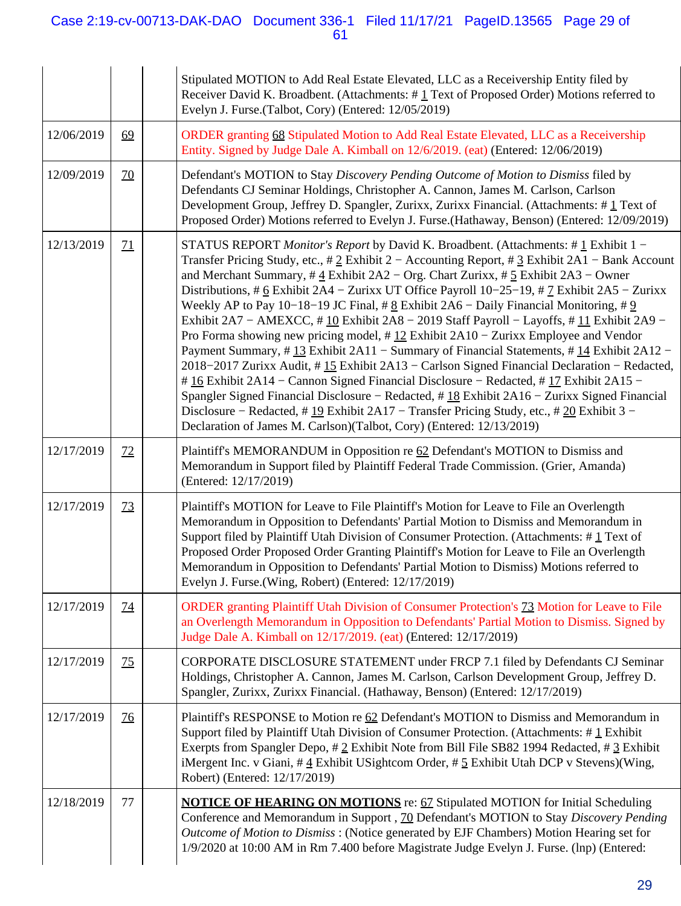| | | | |
|---|---|---|---|
| | | | Stipulated MOTION to Add Real Estate Elevated, LLC as a Receivership Entity filed by Receiver David K. Broadbent. (Attachments: # 1 Text of Proposed Order) Motions referred to Evelyn J. Furse.(Talbot, Cory) (Entered: 12/05/2019) |
| 12/06/2019 | 69 | | ORDER granting 68 Stipulated Motion to Add Real Estate Elevated, LLC as a Receivership Entity. Signed by Judge Dale A. Kimball on 12/6/2019. (eat) (Entered: 12/06/2019) |
| 12/09/2019 | 70 | | Defendant's MOTION to Stay *Discovery Pending Outcome of Motion to Dismiss* filed by Defendants CJ Seminar Holdings, Christopher A. Cannon, James M. Carlson, Carlson Development Group, Jeffrey D. Spangler, Zurixx, Zurixx Financial. (Attachments: # 1 Text of Proposed Order) Motions referred to Evelyn J. Furse.(Hathaway, Benson) (Entered: 12/09/2019) |
| 12/13/2019 | 71 | | STATUS REPORT *Monitor's Report* by David K. Broadbent. (Attachments: # 1 Exhibit 1 − Transfer Pricing Study, etc., # 2 Exhibit 2 − Accounting Report, # 3 Exhibit 2A1 − Bank Account and Merchant Summary, # 4 Exhibit 2A2 − Org. Chart Zurixx, # 5 Exhibit 2A3 − Owner Distributions, # 6 Exhibit 2A4 − Zurixx UT Office Payroll 10−25−19, # 7 Exhibit 2A5 − Zurixx Weekly AP to Pay 10−18−19 JC Final, # 8 Exhibit 2A6 − Daily Financial Monitoring, # 9 Exhibit 2A7 − AMEXCC, # 10 Exhibit 2A8 − 2019 Staff Payroll − Layoffs, # 11 Exhibit 2A9 − Pro Forma showing new pricing model, # 12 Exhibit 2A10 − Zurixx Employee and Vendor Payment Summary, # 13 Exhibit 2A11 − Summary of Financial Statements, # 14 Exhibit 2A12 − 2018−2017 Zurixx Audit, # 15 Exhibit 2A13 − Carlson Signed Financial Declaration − Redacted, # 16 Exhibit 2A14 − Cannon Signed Financial Disclosure − Redacted, # 17 Exhibit 2A15 − Spangler Signed Financial Disclosure − Redacted, # 18 Exhibit 2A16 − Zurixx Signed Financial Disclosure − Redacted, # 19 Exhibit 2A17 − Transfer Pricing Study, etc., # 20 Exhibit 3 − Declaration of James M. Carlson)(Talbot, Cory) (Entered: 12/13/2019) |
| 12/17/2019 | 72 | | Plaintiff's MEMORANDUM in Opposition re 62 Defendant's MOTION to Dismiss and Memorandum in Support filed by Plaintiff Federal Trade Commission. (Grier, Amanda) (Entered: 12/17/2019) |
| 12/17/2019 | 73 | | Plaintiff's MOTION for Leave to File Plaintiff's Motion for Leave to File an Overlength Memorandum in Opposition to Defendants' Partial Motion to Dismiss and Memorandum in Support filed by Plaintiff Utah Division of Consumer Protection. (Attachments: # 1 Text of Proposed Order Proposed Order Granting Plaintiff's Motion for Leave to File an Overlength Memorandum in Opposition to Defendants' Partial Motion to Dismiss) Motions referred to Evelyn J. Furse.(Wing, Robert) (Entered: 12/17/2019) |
| 12/17/2019 | 74 | | ORDER granting Plaintiff Utah Division of Consumer Protection's 73 Motion for Leave to File an Overlength Memorandum in Opposition to Defendants' Partial Motion to Dismiss. Signed by Judge Dale A. Kimball on 12/17/2019. (eat) (Entered: 12/17/2019) |
| 12/17/2019 | 75 | | CORPORATE DISCLOSURE STATEMENT under FRCP 7.1 filed by Defendants CJ Seminar Holdings, Christopher A. Cannon, James M. Carlson, Carlson Development Group, Jeffrey D. Spangler, Zurixx, Zurixx Financial. (Hathaway, Benson) (Entered: 12/17/2019) |
| 12/17/2019 | 76 | | Plaintiff's RESPONSE to Motion re 62 Defendant's MOTION to Dismiss and Memorandum in Support filed by Plaintiff Utah Division of Consumer Protection. (Attachments: # 1 Exhibit Exerpts from Spangler Depo, # 2 Exhibit Note from Bill File SB82 1994 Redacted, # 3 Exhibit iMergent Inc. v Giani, # 4 Exhibit USightcom Order, # 5 Exhibit Utah DCP v Stevens)(Wing, Robert) (Entered: 12/17/2019) |
| 12/18/2019 | 77 | | **NOTICE OF HEARING ON MOTIONS** re: 67 Stipulated MOTION for Initial Scheduling Conference and Memorandum in Support , 70 Defendant's MOTION to Stay *Discovery Pending Outcome of Motion to Dismiss* : (Notice generated by EJF Chambers) Motion Hearing set for 1/9/2020 at 10:00 AM in Rm 7.400 before Magistrate Judge Evelyn J. Furse. (lnp) (Entered: |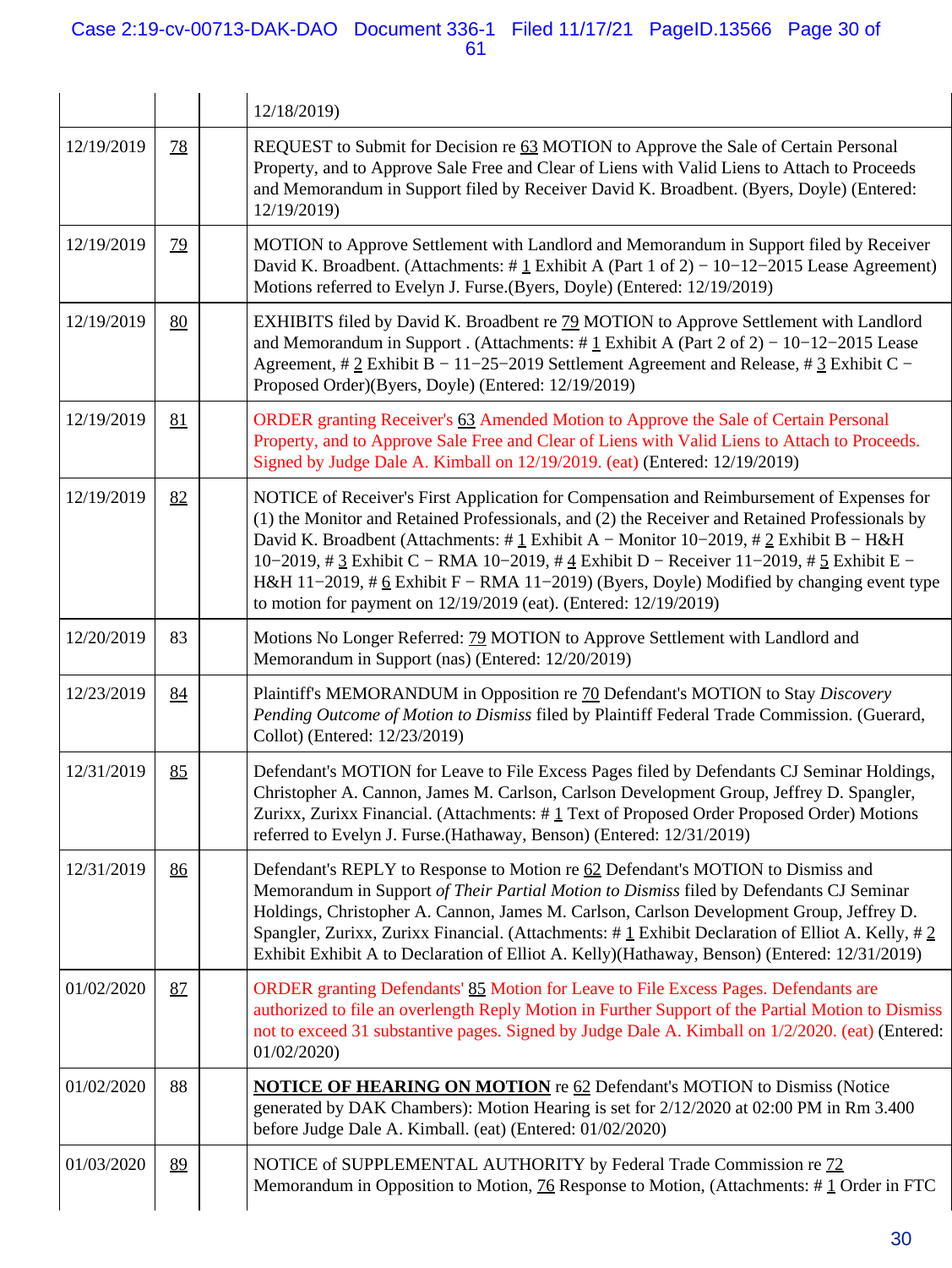| | | | |
|---|---|---|---|
| | | | 12/18/2019) |
| 12/19/2019 | 78 | | REQUEST to Submit for Decision re 63 MOTION to Approve the Sale of Certain Personal Property, and to Approve Sale Free and Clear of Liens with Valid Liens to Attach to Proceeds and Memorandum in Support filed by Receiver David K. Broadbent. (Byers, Doyle) (Entered: 12/19/2019) |
| 12/19/2019 | 79 | | MOTION to Approve Settlement with Landlord and Memorandum in Support filed by Receiver David K. Broadbent. (Attachments: # 1 Exhibit A (Part 1 of 2) − 10−12−2015 Lease Agreement) Motions referred to Evelyn J. Furse.(Byers, Doyle) (Entered: 12/19/2019) |
| 12/19/2019 | 80 | | EXHIBITS filed by David K. Broadbent re 79 MOTION to Approve Settlement with Landlord and Memorandum in Support . (Attachments: # 1 Exhibit A (Part 2 of 2) − 10−12−2015 Lease Agreement, # 2 Exhibit B − 11−25−2019 Settlement Agreement and Release, # 3 Exhibit C − Proposed Order)(Byers, Doyle) (Entered: 12/19/2019) |
| 12/19/2019 | 81 | | ORDER granting Receiver's 63 Amended Motion to Approve the Sale of Certain Personal Property, and to Approve Sale Free and Clear of Liens with Valid Liens to Attach to Proceeds. Signed by Judge Dale A. Kimball on 12/19/2019. (eat) (Entered: 12/19/2019) |
| 12/19/2019 | 82 | | NOTICE of Receiver's First Application for Compensation and Reimbursement of Expenses for (1) the Monitor and Retained Professionals, and (2) the Receiver and Retained Professionals by David K. Broadbent (Attachments: # 1 Exhibit A − Monitor 10−2019, # 2 Exhibit B − H&H 10−2019, # 3 Exhibit C − RMA 10−2019, # 4 Exhibit D − Receiver 11−2019, # 5 Exhibit E − H&H 11−2019, # 6 Exhibit F − RMA 11−2019) (Byers, Doyle) Modified by changing event type to motion for payment on 12/19/2019 (eat). (Entered: 12/19/2019) |
| 12/20/2019 | 83 | | Motions No Longer Referred: 79 MOTION to Approve Settlement with Landlord and Memorandum in Support (nas) (Entered: 12/20/2019) |
| 12/23/2019 | 84 | | Plaintiff's MEMORANDUM in Opposition re 70 Defendant's MOTION to Stay *Discovery Pending Outcome of Motion to Dismiss* filed by Plaintiff Federal Trade Commission. (Guerard, Collot) (Entered: 12/23/2019) |
| 12/31/2019 | 85 | | Defendant's MOTION for Leave to File Excess Pages filed by Defendants CJ Seminar Holdings, Christopher A. Cannon, James M. Carlson, Carlson Development Group, Jeffrey D. Spangler, Zurixx, Zurixx Financial. (Attachments: # 1 Text of Proposed Order Proposed Order) Motions referred to Evelyn J. Furse.(Hathaway, Benson) (Entered: 12/31/2019) |
| 12/31/2019 | 86 | | Defendant's REPLY to Response to Motion re 62 Defendant's MOTION to Dismiss and Memorandum in Support *of Their Partial Motion to Dismiss* filed by Defendants CJ Seminar Holdings, Christopher A. Cannon, James M. Carlson, Carlson Development Group, Jeffrey D. Spangler, Zurixx, Zurixx Financial. (Attachments: # 1 Exhibit Declaration of Elliot A. Kelly, # 2 Exhibit Exhibit A to Declaration of Elliot A. Kelly)(Hathaway, Benson) (Entered: 12/31/2019) |
| 01/02/2020 | 87 | | ORDER granting Defendants' 85 Motion for Leave to File Excess Pages. Defendants are authorized to file an overlength Reply Motion in Further Support of the Partial Motion to Dismiss not to exceed 31 substantive pages. Signed by Judge Dale A. Kimball on 1/2/2020. (eat) (Entered: 01/02/2020) |
| 01/02/2020 | 88 | | **NOTICE OF HEARING ON MOTION** re 62 Defendant's MOTION to Dismiss (Notice generated by DAK Chambers): Motion Hearing is set for 2/12/2020 at 02:00 PM in Rm 3.400 before Judge Dale A. Kimball. (eat) (Entered: 01/02/2020) |
| 01/03/2020 | 89 | | NOTICE of SUPPLEMENTAL AUTHORITY by Federal Trade Commission re 72 Memorandum in Opposition to Motion, 76 Response to Motion, (Attachments: # 1 Order in FTC |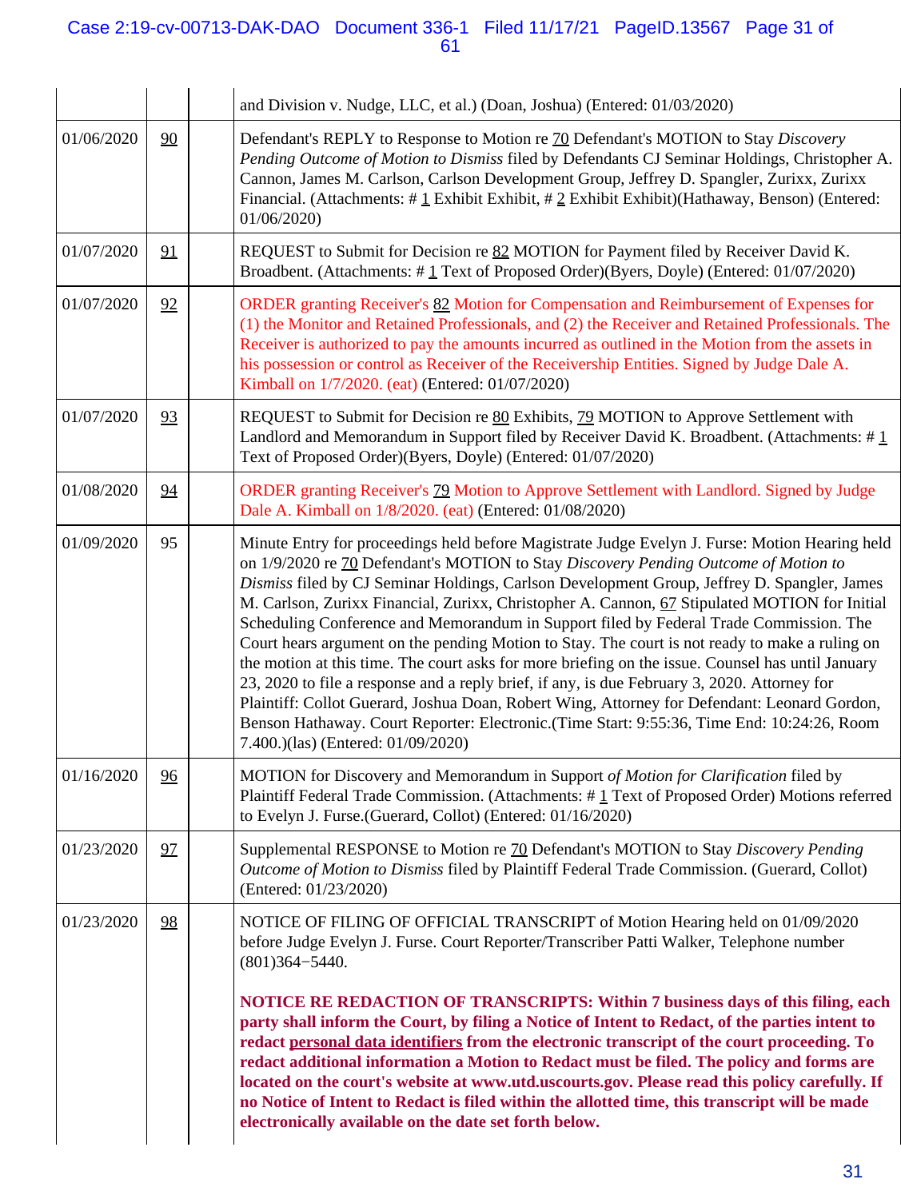| | | | |
|---|---|---|---|
| | | | and Division v. Nudge, LLC, et al.) (Doan, Joshua) (Entered: 01/03/2020) |
| 01/06/2020 | 90 | | Defendant's REPLY to Response to Motion re 70 Defendant's MOTION to Stay *Discovery Pending Outcome of Motion to Dismiss* filed by Defendants CJ Seminar Holdings, Christopher A. Cannon, James M. Carlson, Carlson Development Group, Jeffrey D. Spangler, Zurixx, Zurixx Financial. (Attachments: # 1 Exhibit Exhibit, # 2 Exhibit Exhibit)(Hathaway, Benson) (Entered: 01/06/2020) |
| 01/07/2020 | 91 | | REQUEST to Submit for Decision re 82 MOTION for Payment filed by Receiver David K. Broadbent. (Attachments: # 1 Text of Proposed Order)(Byers, Doyle) (Entered: 01/07/2020) |
| 01/07/2020 | 92 | | ORDER granting Receiver's 82 Motion for Compensation and Reimbursement of Expenses for (1) the Monitor and Retained Professionals, and (2) the Receiver and Retained Professionals. The Receiver is authorized to pay the amounts incurred as outlined in the Motion from the assets in his possession or control as Receiver of the Receivership Entities. Signed by Judge Dale A. Kimball on 1/7/2020. (eat) (Entered: 01/07/2020) |
| 01/07/2020 | 93 | | REQUEST to Submit for Decision re 80 Exhibits, 79 MOTION to Approve Settlement with Landlord and Memorandum in Support filed by Receiver David K. Broadbent. (Attachments: # 1 Text of Proposed Order)(Byers, Doyle) (Entered: 01/07/2020) |
| 01/08/2020 | 94 | | ORDER granting Receiver's 79 Motion to Approve Settlement with Landlord. Signed by Judge Dale A. Kimball on 1/8/2020. (eat) (Entered: 01/08/2020) |
| 01/09/2020 | 95 | | Minute Entry for proceedings held before Magistrate Judge Evelyn J. Furse: Motion Hearing held on 1/9/2020 re 70 Defendant's MOTION to Stay *Discovery Pending Outcome of Motion to Dismiss* filed by CJ Seminar Holdings, Carlson Development Group, Jeffrey D. Spangler, James M. Carlson, Zurixx Financial, Zurixx, Christopher A. Cannon, 67 Stipulated MOTION for Initial Scheduling Conference and Memorandum in Support filed by Federal Trade Commission. The Court hears argument on the pending Motion to Stay. The court is not ready to make a ruling on the motion at this time. The court asks for more briefing on the issue. Counsel has until January 23, 2020 to file a response and a reply brief, if any, is due February 3, 2020. Attorney for Plaintiff: Collot Guerard, Joshua Doan, Robert Wing, Attorney for Defendant: Leonard Gordon, Benson Hathaway. Court Reporter: Electronic.(Time Start: 9:55:36, Time End: 10:24:26, Room 7.400.)(las) (Entered: 01/09/2020) |
| 01/16/2020 | 96 | | MOTION for Discovery and Memorandum in Support *of Motion for Clarification* filed by Plaintiff Federal Trade Commission. (Attachments: # 1 Text of Proposed Order) Motions referred to Evelyn J. Furse.(Guerard, Collot) (Entered: 01/16/2020) |
| 01/23/2020 | 97 | | Supplemental RESPONSE to Motion re 70 Defendant's MOTION to Stay *Discovery Pending Outcome of Motion to Dismiss* filed by Plaintiff Federal Trade Commission. (Guerard, Collot) (Entered: 01/23/2020) |
| 01/23/2020 | 98 | | NOTICE OF FILING OF OFFICIAL TRANSCRIPT of Motion Hearing held on 01/09/2020 before Judge Evelyn J. Furse. Court Reporter/Transcriber Patti Walker, Telephone number (801)364−5440.<br><br>**NOTICE RE REDACTION OF TRANSCRIPTS: Within 7 business days of this filing, each party shall inform the Court, by filing a Notice of Intent to Redact, of the parties intent to redact personal data identifiers from the electronic transcript of the court proceeding. To redact additional information a Motion to Redact must be filed. The policy and forms are located on the court's website at www.utd.uscourts.gov. Please read this policy carefully. If no Notice of Intent to Redact is filed within the allotted time, this transcript will be made electronically available on the date set forth below.** |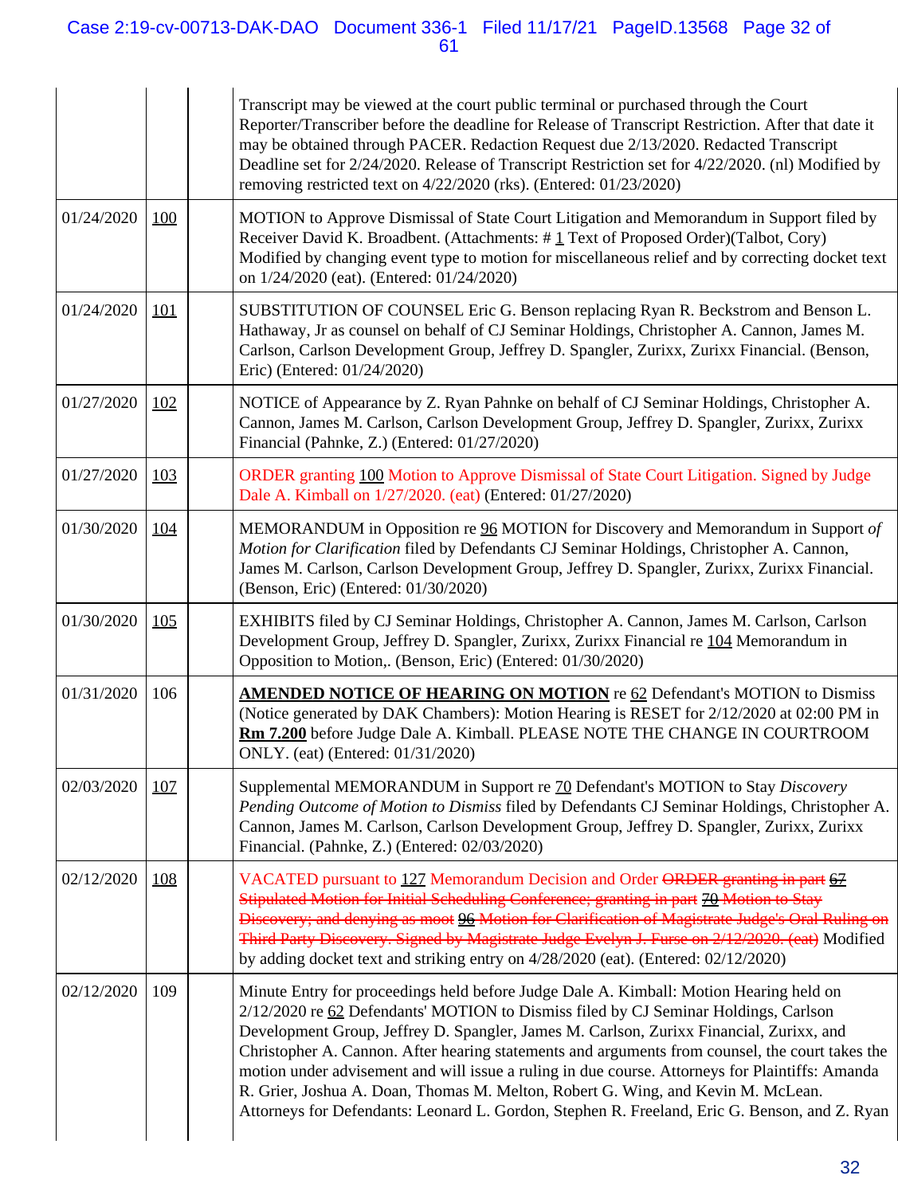| | | | |
|---|---|---|---|
| | | | Transcript may be viewed at the court public terminal or purchased through the Court Reporter/Transcriber before the deadline for Release of Transcript Restriction. After that date it may be obtained through PACER. Redaction Request due 2/13/2020. Redacted Transcript Deadline set for 2/24/2020. Release of Transcript Restriction set for 4/22/2020. (nl) Modified by removing restricted text on 4/22/2020 (rks). (Entered: 01/23/2020) |
| 01/24/2020 | 100 | | MOTION to Approve Dismissal of State Court Litigation and Memorandum in Support filed by Receiver David K. Broadbent. (Attachments: # 1 Text of Proposed Order)(Talbot, Cory) Modified by changing event type to motion for miscellaneous relief and by correcting docket text on 1/24/2020 (eat). (Entered: 01/24/2020) |
| 01/24/2020 | 101 | | SUBSTITUTION OF COUNSEL Eric G. Benson replacing Ryan R. Beckstrom and Benson L. Hathaway, Jr as counsel on behalf of CJ Seminar Holdings, Christopher A. Cannon, James M. Carlson, Carlson Development Group, Jeffrey D. Spangler, Zurixx, Zurixx Financial. (Benson, Eric) (Entered: 01/24/2020) |
| 01/27/2020 | 102 | | NOTICE of Appearance by Z. Ryan Pahnke on behalf of CJ Seminar Holdings, Christopher A. Cannon, James M. Carlson, Carlson Development Group, Jeffrey D. Spangler, Zurixx, Zurixx Financial (Pahnke, Z.) (Entered: 01/27/2020) |
| 01/27/2020 | 103 | | ORDER granting 100 Motion to Approve Dismissal of State Court Litigation. Signed by Judge Dale A. Kimball on 1/27/2020. (eat) (Entered: 01/27/2020) |
| 01/30/2020 | 104 | | MEMORANDUM in Opposition re 96 MOTION for Discovery and Memorandum in Support *of Motion for Clarification* filed by Defendants CJ Seminar Holdings, Christopher A. Cannon, James M. Carlson, Carlson Development Group, Jeffrey D. Spangler, Zurixx, Zurixx Financial. (Benson, Eric) (Entered: 01/30/2020) |
| 01/30/2020 | 105 | | EXHIBITS filed by CJ Seminar Holdings, Christopher A. Cannon, James M. Carlson, Carlson Development Group, Jeffrey D. Spangler, Zurixx, Zurixx Financial re 104 Memorandum in Opposition to Motion,. (Benson, Eric) (Entered: 01/30/2020) |
| 01/31/2020 | 106 | | **AMENDED NOTICE OF HEARING ON MOTION** re 62 Defendant's MOTION to Dismiss (Notice generated by DAK Chambers): Motion Hearing is RESET for 2/12/2020 at 02:00 PM in **Rm 7.200** before Judge Dale A. Kimball. PLEASE NOTE THE CHANGE IN COURTROOM ONLY. (eat) (Entered: 01/31/2020) |
| 02/03/2020 | 107 | | Supplemental MEMORANDUM in Support re 70 Defendant's MOTION to Stay *Discovery Pending Outcome of Motion to Dismiss* filed by Defendants CJ Seminar Holdings, Christopher A. Cannon, James M. Carlson, Carlson Development Group, Jeffrey D. Spangler, Zurixx, Zurixx Financial. (Pahnke, Z.) (Entered: 02/03/2020) |
| 02/12/2020 | 108 | | VACATED pursuant to 127 Memorandum Decision and Order ~~ORDER granting in part 67 Stipulated Motion for Initial Scheduling Conference; granting in part 70 Motion to Stay Discovery; and denying as moot 96 Motion for Clarification of Magistrate Judge's Oral Ruling on Third Party Discovery. Signed by Magistrate Judge Evelyn J. Furse on 2/12/2020. (eat)~~ Modified by adding docket text and striking entry on 4/28/2020 (eat). (Entered: 02/12/2020) |
| 02/12/2020 | 109 | | Minute Entry for proceedings held before Judge Dale A. Kimball: Motion Hearing held on 2/12/2020 re 62 Defendants' MOTION to Dismiss filed by CJ Seminar Holdings, Carlson Development Group, Jeffrey D. Spangler, James M. Carlson, Zurixx Financial, Zurixx, and Christopher A. Cannon. After hearing statements and arguments from counsel, the court takes the motion under advisement and will issue a ruling in due course. Attorneys for Plaintiffs: Amanda R. Grier, Joshua A. Doan, Thomas M. Melton, Robert G. Wing, and Kevin M. McLean. Attorneys for Defendants: Leonard L. Gordon, Stephen R. Freeland, Eric G. Benson, and Z. Ryan |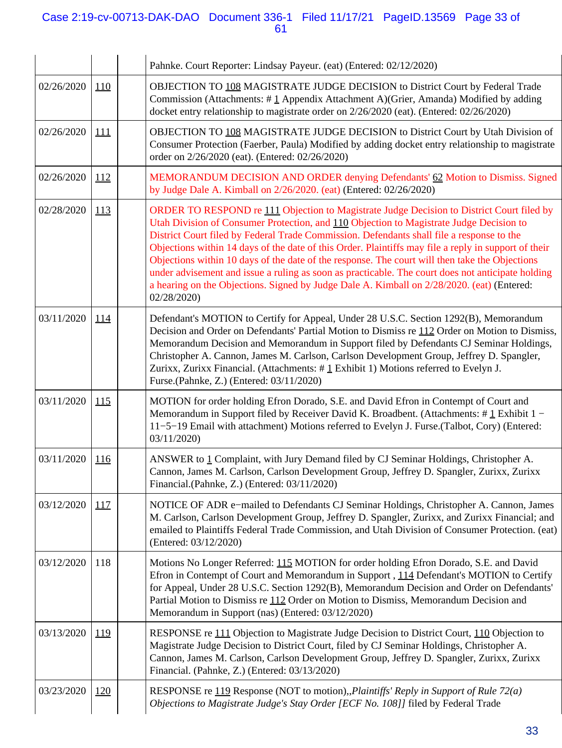| | | | |
|---|---|---|---|
| | | | Pahnke. Court Reporter: Lindsay Payeur. (eat) (Entered: 02/12/2020) |
| 02/26/2020 | 110 | | OBJECTION TO 108 MAGISTRATE JUDGE DECISION to District Court by Federal Trade Commission (Attachments: # 1 Appendix Attachment A)(Grier, Amanda) Modified by adding docket entry relationship to magistrate order on 2/26/2020 (eat). (Entered: 02/26/2020) |
| 02/26/2020 | 111 | | OBJECTION TO 108 MAGISTRATE JUDGE DECISION to District Court by Utah Division of Consumer Protection (Faerber, Paula) Modified by adding docket entry relationship to magistrate order on 2/26/2020 (eat). (Entered: 02/26/2020) |
| 02/26/2020 | 112 | | MEMORANDUM DECISION AND ORDER denying Defendants' 62 Motion to Dismiss. Signed by Judge Dale A. Kimball on 2/26/2020. (eat) (Entered: 02/26/2020) |
| 02/28/2020 | 113 | | ORDER TO RESPOND re 111 Objection to Magistrate Judge Decision to District Court filed by Utah Division of Consumer Protection, and 110 Objection to Magistrate Judge Decision to District Court filed by Federal Trade Commission. Defendants shall file a response to the Objections within 14 days of the date of this Order. Plaintiffs may file a reply in support of their Objections within 10 days of the date of the response. The court will then take the Objections under advisement and issue a ruling as soon as practicable. The court does not anticipate holding a hearing on the Objections. Signed by Judge Dale A. Kimball on 2/28/2020. (eat) (Entered: 02/28/2020) |
| 03/11/2020 | 114 | | Defendant's MOTION to Certify for Appeal, Under 28 U.S.C. Section 1292(B), Memorandum Decision and Order on Defendants' Partial Motion to Dismiss re 112 Order on Motion to Dismiss, Memorandum Decision and Memorandum in Support filed by Defendants CJ Seminar Holdings, Christopher A. Cannon, James M. Carlson, Carlson Development Group, Jeffrey D. Spangler, Zurixx, Zurixx Financial. (Attachments: # 1 Exhibit 1) Motions referred to Evelyn J. Furse.(Pahnke, Z.) (Entered: 03/11/2020) |
| 03/11/2020 | 115 | | MOTION for order holding Efron Dorado, S.E. and David Efron in Contempt of Court and Memorandum in Support filed by Receiver David K. Broadbent. (Attachments: # 1 Exhibit 1 − 11−5−19 Email with attachment) Motions referred to Evelyn J. Furse.(Talbot, Cory) (Entered: 03/11/2020) |
| 03/11/2020 | 116 | | ANSWER to 1 Complaint, with Jury Demand filed by CJ Seminar Holdings, Christopher A. Cannon, James M. Carlson, Carlson Development Group, Jeffrey D. Spangler, Zurixx, Zurixx Financial.(Pahnke, Z.) (Entered: 03/11/2020) |
| 03/12/2020 | 117 | | NOTICE OF ADR e−mailed to Defendants CJ Seminar Holdings, Christopher A. Cannon, James M. Carlson, Carlson Development Group, Jeffrey D. Spangler, Zurixx, and Zurixx Financial; and emailed to Plaintiffs Federal Trade Commission, and Utah Division of Consumer Protection. (eat) (Entered: 03/12/2020) |
| 03/12/2020 | 118 | | Motions No Longer Referred: 115 MOTION for order holding Efron Dorado, S.E. and David Efron in Contempt of Court and Memorandum in Support , 114 Defendant's MOTION to Certify for Appeal, Under 28 U.S.C. Section 1292(B), Memorandum Decision and Order on Defendants' Partial Motion to Dismiss re 112 Order on Motion to Dismiss, Memorandum Decision and Memorandum in Support (nas) (Entered: 03/12/2020) |
| 03/13/2020 | 119 | | RESPONSE re 111 Objection to Magistrate Judge Decision to District Court, 110 Objection to Magistrate Judge Decision to District Court, filed by CJ Seminar Holdings, Christopher A. Cannon, James M. Carlson, Carlson Development Group, Jeffrey D. Spangler, Zurixx, Zurixx Financial. (Pahnke, Z.) (Entered: 03/13/2020) |
| 03/23/2020 | 120 | | RESPONSE re 119 Response (NOT to motion),,*Plaintiffs' Reply in Support of Rule 72(a) Objections to Magistrate Judge's Stay Order [ECF No. 108]]* filed by Federal Trade |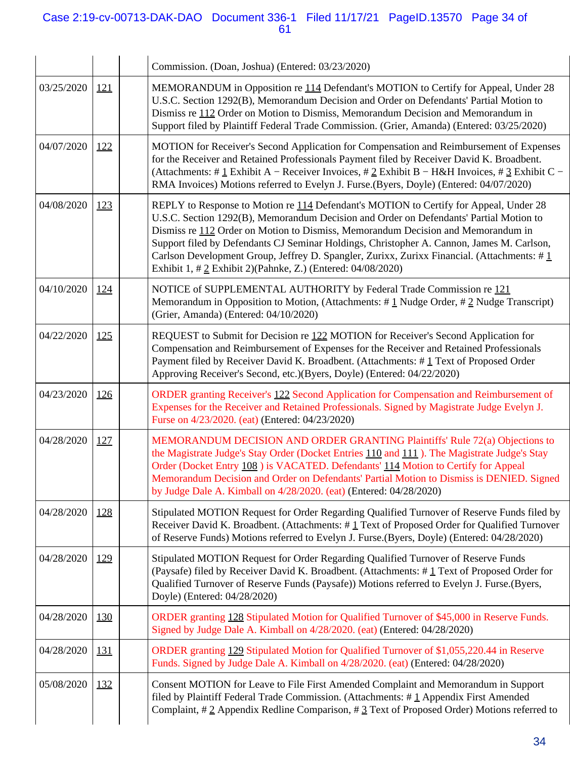| | | | |
|---|---|---|---|
| | | | Commission. (Doan, Joshua) (Entered: 03/23/2020) |
| 03/25/2020 | 121 | | MEMORANDUM in Opposition re 114 Defendant's MOTION to Certify for Appeal, Under 28 U.S.C. Section 1292(B), Memorandum Decision and Order on Defendants' Partial Motion to Dismiss re 112 Order on Motion to Dismiss, Memorandum Decision and Memorandum in Support filed by Plaintiff Federal Trade Commission. (Grier, Amanda) (Entered: 03/25/2020) |
| 04/07/2020 | 122 | | MOTION for Receiver's Second Application for Compensation and Reimbursement of Expenses for the Receiver and Retained Professionals Payment filed by Receiver David K. Broadbent. (Attachments: # 1 Exhibit A − Receiver Invoices, # 2 Exhibit B − H&H Invoices, # 3 Exhibit C − RMA Invoices) Motions referred to Evelyn J. Furse.(Byers, Doyle) (Entered: 04/07/2020) |
| 04/08/2020 | 123 | | REPLY to Response to Motion re 114 Defendant's MOTION to Certify for Appeal, Under 28 U.S.C. Section 1292(B), Memorandum Decision and Order on Defendants' Partial Motion to Dismiss re 112 Order on Motion to Dismiss, Memorandum Decision and Memorandum in Support filed by Defendants CJ Seminar Holdings, Christopher A. Cannon, James M. Carlson, Carlson Development Group, Jeffrey D. Spangler, Zurixx, Zurixx Financial. (Attachments: # 1 Exhibit 1, # 2 Exhibit 2)(Pahnke, Z.) (Entered: 04/08/2020) |
| 04/10/2020 | 124 | | NOTICE of SUPPLEMENTAL AUTHORITY by Federal Trade Commission re 121 Memorandum in Opposition to Motion, (Attachments: # 1 Nudge Order, # 2 Nudge Transcript) (Grier, Amanda) (Entered: 04/10/2020) |
| 04/22/2020 | 125 | | REQUEST to Submit for Decision re 122 MOTION for Receiver's Second Application for Compensation and Reimbursement of Expenses for the Receiver and Retained Professionals Payment filed by Receiver David K. Broadbent. (Attachments: # 1 Text of Proposed Order Approving Receiver's Second, etc.)(Byers, Doyle) (Entered: 04/22/2020) |
| 04/23/2020 | 126 | | ORDER granting Receiver's 122 Second Application for Compensation and Reimbursement of Expenses for the Receiver and Retained Professionals. Signed by Magistrate Judge Evelyn J. Furse on 4/23/2020. (eat) (Entered: 04/23/2020) |
| 04/28/2020 | 127 | | MEMORANDUM DECISION AND ORDER GRANTING Plaintiffs' Rule 72(a) Objections to the Magistrate Judge's Stay Order (Docket Entries 110 and 111 ). The Magistrate Judge's Stay Order (Docket Entry 108 ) is VACATED. Defendants' 114 Motion to Certify for Appeal Memorandum Decision and Order on Defendants' Partial Motion to Dismiss is DENIED. Signed by Judge Dale A. Kimball on 4/28/2020. (eat) (Entered: 04/28/2020) |
| 04/28/2020 | 128 | | Stipulated MOTION Request for Order Regarding Qualified Turnover of Reserve Funds filed by Receiver David K. Broadbent. (Attachments: # 1 Text of Proposed Order for Qualified Turnover of Reserve Funds) Motions referred to Evelyn J. Furse.(Byers, Doyle) (Entered: 04/28/2020) |
| 04/28/2020 | 129 | | Stipulated MOTION Request for Order Regarding Qualified Turnover of Reserve Funds (Paysafe) filed by Receiver David K. Broadbent. (Attachments: # 1 Text of Proposed Order for Qualified Turnover of Reserve Funds (Paysafe)) Motions referred to Evelyn J. Furse.(Byers, Doyle) (Entered: 04/28/2020) |
| 04/28/2020 | 130 | | ORDER granting 128 Stipulated Motion for Qualified Turnover of $45,000 in Reserve Funds. Signed by Judge Dale A. Kimball on 4/28/2020. (eat) (Entered: 04/28/2020) |
| 04/28/2020 | 131 | | ORDER granting 129 Stipulated Motion for Qualified Turnover of $1,055,220.44 in Reserve Funds. Signed by Judge Dale A. Kimball on 4/28/2020. (eat) (Entered: 04/28/2020) |
| 05/08/2020 | 132 | | Consent MOTION for Leave to File First Amended Complaint and Memorandum in Support filed by Plaintiff Federal Trade Commission. (Attachments: # 1 Appendix First Amended Complaint, # 2 Appendix Redline Comparison, # 3 Text of Proposed Order) Motions referred to |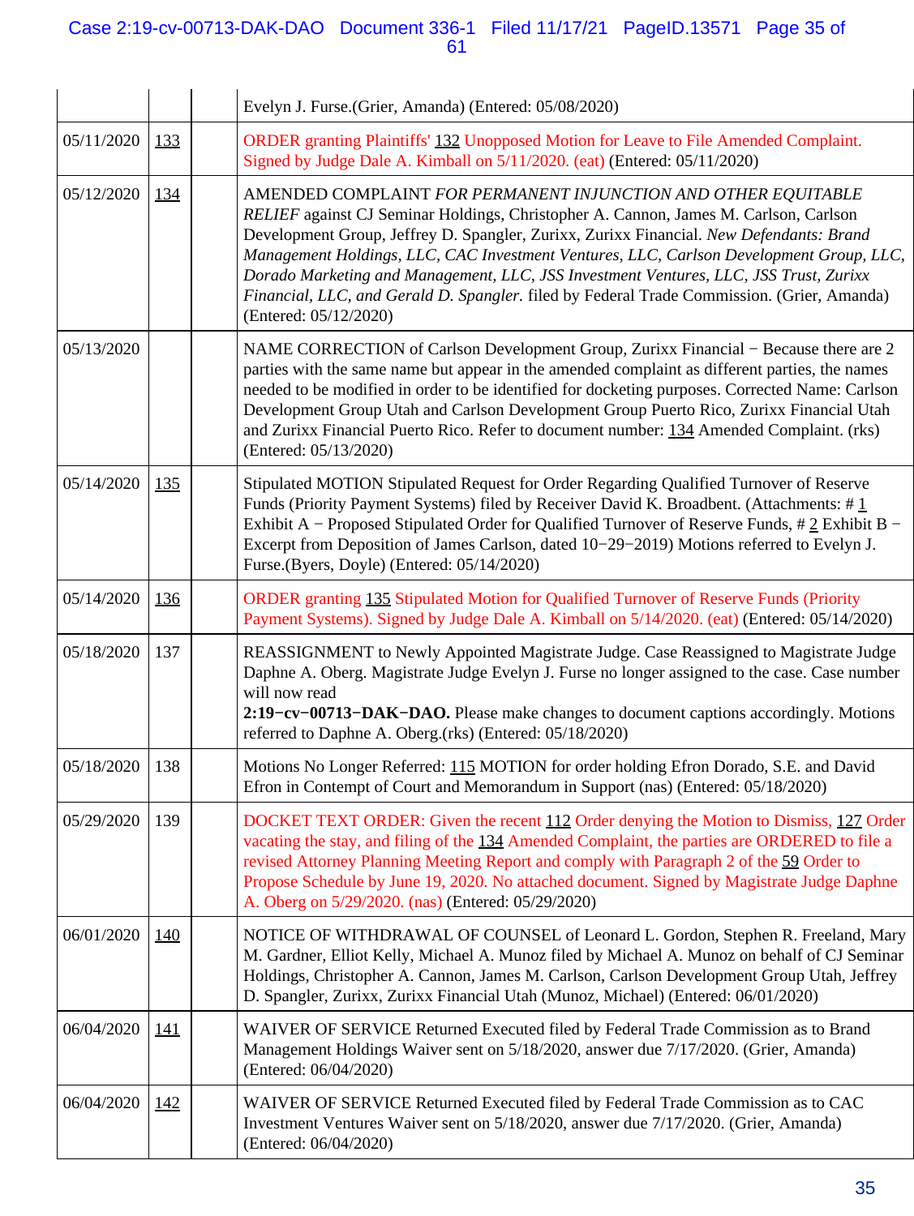| | | | |
|---|---|---|---|
| | | | Evelyn J. Furse.(Grier, Amanda) (Entered: 05/08/2020) |
| 05/11/2020 | 133 | | ORDER granting Plaintiffs' 132 Unopposed Motion for Leave to File Amended Complaint. Signed by Judge Dale A. Kimball on 5/11/2020. (eat) (Entered: 05/11/2020) |
| 05/12/2020 | 134 | | AMENDED COMPLAINT *FOR PERMANENT INJUNCTION AND OTHER EQUITABLE RELIEF* against CJ Seminar Holdings, Christopher A. Cannon, James M. Carlson, Carlson Development Group, Jeffrey D. Spangler, Zurixx, Zurixx Financial. *New Defendants: Brand Management Holdings, LLC, CAC Investment Ventures, LLC, Carlson Development Group, LLC, Dorado Marketing and Management, LLC, JSS Investment Ventures, LLC, JSS Trust, Zurixx Financial, LLC, and Gerald D. Spangler.* filed by Federal Trade Commission. (Grier, Amanda) (Entered: 05/12/2020) |
| 05/13/2020 | | | NAME CORRECTION of Carlson Development Group, Zurixx Financial − Because there are 2 parties with the same name but appear in the amended complaint as different parties, the names needed to be modified in order to be identified for docketing purposes. Corrected Name: Carlson Development Group Utah and Carlson Development Group Puerto Rico, Zurixx Financial Utah and Zurixx Financial Puerto Rico. Refer to document number: 134 Amended Complaint. (rks) (Entered: 05/13/2020) |
| 05/14/2020 | 135 | | Stipulated MOTION Stipulated Request for Order Regarding Qualified Turnover of Reserve Funds (Priority Payment Systems) filed by Receiver David K. Broadbent. (Attachments: # 1 Exhibit A − Proposed Stipulated Order for Qualified Turnover of Reserve Funds, # 2 Exhibit B − Excerpt from Deposition of James Carlson, dated 10−29−2019) Motions referred to Evelyn J. Furse.(Byers, Doyle) (Entered: 05/14/2020) |
| 05/14/2020 | 136 | | ORDER granting 135 Stipulated Motion for Qualified Turnover of Reserve Funds (Priority Payment Systems). Signed by Judge Dale A. Kimball on 5/14/2020. (eat) (Entered: 05/14/2020) |
| 05/18/2020 | 137 | | REASSIGNMENT to Newly Appointed Magistrate Judge. Case Reassigned to Magistrate Judge Daphne A. Oberg. Magistrate Judge Evelyn J. Furse no longer assigned to the case. Case number will now read **2:19−cv−00713−DAK−DAO.** Please make changes to document captions accordingly. Motions referred to Daphne A. Oberg.(rks) (Entered: 05/18/2020) |
| 05/18/2020 | 138 | | Motions No Longer Referred: 115 MOTION for order holding Efron Dorado, S.E. and David Efron in Contempt of Court and Memorandum in Support (nas) (Entered: 05/18/2020) |
| 05/29/2020 | 139 | | DOCKET TEXT ORDER: Given the recent 112 Order denying the Motion to Dismiss, 127 Order vacating the stay, and filing of the 134 Amended Complaint, the parties are ORDERED to file a revised Attorney Planning Meeting Report and comply with Paragraph 2 of the 59 Order to Propose Schedule by June 19, 2020. No attached document. Signed by Magistrate Judge Daphne A. Oberg on 5/29/2020. (nas) (Entered: 05/29/2020) |
| 06/01/2020 | 140 | | NOTICE OF WITHDRAWAL OF COUNSEL of Leonard L. Gordon, Stephen R. Freeland, Mary M. Gardner, Elliot Kelly, Michael A. Munoz filed by Michael A. Munoz on behalf of CJ Seminar Holdings, Christopher A. Cannon, James M. Carlson, Carlson Development Group Utah, Jeffrey D. Spangler, Zurixx, Zurixx Financial Utah (Munoz, Michael) (Entered: 06/01/2020) |
| 06/04/2020 | 141 | | WAIVER OF SERVICE Returned Executed filed by Federal Trade Commission as to Brand Management Holdings Waiver sent on 5/18/2020, answer due 7/17/2020. (Grier, Amanda) (Entered: 06/04/2020) |
| 06/04/2020 | 142 | | WAIVER OF SERVICE Returned Executed filed by Federal Trade Commission as to CAC Investment Ventures Waiver sent on 5/18/2020, answer due 7/17/2020. (Grier, Amanda) (Entered: 06/04/2020) |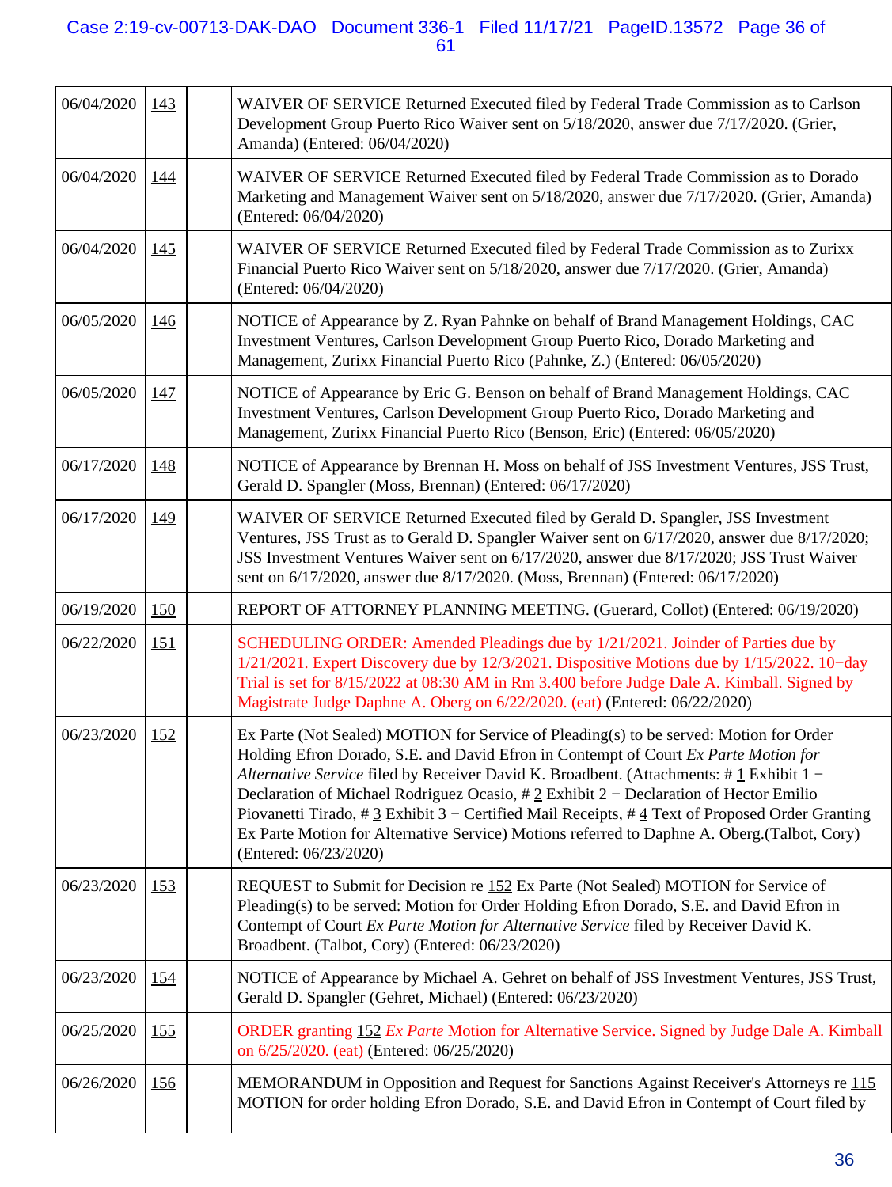| | | | |
|---|---|---|---|
| 06/04/2020 | 143 | | WAIVER OF SERVICE Returned Executed filed by Federal Trade Commission as to Carlson Development Group Puerto Rico Waiver sent on 5/18/2020, answer due 7/17/2020. (Grier, Amanda) (Entered: 06/04/2020) |
| 06/04/2020 | 144 | | WAIVER OF SERVICE Returned Executed filed by Federal Trade Commission as to Dorado Marketing and Management Waiver sent on 5/18/2020, answer due 7/17/2020. (Grier, Amanda) (Entered: 06/04/2020) |
| 06/04/2020 | 145 | | WAIVER OF SERVICE Returned Executed filed by Federal Trade Commission as to Zurixx Financial Puerto Rico Waiver sent on 5/18/2020, answer due 7/17/2020. (Grier, Amanda) (Entered: 06/04/2020) |
| 06/05/2020 | 146 | | NOTICE of Appearance by Z. Ryan Pahnke on behalf of Brand Management Holdings, CAC Investment Ventures, Carlson Development Group Puerto Rico, Dorado Marketing and Management, Zurixx Financial Puerto Rico (Pahnke, Z.) (Entered: 06/05/2020) |
| 06/05/2020 | 147 | | NOTICE of Appearance by Eric G. Benson on behalf of Brand Management Holdings, CAC Investment Ventures, Carlson Development Group Puerto Rico, Dorado Marketing and Management, Zurixx Financial Puerto Rico (Benson, Eric) (Entered: 06/05/2020) |
| 06/17/2020 | 148 | | NOTICE of Appearance by Brennan H. Moss on behalf of JSS Investment Ventures, JSS Trust, Gerald D. Spangler (Moss, Brennan) (Entered: 06/17/2020) |
| 06/17/2020 | 149 | | WAIVER OF SERVICE Returned Executed filed by Gerald D. Spangler, JSS Investment Ventures, JSS Trust as to Gerald D. Spangler Waiver sent on 6/17/2020, answer due 8/17/2020; JSS Investment Ventures Waiver sent on 6/17/2020, answer due 8/17/2020; JSS Trust Waiver sent on 6/17/2020, answer due 8/17/2020. (Moss, Brennan) (Entered: 06/17/2020) |
| 06/19/2020 | 150 | | REPORT OF ATTORNEY PLANNING MEETING. (Guerard, Collot) (Entered: 06/19/2020) |
| 06/22/2020 | 151 | | SCHEDULING ORDER: Amended Pleadings due by 1/21/2021. Joinder of Parties due by 1/21/2021. Expert Discovery due by 12/3/2021. Dispositive Motions due by 1/15/2022. 10−day Trial is set for 8/15/2022 at 08:30 AM in Rm 3.400 before Judge Dale A. Kimball. Signed by Magistrate Judge Daphne A. Oberg on 6/22/2020. (eat) (Entered: 06/22/2020) |
| 06/23/2020 | 152 | | Ex Parte (Not Sealed) MOTION for Service of Pleading(s) to be served: Motion for Order Holding Efron Dorado, S.E. and David Efron in Contempt of Court *Ex Parte Motion for Alternative Service* filed by Receiver David K. Broadbent. (Attachments: # 1 Exhibit 1 − Declaration of Michael Rodriguez Ocasio, # 2 Exhibit 2 − Declaration of Hector Emilio Piovanetti Tirado, # 3 Exhibit 3 − Certified Mail Receipts, # 4 Text of Proposed Order Granting Ex Parte Motion for Alternative Service) Motions referred to Daphne A. Oberg.(Talbot, Cory) (Entered: 06/23/2020) |
| 06/23/2020 | 153 | | REQUEST to Submit for Decision re 152 Ex Parte (Not Sealed) MOTION for Service of Pleading(s) to be served: Motion for Order Holding Efron Dorado, S.E. and David Efron in Contempt of Court *Ex Parte Motion for Alternative Service* filed by Receiver David K. Broadbent. (Talbot, Cory) (Entered: 06/23/2020) |
| 06/23/2020 | 154 | | NOTICE of Appearance by Michael A. Gehret on behalf of JSS Investment Ventures, JSS Trust, Gerald D. Spangler (Gehret, Michael) (Entered: 06/23/2020) |
| 06/25/2020 | 155 | | ORDER granting 152 *Ex Parte* Motion for Alternative Service. Signed by Judge Dale A. Kimball on 6/25/2020. (eat) (Entered: 06/25/2020) |
| 06/26/2020 | 156 | | MEMORANDUM in Opposition and Request for Sanctions Against Receiver's Attorneys re 115 MOTION for order holding Efron Dorado, S.E. and David Efron in Contempt of Court filed by |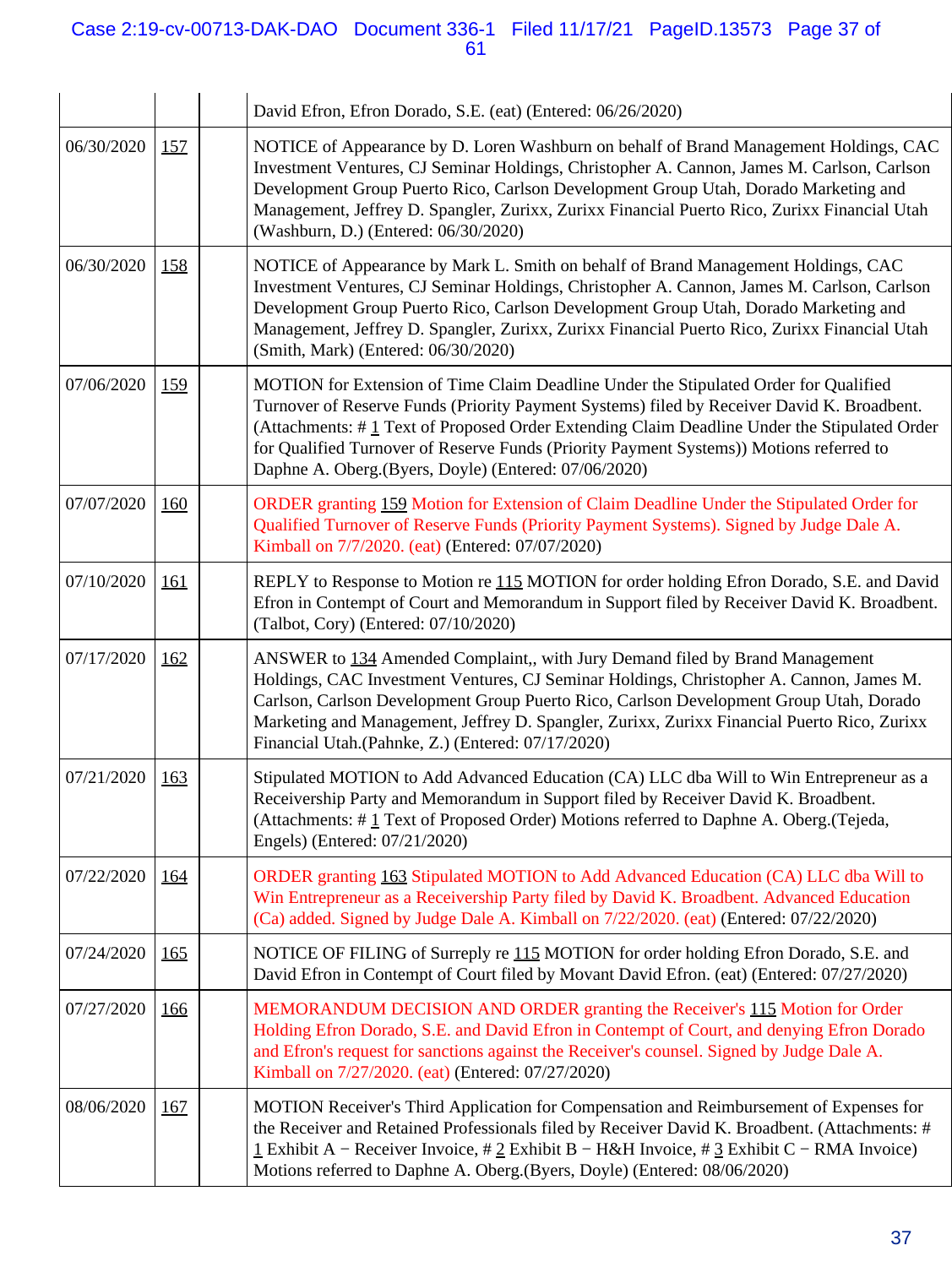| | | | |
|---|---|---|---|
| | | | David Efron, Efron Dorado, S.E. (eat) (Entered: 06/26/2020) |
| 06/30/2020 | 157 | | NOTICE of Appearance by D. Loren Washburn on behalf of Brand Management Holdings, CAC Investment Ventures, CJ Seminar Holdings, Christopher A. Cannon, James M. Carlson, Carlson Development Group Puerto Rico, Carlson Development Group Utah, Dorado Marketing and Management, Jeffrey D. Spangler, Zurixx, Zurixx Financial Puerto Rico, Zurixx Financial Utah (Washburn, D.) (Entered: 06/30/2020) |
| 06/30/2020 | 158 | | NOTICE of Appearance by Mark L. Smith on behalf of Brand Management Holdings, CAC Investment Ventures, CJ Seminar Holdings, Christopher A. Cannon, James M. Carlson, Carlson Development Group Puerto Rico, Carlson Development Group Utah, Dorado Marketing and Management, Jeffrey D. Spangler, Zurixx, Zurixx Financial Puerto Rico, Zurixx Financial Utah (Smith, Mark) (Entered: 06/30/2020) |
| 07/06/2020 | 159 | | MOTION for Extension of Time Claim Deadline Under the Stipulated Order for Qualified Turnover of Reserve Funds (Priority Payment Systems) filed by Receiver David K. Broadbent. (Attachments: # 1 Text of Proposed Order Extending Claim Deadline Under the Stipulated Order for Qualified Turnover of Reserve Funds (Priority Payment Systems)) Motions referred to Daphne A. Oberg.(Byers, Doyle) (Entered: 07/06/2020) |
| 07/07/2020 | 160 | | ORDER granting 159 Motion for Extension of Claim Deadline Under the Stipulated Order for Qualified Turnover of Reserve Funds (Priority Payment Systems). Signed by Judge Dale A. Kimball on 7/7/2020. (eat) (Entered: 07/07/2020) |
| 07/10/2020 | 161 | | REPLY to Response to Motion re 115 MOTION for order holding Efron Dorado, S.E. and David Efron in Contempt of Court and Memorandum in Support filed by Receiver David K. Broadbent. (Talbot, Cory) (Entered: 07/10/2020) |
| 07/17/2020 | 162 | | ANSWER to 134 Amended Complaint,, with Jury Demand filed by Brand Management Holdings, CAC Investment Ventures, CJ Seminar Holdings, Christopher A. Cannon, James M. Carlson, Carlson Development Group Puerto Rico, Carlson Development Group Utah, Dorado Marketing and Management, Jeffrey D. Spangler, Zurixx, Zurixx Financial Puerto Rico, Zurixx Financial Utah.(Pahnke, Z.) (Entered: 07/17/2020) |
| 07/21/2020 | 163 | | Stipulated MOTION to Add Advanced Education (CA) LLC dba Will to Win Entrepreneur as a Receivership Party and Memorandum in Support filed by Receiver David K. Broadbent. (Attachments: # 1 Text of Proposed Order) Motions referred to Daphne A. Oberg.(Tejeda, Engels) (Entered: 07/21/2020) |
| 07/22/2020 | 164 | | ORDER granting 163 Stipulated MOTION to Add Advanced Education (CA) LLC dba Will to Win Entrepreneur as a Receivership Party filed by David K. Broadbent. Advanced Education (Ca) added. Signed by Judge Dale A. Kimball on 7/22/2020. (eat) (Entered: 07/22/2020) |
| 07/24/2020 | 165 | | NOTICE OF FILING of Surreply re 115 MOTION for order holding Efron Dorado, S.E. and David Efron in Contempt of Court filed by Movant David Efron. (eat) (Entered: 07/27/2020) |
| 07/27/2020 | 166 | | MEMORANDUM DECISION AND ORDER granting the Receiver's 115 Motion for Order Holding Efron Dorado, S.E. and David Efron in Contempt of Court, and denying Efron Dorado and Efron's request for sanctions against the Receiver's counsel. Signed by Judge Dale A. Kimball on 7/27/2020. (eat) (Entered: 07/27/2020) |
| 08/06/2020 | 167 | | MOTION Receiver's Third Application for Compensation and Reimbursement of Expenses for the Receiver and Retained Professionals filed by Receiver David K. Broadbent. (Attachments: # 1 Exhibit A − Receiver Invoice, # 2 Exhibit B − H&H Invoice, # 3 Exhibit C − RMA Invoice) Motions referred to Daphne A. Oberg.(Byers, Doyle) (Entered: 08/06/2020) |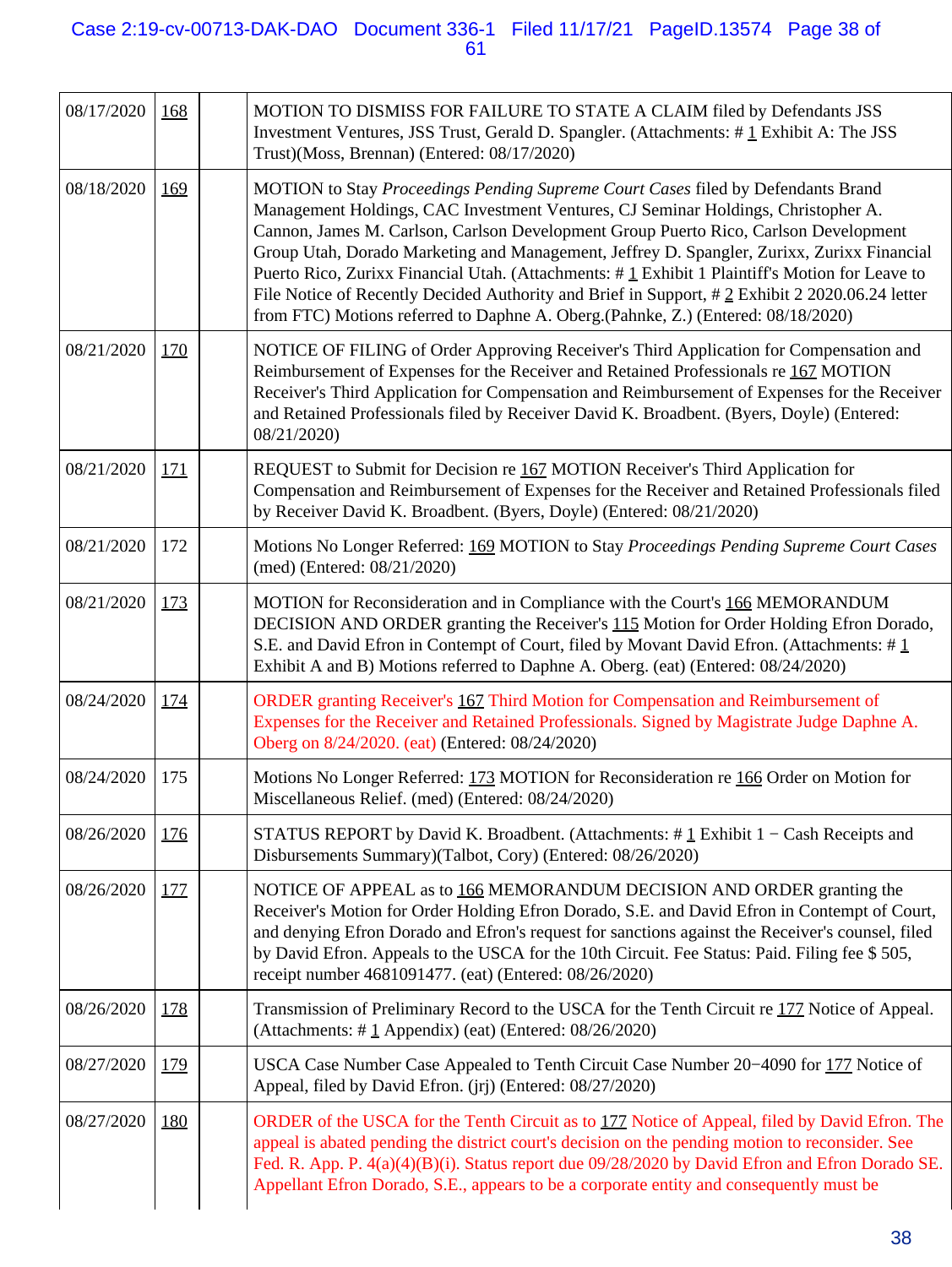| | | | |
|---|---|---|---|
| 08/17/2020 | 168 | | MOTION TO DISMISS FOR FAILURE TO STATE A CLAIM filed by Defendants JSS Investment Ventures, JSS Trust, Gerald D. Spangler. (Attachments: # 1 Exhibit A: The JSS Trust)(Moss, Brennan) (Entered: 08/17/2020) |
| 08/18/2020 | 169 | | MOTION to Stay *Proceedings Pending Supreme Court Cases* filed by Defendants Brand Management Holdings, CAC Investment Ventures, CJ Seminar Holdings, Christopher A. Cannon, James M. Carlson, Carlson Development Group Puerto Rico, Carlson Development Group Utah, Dorado Marketing and Management, Jeffrey D. Spangler, Zurixx, Zurixx Financial Puerto Rico, Zurixx Financial Utah. (Attachments: # 1 Exhibit 1 Plaintiff's Motion for Leave to File Notice of Recently Decided Authority and Brief in Support, # 2 Exhibit 2 2020.06.24 letter from FTC) Motions referred to Daphne A. Oberg.(Pahnke, Z.) (Entered: 08/18/2020) |
| 08/21/2020 | 170 | | NOTICE OF FILING of Order Approving Receiver's Third Application for Compensation and Reimbursement of Expenses for the Receiver and Retained Professionals re 167 MOTION Receiver's Third Application for Compensation and Reimbursement of Expenses for the Receiver and Retained Professionals filed by Receiver David K. Broadbent. (Byers, Doyle) (Entered: 08/21/2020) |
| 08/21/2020 | 171 | | REQUEST to Submit for Decision re 167 MOTION Receiver's Third Application for Compensation and Reimbursement of Expenses for the Receiver and Retained Professionals filed by Receiver David K. Broadbent. (Byers, Doyle) (Entered: 08/21/2020) |
| 08/21/2020 | 172 | | Motions No Longer Referred: 169 MOTION to Stay *Proceedings Pending Supreme Court Cases* (med) (Entered: 08/21/2020) |
| 08/21/2020 | 173 | | MOTION for Reconsideration and in Compliance with the Court's 166 MEMORANDUM DECISION AND ORDER granting the Receiver's 115 Motion for Order Holding Efron Dorado, S.E. and David Efron in Contempt of Court, filed by Movant David Efron. (Attachments: # 1 Exhibit A and B) Motions referred to Daphne A. Oberg. (eat) (Entered: 08/24/2020) |
| 08/24/2020 | 174 | | ORDER granting Receiver's 167 Third Motion for Compensation and Reimbursement of Expenses for the Receiver and Retained Professionals. Signed by Magistrate Judge Daphne A. Oberg on 8/24/2020. (eat) (Entered: 08/24/2020) |
| 08/24/2020 | 175 | | Motions No Longer Referred: 173 MOTION for Reconsideration re 166 Order on Motion for Miscellaneous Relief. (med) (Entered: 08/24/2020) |
| 08/26/2020 | 176 | | STATUS REPORT by David K. Broadbent. (Attachments: # 1 Exhibit 1 − Cash Receipts and Disbursements Summary)(Talbot, Cory) (Entered: 08/26/2020) |
| 08/26/2020 | 177 | | NOTICE OF APPEAL as to 166 MEMORANDUM DECISION AND ORDER granting the Receiver's Motion for Order Holding Efron Dorado, S.E. and David Efron in Contempt of Court, and denying Efron Dorado and Efron's request for sanctions against the Receiver's counsel, filed by David Efron. Appeals to the USCA for the 10th Circuit. Fee Status: Paid. Filing fee $ 505, receipt number 4681091477. (eat) (Entered: 08/26/2020) |
| 08/26/2020 | 178 | | Transmission of Preliminary Record to the USCA for the Tenth Circuit re 177 Notice of Appeal. (Attachments: # 1 Appendix) (eat) (Entered: 08/26/2020) |
| 08/27/2020 | 179 | | USCA Case Number Case Appealed to Tenth Circuit Case Number 20−4090 for 177 Notice of Appeal, filed by David Efron. (jrj) (Entered: 08/27/2020) |
| 08/27/2020 | 180 | | ORDER of the USCA for the Tenth Circuit as to 177 Notice of Appeal, filed by David Efron. The appeal is abated pending the district court's decision on the pending motion to reconsider. See Fed. R. App. P. 4(a)(4)(B)(i). Status report due 09/28/2020 by David Efron and Efron Dorado SE. Appellant Efron Dorado, S.E., appears to be a corporate entity and consequently must be |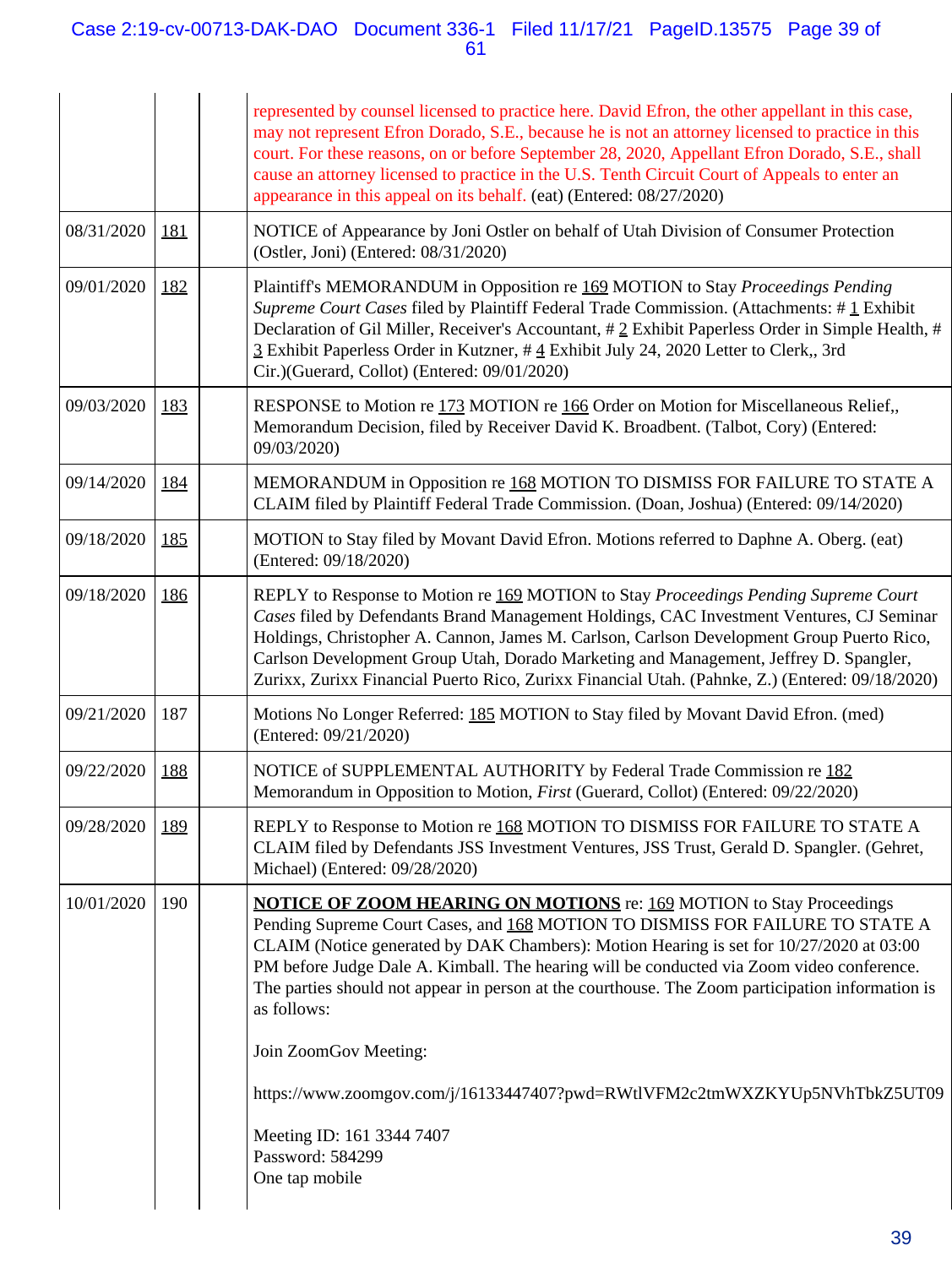| | | | |
|---|---|---|---|
| | | | represented by counsel licensed to practice here. David Efron, the other appellant in this case, may not represent Efron Dorado, S.E., because he is not an attorney licensed to practice in this court. For these reasons, on or before September 28, 2020, Appellant Efron Dorado, S.E., shall cause an attorney licensed to practice in the U.S. Tenth Circuit Court of Appeals to enter an appearance in this appeal on its behalf. (eat) (Entered: 08/27/2020) |
| 08/31/2020 | 181 | | NOTICE of Appearance by Joni Ostler on behalf of Utah Division of Consumer Protection (Ostler, Joni) (Entered: 08/31/2020) |
| 09/01/2020 | 182 | | Plaintiff's MEMORANDUM in Opposition re 169 MOTION to Stay *Proceedings Pending Supreme Court Cases* filed by Plaintiff Federal Trade Commission. (Attachments: # 1 Exhibit Declaration of Gil Miller, Receiver's Accountant, # 2 Exhibit Paperless Order in Simple Health, # 3 Exhibit Paperless Order in Kutzner, # 4 Exhibit July 24, 2020 Letter to Clerk,, 3rd Cir.)(Guerard, Collot) (Entered: 09/01/2020) |
| 09/03/2020 | 183 | | RESPONSE to Motion re 173 MOTION re 166 Order on Motion for Miscellaneous Relief,, Memorandum Decision, filed by Receiver David K. Broadbent. (Talbot, Cory) (Entered: 09/03/2020) |
| 09/14/2020 | 184 | | MEMORANDUM in Opposition re 168 MOTION TO DISMISS FOR FAILURE TO STATE A CLAIM filed by Plaintiff Federal Trade Commission. (Doan, Joshua) (Entered: 09/14/2020) |
| 09/18/2020 | 185 | | MOTION to Stay filed by Movant David Efron. Motions referred to Daphne A. Oberg. (eat) (Entered: 09/18/2020) |
| 09/18/2020 | 186 | | REPLY to Response to Motion re 169 MOTION to Stay *Proceedings Pending Supreme Court Cases* filed by Defendants Brand Management Holdings, CAC Investment Ventures, CJ Seminar Holdings, Christopher A. Cannon, James M. Carlson, Carlson Development Group Puerto Rico, Carlson Development Group Utah, Dorado Marketing and Management, Jeffrey D. Spangler, Zurixx, Zurixx Financial Puerto Rico, Zurixx Financial Utah. (Pahnke, Z.) (Entered: 09/18/2020) |
| 09/21/2020 | 187 | | Motions No Longer Referred: 185 MOTION to Stay filed by Movant David Efron. (med) (Entered: 09/21/2020) |
| 09/22/2020 | 188 | | NOTICE of SUPPLEMENTAL AUTHORITY by Federal Trade Commission re 182 Memorandum in Opposition to Motion, *First* (Guerard, Collot) (Entered: 09/22/2020) |
| 09/28/2020 | 189 | | REPLY to Response to Motion re 168 MOTION TO DISMISS FOR FAILURE TO STATE A CLAIM filed by Defendants JSS Investment Ventures, JSS Trust, Gerald D. Spangler. (Gehret, Michael) (Entered: 09/28/2020) |
| 10/01/2020 | 190 | | **NOTICE OF ZOOM HEARING ON MOTIONS** re: 169 MOTION to Stay Proceedings Pending Supreme Court Cases, and 168 MOTION TO DISMISS FOR FAILURE TO STATE A CLAIM (Notice generated by DAK Chambers): Motion Hearing is set for 10/27/2020 at 03:00 PM before Judge Dale A. Kimball. The hearing will be conducted via Zoom video conference. The parties should not appear in person at the courthouse. The Zoom participation information is as follows:<br><br>Join ZoomGov Meeting:<br><br>https://www.zoomgov.com/j/16133447407?pwd=RWtlVFM2c2tmWXZKYUp5NVhTbkZ5UT09<br><br>Meeting ID: 161 3344 7407<br>Password: 584299<br>One tap mobile |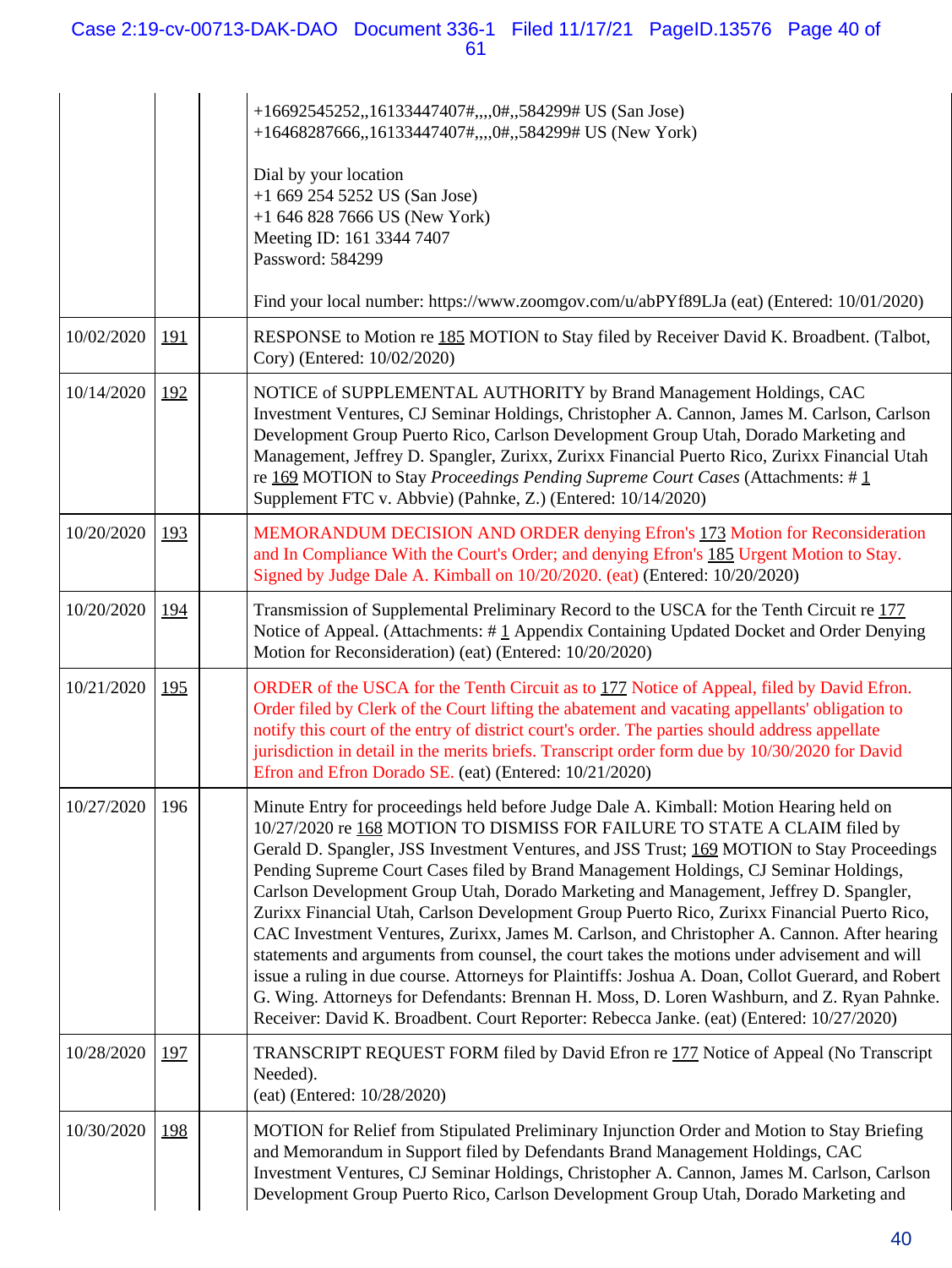| | | | |
|---|---|---|---|
| | | | +16692545252,,16133447407#,,,,0#,,584299# US (San Jose)<br>+16468287666,,16133447407#,,,,0#,,584299# US (New York)<br><br>Dial by your location<br>+1 669 254 5252 US (San Jose)<br>+1 646 828 7666 US (New York)<br>Meeting ID: 161 3344 7407<br>Password: 584299<br><br>Find your local number: https://www.zoomgov.com/u/abPYf89LJa (eat) (Entered: 10/01/2020) |
| 10/02/2020 | 191 | | RESPONSE to Motion re 185 MOTION to Stay filed by Receiver David K. Broadbent. (Talbot, Cory) (Entered: 10/02/2020) |
| 10/14/2020 | 192 | | NOTICE of SUPPLEMENTAL AUTHORITY by Brand Management Holdings, CAC Investment Ventures, CJ Seminar Holdings, Christopher A. Cannon, James M. Carlson, Carlson Development Group Puerto Rico, Carlson Development Group Utah, Dorado Marketing and Management, Jeffrey D. Spangler, Zurixx, Zurixx Financial Puerto Rico, Zurixx Financial Utah re 169 MOTION to Stay *Proceedings Pending Supreme Court Cases* (Attachments: # 1 Supplement FTC v. Abbvie) (Pahnke, Z.) (Entered: 10/14/2020) |
| 10/20/2020 | 193 | | MEMORANDUM DECISION AND ORDER denying Efron's 173 Motion for Reconsideration and In Compliance With the Court's Order; and denying Efron's 185 Urgent Motion to Stay. Signed by Judge Dale A. Kimball on 10/20/2020. (eat) (Entered: 10/20/2020) |
| 10/20/2020 | 194 | | Transmission of Supplemental Preliminary Record to the USCA for the Tenth Circuit re 177 Notice of Appeal. (Attachments: # 1 Appendix Containing Updated Docket and Order Denying Motion for Reconsideration) (eat) (Entered: 10/20/2020) |
| 10/21/2020 | 195 | | ORDER of the USCA for the Tenth Circuit as to 177 Notice of Appeal, filed by David Efron. Order filed by Clerk of the Court lifting the abatement and vacating appellants' obligation to notify this court of the entry of district court's order. The parties should address appellate jurisdiction in detail in the merits briefs. Transcript order form due by 10/30/2020 for David Efron and Efron Dorado SE. (eat) (Entered: 10/21/2020) |
| 10/27/2020 | 196 | | Minute Entry for proceedings held before Judge Dale A. Kimball: Motion Hearing held on 10/27/2020 re 168 MOTION TO DISMISS FOR FAILURE TO STATE A CLAIM filed by Gerald D. Spangler, JSS Investment Ventures, and JSS Trust; 169 MOTION to Stay Proceedings Pending Supreme Court Cases filed by Brand Management Holdings, CJ Seminar Holdings, Carlson Development Group Utah, Dorado Marketing and Management, Jeffrey D. Spangler, Zurixx Financial Utah, Carlson Development Group Puerto Rico, Zurixx Financial Puerto Rico, CAC Investment Ventures, Zurixx, James M. Carlson, and Christopher A. Cannon. After hearing statements and arguments from counsel, the court takes the motions under advisement and will issue a ruling in due course. Attorneys for Plaintiffs: Joshua A. Doan, Collot Guerard, and Robert G. Wing. Attorneys for Defendants: Brennan H. Moss, D. Loren Washburn, and Z. Ryan Pahnke. Receiver: David K. Broadbent. Court Reporter: Rebecca Janke. (eat) (Entered: 10/27/2020) |
| 10/28/2020 | 197 | | TRANSCRIPT REQUEST FORM filed by David Efron re 177 Notice of Appeal (No Transcript Needed).<br>(eat) (Entered: 10/28/2020) |
| 10/30/2020 | 198 | | MOTION for Relief from Stipulated Preliminary Injunction Order and Motion to Stay Briefing and Memorandum in Support filed by Defendants Brand Management Holdings, CAC Investment Ventures, CJ Seminar Holdings, Christopher A. Cannon, James M. Carlson, Carlson Development Group Puerto Rico, Carlson Development Group Utah, Dorado Marketing and |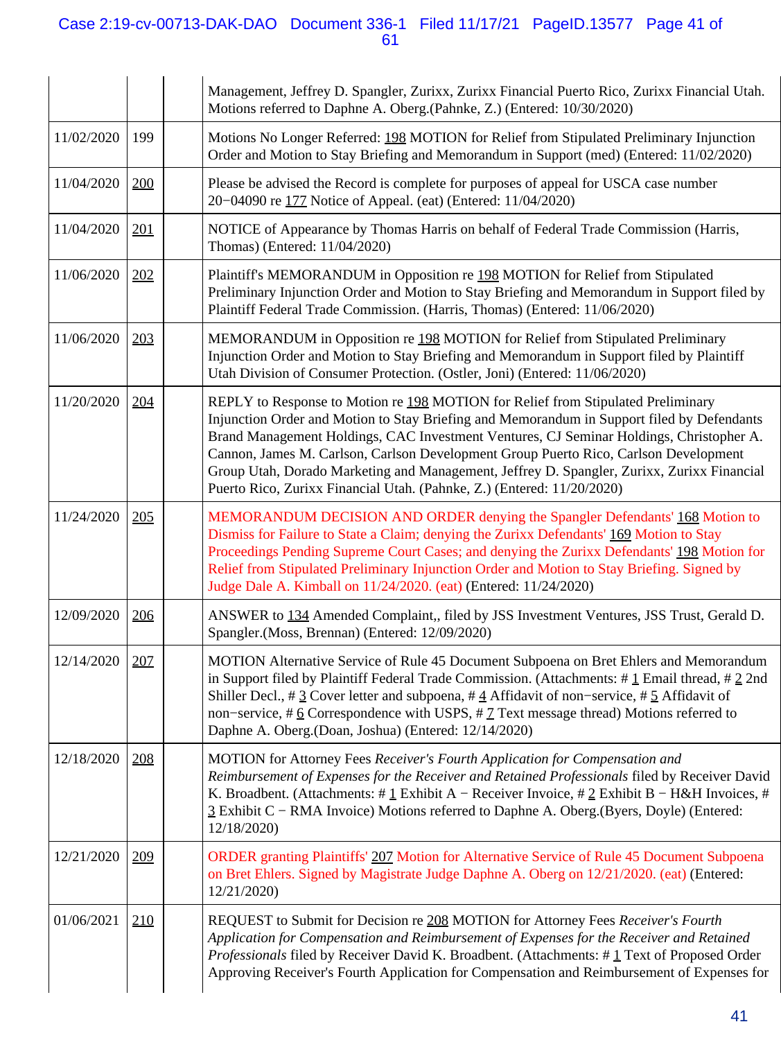| | | | |
|---|---|---|---|
| | | | Management, Jeffrey D. Spangler, Zurixx, Zurixx Financial Puerto Rico, Zurixx Financial Utah. Motions referred to Daphne A. Oberg.(Pahnke, Z.) (Entered: 10/30/2020) |
| 11/02/2020 | 199 | | Motions No Longer Referred: 198 MOTION for Relief from Stipulated Preliminary Injunction Order and Motion to Stay Briefing and Memorandum in Support (med) (Entered: 11/02/2020) |
| 11/04/2020 | 200 | | Please be advised the Record is complete for purposes of appeal for USCA case number 20−04090 re 177 Notice of Appeal. (eat) (Entered: 11/04/2020) |
| 11/04/2020 | 201 | | NOTICE of Appearance by Thomas Harris on behalf of Federal Trade Commission (Harris, Thomas) (Entered: 11/04/2020) |
| 11/06/2020 | 202 | | Plaintiff's MEMORANDUM in Opposition re 198 MOTION for Relief from Stipulated Preliminary Injunction Order and Motion to Stay Briefing and Memorandum in Support filed by Plaintiff Federal Trade Commission. (Harris, Thomas) (Entered: 11/06/2020) |
| 11/06/2020 | 203 | | MEMORANDUM in Opposition re 198 MOTION for Relief from Stipulated Preliminary Injunction Order and Motion to Stay Briefing and Memorandum in Support filed by Plaintiff Utah Division of Consumer Protection. (Ostler, Joni) (Entered: 11/06/2020) |
| 11/20/2020 | 204 | | REPLY to Response to Motion re 198 MOTION for Relief from Stipulated Preliminary Injunction Order and Motion to Stay Briefing and Memorandum in Support filed by Defendants Brand Management Holdings, CAC Investment Ventures, CJ Seminar Holdings, Christopher A. Cannon, James M. Carlson, Carlson Development Group Puerto Rico, Carlson Development Group Utah, Dorado Marketing and Management, Jeffrey D. Spangler, Zurixx, Zurixx Financial Puerto Rico, Zurixx Financial Utah. (Pahnke, Z.) (Entered: 11/20/2020) |
| 11/24/2020 | 205 | | MEMORANDUM DECISION AND ORDER denying the Spangler Defendants' 168 Motion to Dismiss for Failure to State a Claim; denying the Zurixx Defendants' 169 Motion to Stay Proceedings Pending Supreme Court Cases; and denying the Zurixx Defendants' 198 Motion for Relief from Stipulated Preliminary Injunction Order and Motion to Stay Briefing. Signed by Judge Dale A. Kimball on 11/24/2020. (eat) (Entered: 11/24/2020) |
| 12/09/2020 | 206 | | ANSWER to 134 Amended Complaint,, filed by JSS Investment Ventures, JSS Trust, Gerald D. Spangler.(Moss, Brennan) (Entered: 12/09/2020) |
| 12/14/2020 | 207 | | MOTION Alternative Service of Rule 45 Document Subpoena on Bret Ehlers and Memorandum in Support filed by Plaintiff Federal Trade Commission. (Attachments: # 1 Email thread, # 2 2nd Shiller Decl., # 3 Cover letter and subpoena, # 4 Affidavit of non−service, # 5 Affidavit of non−service, # 6 Correspondence with USPS, # 7 Text message thread) Motions referred to Daphne A. Oberg.(Doan, Joshua) (Entered: 12/14/2020) |
| 12/18/2020 | 208 | | MOTION for Attorney Fees *Receiver's Fourth Application for Compensation and Reimbursement of Expenses for the Receiver and Retained Professionals* filed by Receiver David K. Broadbent. (Attachments: # 1 Exhibit A − Receiver Invoice, # 2 Exhibit B − H&H Invoices, # 3 Exhibit C − RMA Invoice) Motions referred to Daphne A. Oberg.(Byers, Doyle) (Entered: 12/18/2020) |
| 12/21/2020 | 209 | | ORDER granting Plaintiffs' 207 Motion for Alternative Service of Rule 45 Document Subpoena on Bret Ehlers. Signed by Magistrate Judge Daphne A. Oberg on 12/21/2020. (eat) (Entered: 12/21/2020) |
| 01/06/2021 | 210 | | REQUEST to Submit for Decision re 208 MOTION for Attorney Fees *Receiver's Fourth Application for Compensation and Reimbursement of Expenses for the Receiver and Retained Professionals* filed by Receiver David K. Broadbent. (Attachments: # 1 Text of Proposed Order Approving Receiver's Fourth Application for Compensation and Reimbursement of Expenses for |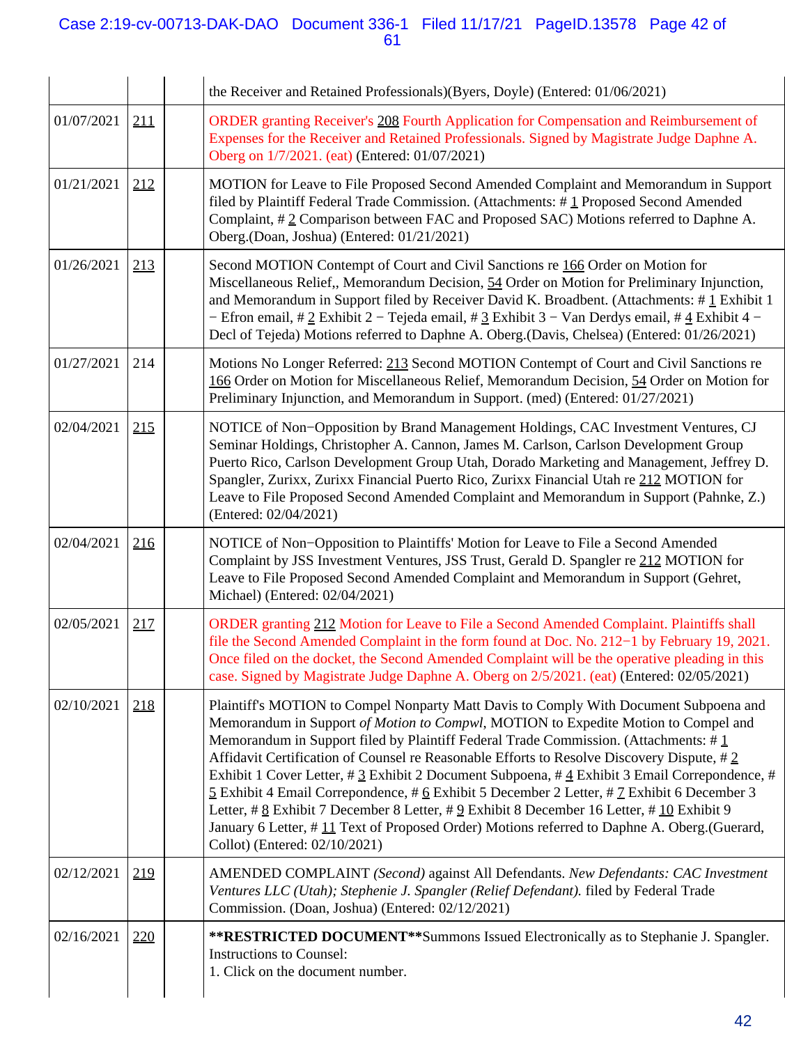| | | | |
|---|---|---|---|
| | | | the Receiver and Retained Professionals)(Byers, Doyle) (Entered: 01/06/2021) |
| 01/07/2021 | 211 | | ORDER granting Receiver's 208 Fourth Application for Compensation and Reimbursement of Expenses for the Receiver and Retained Professionals. Signed by Magistrate Judge Daphne A. Oberg on 1/7/2021. (eat) (Entered: 01/07/2021) |
| 01/21/2021 | 212 | | MOTION for Leave to File Proposed Second Amended Complaint and Memorandum in Support filed by Plaintiff Federal Trade Commission. (Attachments: # 1 Proposed Second Amended Complaint, # 2 Comparison between FAC and Proposed SAC) Motions referred to Daphne A. Oberg.(Doan, Joshua) (Entered: 01/21/2021) |
| 01/26/2021 | 213 | | Second MOTION Contempt of Court and Civil Sanctions re 166 Order on Motion for Miscellaneous Relief,, Memorandum Decision, 54 Order on Motion for Preliminary Injunction, and Memorandum in Support filed by Receiver David K. Broadbent. (Attachments: # 1 Exhibit 1 − Efron email, # 2 Exhibit 2 − Tejeda email, # 3 Exhibit 3 − Van Derdys email, # 4 Exhibit 4 − Decl of Tejeda) Motions referred to Daphne A. Oberg.(Davis, Chelsea) (Entered: 01/26/2021) |
| 01/27/2021 | 214 | | Motions No Longer Referred: 213 Second MOTION Contempt of Court and Civil Sanctions re 166 Order on Motion for Miscellaneous Relief, Memorandum Decision, 54 Order on Motion for Preliminary Injunction, and Memorandum in Support. (med) (Entered: 01/27/2021) |
| 02/04/2021 | 215 | | NOTICE of Non−Opposition by Brand Management Holdings, CAC Investment Ventures, CJ Seminar Holdings, Christopher A. Cannon, James M. Carlson, Carlson Development Group Puerto Rico, Carlson Development Group Utah, Dorado Marketing and Management, Jeffrey D. Spangler, Zurixx, Zurixx Financial Puerto Rico, Zurixx Financial Utah re 212 MOTION for Leave to File Proposed Second Amended Complaint and Memorandum in Support (Pahnke, Z.) (Entered: 02/04/2021) |
| 02/04/2021 | 216 | | NOTICE of Non−Opposition to Plaintiffs' Motion for Leave to File a Second Amended Complaint by JSS Investment Ventures, JSS Trust, Gerald D. Spangler re 212 MOTION for Leave to File Proposed Second Amended Complaint and Memorandum in Support (Gehret, Michael) (Entered: 02/04/2021) |
| 02/05/2021 | 217 | | ORDER granting 212 Motion for Leave to File a Second Amended Complaint. Plaintiffs shall file the Second Amended Complaint in the form found at Doc. No. 212−1 by February 19, 2021. Once filed on the docket, the Second Amended Complaint will be the operative pleading in this case. Signed by Magistrate Judge Daphne A. Oberg on 2/5/2021. (eat) (Entered: 02/05/2021) |
| 02/10/2021 | 218 | | Plaintiff's MOTION to Compel Nonparty Matt Davis to Comply With Document Subpoena and Memorandum in Support *of Motion to Compwl*, MOTION to Expedite Motion to Compel and Memorandum in Support filed by Plaintiff Federal Trade Commission. (Attachments: # 1 Affidavit Certification of Counsel re Reasonable Efforts to Resolve Discovery Dispute, # 2 Exhibit 1 Cover Letter, # 3 Exhibit 2 Document Subpoena, # 4 Exhibit 3 Email Correpondence, # 5 Exhibit 4 Email Correpondence, # 6 Exhibit 5 December 2 Letter, # 7 Exhibit 6 December 3 Letter, # 8 Exhibit 7 December 8 Letter, # 9 Exhibit 8 December 16 Letter, # 10 Exhibit 9 January 6 Letter, # 11 Text of Proposed Order) Motions referred to Daphne A. Oberg.(Guerard, Collot) (Entered: 02/10/2021) |
| 02/12/2021 | 219 | | AMENDED COMPLAINT *(Second)* against All Defendants. *New Defendants: CAC Investment Ventures LLC (Utah); Stephenie J. Spangler (Relief Defendant).* filed by Federal Trade Commission. (Doan, Joshua) (Entered: 02/12/2021) |
| 02/16/2021 | 220 | | **\*\*RESTRICTED DOCUMENT\*\***Summons Issued Electronically as to Stephanie J. Spangler. Instructions to Counsel:<br>1. Click on the document number. |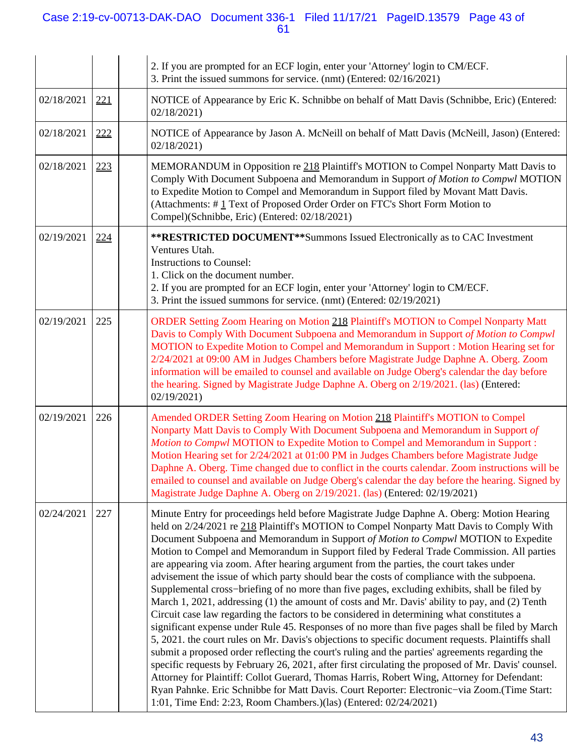| | | | |
|---|---|---|---|
| | | | 2. If you are prompted for an ECF login, enter your 'Attorney' login to CM/ECF.<br>3. Print the issued summons for service. (nmt) (Entered: 02/16/2021) |
| 02/18/2021 | 221 | | NOTICE of Appearance by Eric K. Schnibbe on behalf of Matt Davis (Schnibbe, Eric) (Entered: 02/18/2021) |
| 02/18/2021 | 222 | | NOTICE of Appearance by Jason A. McNeill on behalf of Matt Davis (McNeill, Jason) (Entered: 02/18/2021) |
| 02/18/2021 | 223 | | MEMORANDUM in Opposition re 218 Plaintiff's MOTION to Compel Nonparty Matt Davis to Comply With Document Subpoena and Memorandum in Support *of Motion to Compwl* MOTION to Expedite Motion to Compel and Memorandum in Support filed by Movant Matt Davis. (Attachments: # 1 Text of Proposed Order Order on FTC's Short Form Motion to Compel)(Schnibbe, Eric) (Entered: 02/18/2021) |
| 02/19/2021 | 224 | | **\*\*RESTRICTED DOCUMENT\*\***Summons Issued Electronically as to CAC Investment Ventures Utah.<br>Instructions to Counsel:<br>1. Click on the document number.<br>2. If you are prompted for an ECF login, enter your 'Attorney' login to CM/ECF.<br>3. Print the issued summons for service. (nmt) (Entered: 02/19/2021) |
| 02/19/2021 | 225 | | ORDER Setting Zoom Hearing on Motion 218 Plaintiff's MOTION to Compel Nonparty Matt Davis to Comply With Document Subpoena and Memorandum in Support *of Motion to Compwl* MOTION to Expedite Motion to Compel and Memorandum in Support : Motion Hearing set for 2/24/2021 at 09:00 AM in Judges Chambers before Magistrate Judge Daphne A. Oberg. Zoom information will be emailed to counsel and available on Judge Oberg's calendar the day before the hearing. Signed by Magistrate Judge Daphne A. Oberg on 2/19/2021. (las) (Entered: 02/19/2021) |
| 02/19/2021 | 226 | | Amended ORDER Setting Zoom Hearing on Motion 218 Plaintiff's MOTION to Compel Nonparty Matt Davis to Comply With Document Subpoena and Memorandum in Support *of Motion to Compwl* MOTION to Expedite Motion to Compel and Memorandum in Support : Motion Hearing set for 2/24/2021 at 01:00 PM in Judges Chambers before Magistrate Judge Daphne A. Oberg. Time changed due to conflict in the courts calendar. Zoom instructions will be emailed to counsel and available on Judge Oberg's calendar the day before the hearing. Signed by Magistrate Judge Daphne A. Oberg on 2/19/2021. (las) (Entered: 02/19/2021) |
| 02/24/2021 | 227 | | Minute Entry for proceedings held before Magistrate Judge Daphne A. Oberg: Motion Hearing held on 2/24/2021 re 218 Plaintiff's MOTION to Compel Nonparty Matt Davis to Comply With Document Subpoena and Memorandum in Support *of Motion to Compwl* MOTION to Expedite Motion to Compel and Memorandum in Support filed by Federal Trade Commission. All parties are appearing via zoom. After hearing argument from the parties, the court takes under advisement the issue of which party should bear the costs of compliance with the subpoena. Supplemental cross−briefing of no more than five pages, excluding exhibits, shall be filed by March 1, 2021, addressing (1) the amount of costs and Mr. Davis' ability to pay, and (2) Tenth Circuit case law regarding the factors to be considered in determining what constitutes a significant expense under Rule 45. Responses of no more than five pages shall be filed by March 5, 2021. the court rules on Mr. Davis's objections to specific document requests. Plaintiffs shall submit a proposed order reflecting the court's ruling and the parties' agreements regarding the specific requests by February 26, 2021, after first circulating the proposed of Mr. Davis' counsel. Attorney for Plaintiff: Collot Guerard, Thomas Harris, Robert Wing, Attorney for Defendant: Ryan Pahnke. Eric Schnibbe for Matt Davis. Court Reporter: Electronic−via Zoom.(Time Start: 1:01, Time End: 2:23, Room Chambers.)(las) (Entered: 02/24/2021) |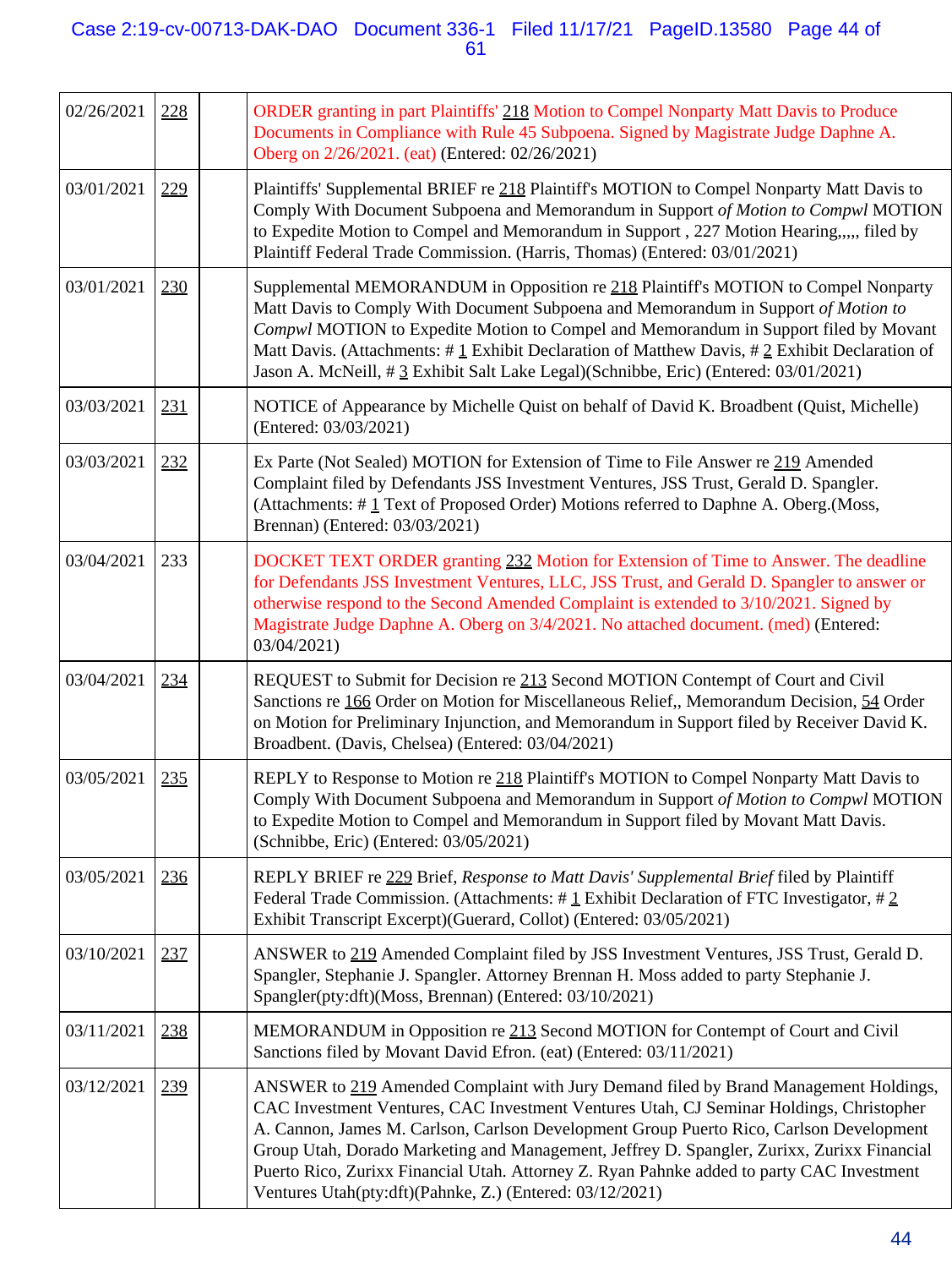| | | | |
|---|---|---|---|
| 02/26/2021 | 228 | | ORDER granting in part Plaintiffs' 218 Motion to Compel Nonparty Matt Davis to Produce Documents in Compliance with Rule 45 Subpoena. Signed by Magistrate Judge Daphne A. Oberg on 2/26/2021. (eat) (Entered: 02/26/2021) |
| 03/01/2021 | 229 | | Plaintiffs' Supplemental BRIEF re 218 Plaintiff's MOTION to Compel Nonparty Matt Davis to Comply With Document Subpoena and Memorandum in Support *of Motion to Compwl* MOTION to Expedite Motion to Compel and Memorandum in Support , 227 Motion Hearing,,,,, filed by Plaintiff Federal Trade Commission. (Harris, Thomas) (Entered: 03/01/2021) |
| 03/01/2021 | 230 | | Supplemental MEMORANDUM in Opposition re 218 Plaintiff's MOTION to Compel Nonparty Matt Davis to Comply With Document Subpoena and Memorandum in Support *of Motion to Compwl* MOTION to Expedite Motion to Compel and Memorandum in Support filed by Movant Matt Davis. (Attachments: # 1 Exhibit Declaration of Matthew Davis, # 2 Exhibit Declaration of Jason A. McNeill, # 3 Exhibit Salt Lake Legal)(Schnibbe, Eric) (Entered: 03/01/2021) |
| 03/03/2021 | 231 | | NOTICE of Appearance by Michelle Quist on behalf of David K. Broadbent (Quist, Michelle) (Entered: 03/03/2021) |
| 03/03/2021 | 232 | | Ex Parte (Not Sealed) MOTION for Extension of Time to File Answer re 219 Amended Complaint filed by Defendants JSS Investment Ventures, JSS Trust, Gerald D. Spangler. (Attachments: # 1 Text of Proposed Order) Motions referred to Daphne A. Oberg.(Moss, Brennan) (Entered: 03/03/2021) |
| 03/04/2021 | 233 | | DOCKET TEXT ORDER granting 232 Motion for Extension of Time to Answer. The deadline for Defendants JSS Investment Ventures, LLC, JSS Trust, and Gerald D. Spangler to answer or otherwise respond to the Second Amended Complaint is extended to 3/10/2021. Signed by Magistrate Judge Daphne A. Oberg on 3/4/2021. No attached document. (med) (Entered: 03/04/2021) |
| 03/04/2021 | 234 | | REQUEST to Submit for Decision re 213 Second MOTION Contempt of Court and Civil Sanctions re 166 Order on Motion for Miscellaneous Relief,, Memorandum Decision, 54 Order on Motion for Preliminary Injunction, and Memorandum in Support filed by Receiver David K. Broadbent. (Davis, Chelsea) (Entered: 03/04/2021) |
| 03/05/2021 | 235 | | REPLY to Response to Motion re 218 Plaintiff's MOTION to Compel Nonparty Matt Davis to Comply With Document Subpoena and Memorandum in Support *of Motion to Compwl* MOTION to Expedite Motion to Compel and Memorandum in Support filed by Movant Matt Davis. (Schnibbe, Eric) (Entered: 03/05/2021) |
| 03/05/2021 | 236 | | REPLY BRIEF re 229 Brief, *Response to Matt Davis' Supplemental Brief* filed by Plaintiff Federal Trade Commission. (Attachments: # 1 Exhibit Declaration of FTC Investigator, # 2 Exhibit Transcript Excerpt)(Guerard, Collot) (Entered: 03/05/2021) |
| 03/10/2021 | 237 | | ANSWER to 219 Amended Complaint filed by JSS Investment Ventures, JSS Trust, Gerald D. Spangler, Stephanie J. Spangler. Attorney Brennan H. Moss added to party Stephanie J. Spangler(pty:dft)(Moss, Brennan) (Entered: 03/10/2021) |
| 03/11/2021 | 238 | | MEMORANDUM in Opposition re 213 Second MOTION for Contempt of Court and Civil Sanctions filed by Movant David Efron. (eat) (Entered: 03/11/2021) |
| 03/12/2021 | 239 | | ANSWER to 219 Amended Complaint with Jury Demand filed by Brand Management Holdings, CAC Investment Ventures, CAC Investment Ventures Utah, CJ Seminar Holdings, Christopher A. Cannon, James M. Carlson, Carlson Development Group Puerto Rico, Carlson Development Group Utah, Dorado Marketing and Management, Jeffrey D. Spangler, Zurixx, Zurixx Financial Puerto Rico, Zurixx Financial Utah. Attorney Z. Ryan Pahnke added to party CAC Investment Ventures Utah(pty:dft)(Pahnke, Z.) (Entered: 03/12/2021) |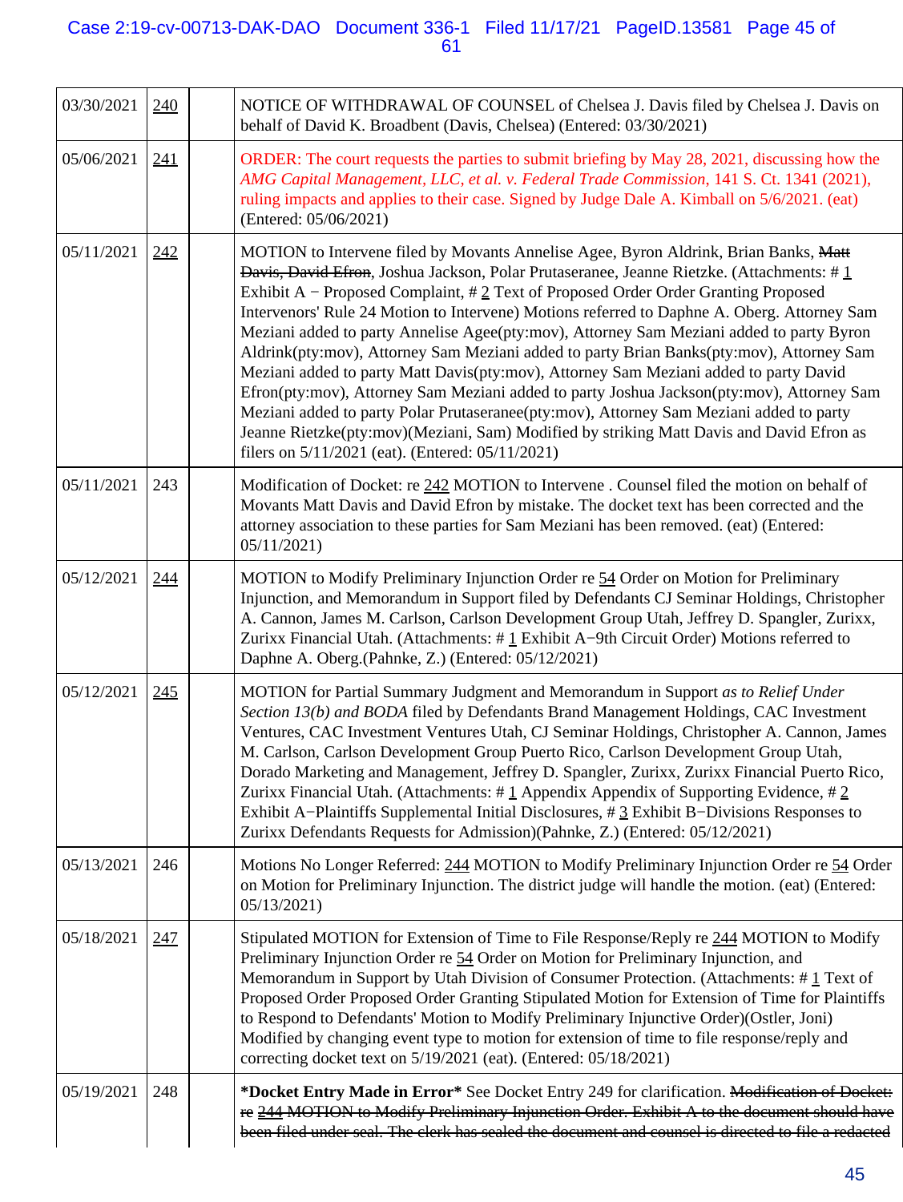| | | | |
|---|---|---|---|
| 03/30/2021 | 240 | | NOTICE OF WITHDRAWAL OF COUNSEL of Chelsea J. Davis filed by Chelsea J. Davis on behalf of David K. Broadbent (Davis, Chelsea) (Entered: 03/30/2021) |
| 05/06/2021 | 241 | | ORDER: The court requests the parties to submit briefing by May 28, 2021, discussing how the *AMG Capital Management, LLC, et al. v. Federal Trade Commission*, 141 S. Ct. 1341 (2021), ruling impacts and applies to their case. Signed by Judge Dale A. Kimball on 5/6/2021. (eat) (Entered: 05/06/2021) |
| 05/11/2021 | 242 | | MOTION to Intervene filed by Movants Annelise Agee, Byron Aldrink, Brian Banks, ~~Matt Davis, David Efron~~, Joshua Jackson, Polar Prutaseranee, Jeanne Rietzke. (Attachments: # 1 Exhibit A − Proposed Complaint, # 2 Text of Proposed Order Order Granting Proposed Intervenors' Rule 24 Motion to Intervene) Motions referred to Daphne A. Oberg. Attorney Sam Meziani added to party Annelise Agee(pty:mov), Attorney Sam Meziani added to party Byron Aldrink(pty:mov), Attorney Sam Meziani added to party Brian Banks(pty:mov), Attorney Sam Meziani added to party Matt Davis(pty:mov), Attorney Sam Meziani added to party David Efron(pty:mov), Attorney Sam Meziani added to party Joshua Jackson(pty:mov), Attorney Sam Meziani added to party Polar Prutaseranee(pty:mov), Attorney Sam Meziani added to party Jeanne Rietzke(pty:mov)(Meziani, Sam) Modified by striking Matt Davis and David Efron as filers on 5/11/2021 (eat). (Entered: 05/11/2021) |
| 05/11/2021 | 243 | | Modification of Docket: re 242 MOTION to Intervene . Counsel filed the motion on behalf of Movants Matt Davis and David Efron by mistake. The docket text has been corrected and the attorney association to these parties for Sam Meziani has been removed. (eat) (Entered: 05/11/2021) |
| 05/12/2021 | 244 | | MOTION to Modify Preliminary Injunction Order re 54 Order on Motion for Preliminary Injunction, and Memorandum in Support filed by Defendants CJ Seminar Holdings, Christopher A. Cannon, James M. Carlson, Carlson Development Group Utah, Jeffrey D. Spangler, Zurixx, Zurixx Financial Utah. (Attachments: # 1 Exhibit A−9th Circuit Order) Motions referred to Daphne A. Oberg.(Pahnke, Z.) (Entered: 05/12/2021) |
| 05/12/2021 | 245 | | MOTION for Partial Summary Judgment and Memorandum in Support *as to Relief Under Section 13(b) and BODA* filed by Defendants Brand Management Holdings, CAC Investment Ventures, CAC Investment Ventures Utah, CJ Seminar Holdings, Christopher A. Cannon, James M. Carlson, Carlson Development Group Puerto Rico, Carlson Development Group Utah, Dorado Marketing and Management, Jeffrey D. Spangler, Zurixx, Zurixx Financial Puerto Rico, Zurixx Financial Utah. (Attachments: # 1 Appendix Appendix of Supporting Evidence, # 2 Exhibit A−Plaintiffs Supplemental Initial Disclosures, # 3 Exhibit B−Divisions Responses to Zurixx Defendants Requests for Admission)(Pahnke, Z.) (Entered: 05/12/2021) |
| 05/13/2021 | 246 | | Motions No Longer Referred: 244 MOTION to Modify Preliminary Injunction Order re 54 Order on Motion for Preliminary Injunction. The district judge will handle the motion. (eat) (Entered: 05/13/2021) |
| 05/18/2021 | 247 | | Stipulated MOTION for Extension of Time to File Response/Reply re 244 MOTION to Modify Preliminary Injunction Order re 54 Order on Motion for Preliminary Injunction, and Memorandum in Support by Utah Division of Consumer Protection. (Attachments: # 1 Text of Proposed Order Proposed Order Granting Stipulated Motion for Extension of Time for Plaintiffs to Respond to Defendants' Motion to Modify Preliminary Injunctive Order)(Ostler, Joni) Modified by changing event type to motion for extension of time to file response/reply and correcting docket text on 5/19/2021 (eat). (Entered: 05/18/2021) |
| 05/19/2021 | 248 | | **\*Docket Entry Made in Error\*** See Docket Entry 249 for clarification. ~~Modification of Docket: re 244 MOTION to Modify Preliminary Injunction Order. Exhibit A to the document should have been filed under seal. The clerk has sealed the document and counsel is directed to file a redacted~~ |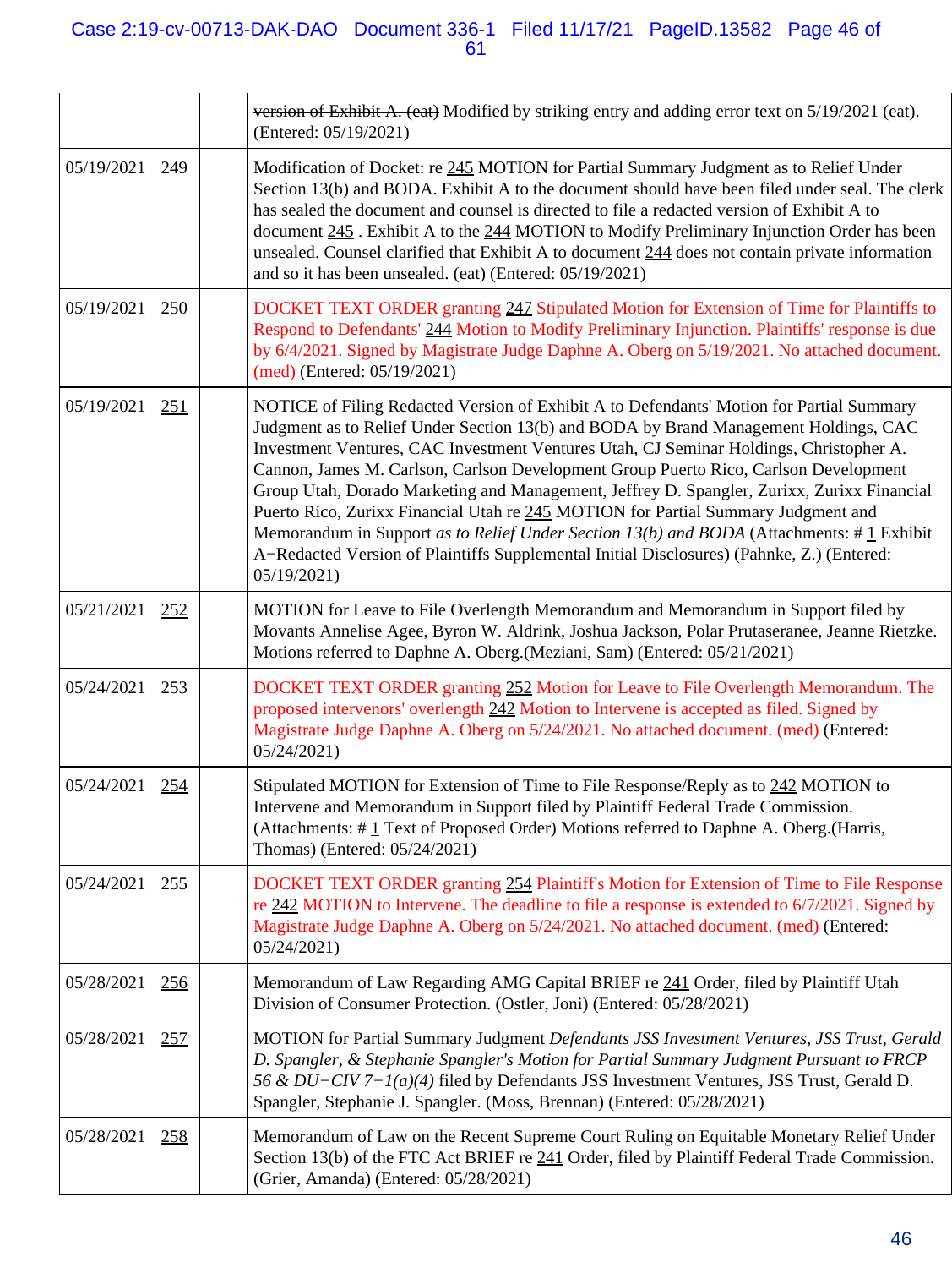| | | | |
|---|---|---|---|
| | | | ~~version of Exhibit A. (eat)~~ Modified by striking entry and adding error text on 5/19/2021 (eat). (Entered: 05/19/2021) |
| 05/19/2021 | 249 | | Modification of Docket: re 245 MOTION for Partial Summary Judgment as to Relief Under Section 13(b) and BODA. Exhibit A to the document should have been filed under seal. The clerk has sealed the document and counsel is directed to file a redacted version of Exhibit A to document 245 . Exhibit A to the 244 MOTION to Modify Preliminary Injunction Order has been unsealed. Counsel clarified that Exhibit A to document 244 does not contain private information and so it has been unsealed. (eat) (Entered: 05/19/2021) |
| 05/19/2021 | 250 | | DOCKET TEXT ORDER granting 247 Stipulated Motion for Extension of Time for Plaintiffs to Respond to Defendants' 244 Motion to Modify Preliminary Injunction. Plaintiffs' response is due by 6/4/2021. Signed by Magistrate Judge Daphne A. Oberg on 5/19/2021. No attached document. (med) (Entered: 05/19/2021) |
| 05/19/2021 | 251 | | NOTICE of Filing Redacted Version of Exhibit A to Defendants' Motion for Partial Summary Judgment as to Relief Under Section 13(b) and BODA by Brand Management Holdings, CAC Investment Ventures, CAC Investment Ventures Utah, CJ Seminar Holdings, Christopher A. Cannon, James M. Carlson, Carlson Development Group Puerto Rico, Carlson Development Group Utah, Dorado Marketing and Management, Jeffrey D. Spangler, Zurixx, Zurixx Financial Puerto Rico, Zurixx Financial Utah re 245 MOTION for Partial Summary Judgment and Memorandum in Support *as to Relief Under Section 13(b) and BODA* (Attachments: # 1 Exhibit A−Redacted Version of Plaintiffs Supplemental Initial Disclosures) (Pahnke, Z.) (Entered: 05/19/2021) |
| 05/21/2021 | 252 | | MOTION for Leave to File Overlength Memorandum and Memorandum in Support filed by Movants Annelise Agee, Byron W. Aldrink, Joshua Jackson, Polar Prutaseranee, Jeanne Rietzke. Motions referred to Daphne A. Oberg.(Meziani, Sam) (Entered: 05/21/2021) |
| 05/24/2021 | 253 | | DOCKET TEXT ORDER granting 252 Motion for Leave to File Overlength Memorandum. The proposed intervenors' overlength 242 Motion to Intervene is accepted as filed. Signed by Magistrate Judge Daphne A. Oberg on 5/24/2021. No attached document. (med) (Entered: 05/24/2021) |
| 05/24/2021 | 254 | | Stipulated MOTION for Extension of Time to File Response/Reply as to 242 MOTION to Intervene and Memorandum in Support filed by Plaintiff Federal Trade Commission. (Attachments: # 1 Text of Proposed Order) Motions referred to Daphne A. Oberg.(Harris, Thomas) (Entered: 05/24/2021) |
| 05/24/2021 | 255 | | DOCKET TEXT ORDER granting 254 Plaintiff's Motion for Extension of Time to File Response re 242 MOTION to Intervene. The deadline to file a response is extended to 6/7/2021. Signed by Magistrate Judge Daphne A. Oberg on 5/24/2021. No attached document. (med) (Entered: 05/24/2021) |
| 05/28/2021 | 256 | | Memorandum of Law Regarding AMG Capital BRIEF re 241 Order, filed by Plaintiff Utah Division of Consumer Protection. (Ostler, Joni) (Entered: 05/28/2021) |
| 05/28/2021 | 257 | | MOTION for Partial Summary Judgment *Defendants JSS Investment Ventures, JSS Trust, Gerald D. Spangler, & Stephanie Spangler's Motion for Partial Summary Judgment Pursuant to FRCP 56 & DU−CIV 7−1(a)(4)* filed by Defendants JSS Investment Ventures, JSS Trust, Gerald D. Spangler, Stephanie J. Spangler. (Moss, Brennan) (Entered: 05/28/2021) |
| 05/28/2021 | 258 | | Memorandum of Law on the Recent Supreme Court Ruling on Equitable Monetary Relief Under Section 13(b) of the FTC Act BRIEF re 241 Order, filed by Plaintiff Federal Trade Commission. (Grier, Amanda) (Entered: 05/28/2021) |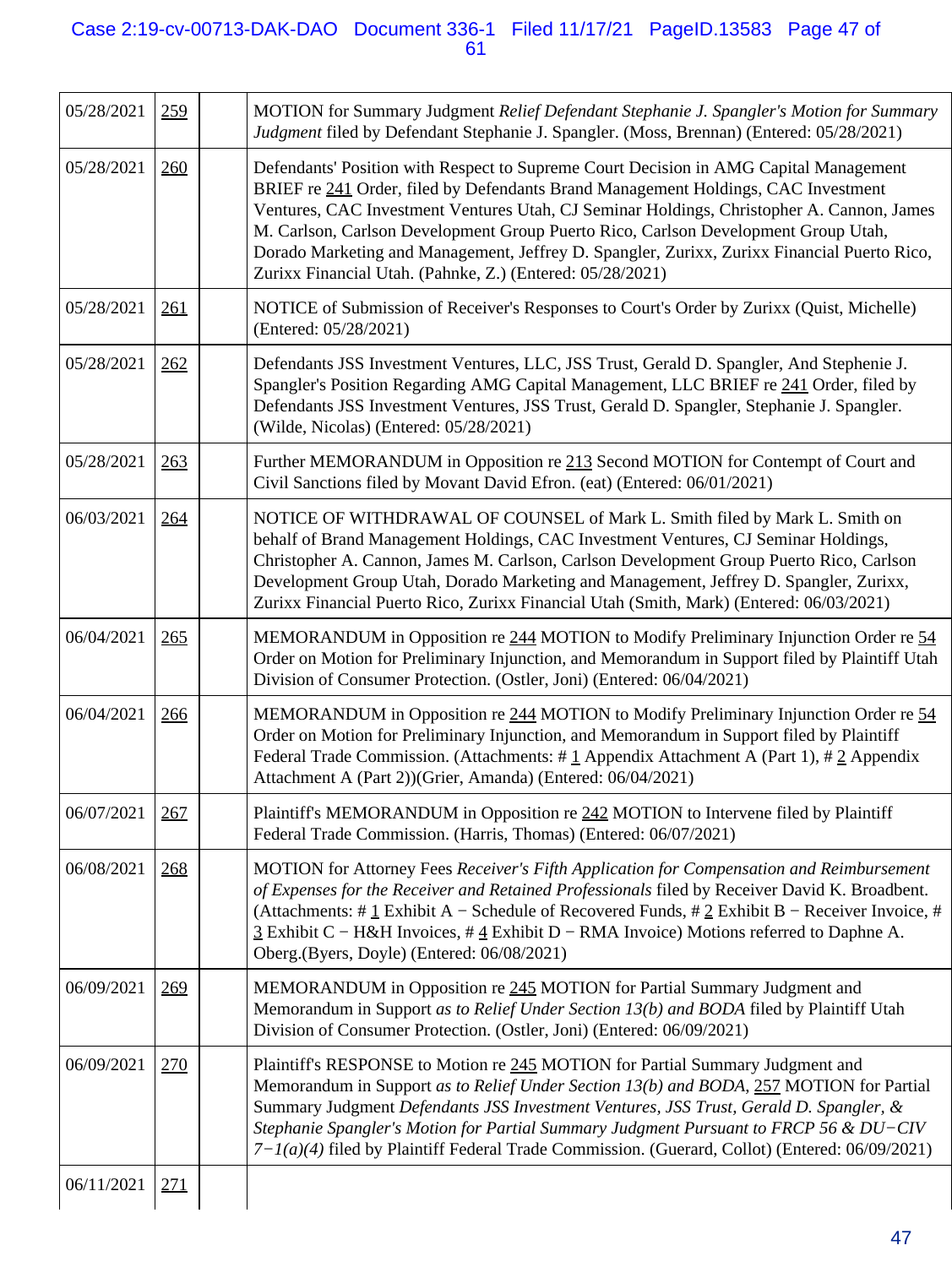| | | | |
|---|---|---|---|
| 05/28/2021 | 259 | | MOTION for Summary Judgment *Relief Defendant Stephanie J. Spangler's Motion for Summary Judgment* filed by Defendant Stephanie J. Spangler. (Moss, Brennan) (Entered: 05/28/2021) |
| 05/28/2021 | 260 | | Defendants' Position with Respect to Supreme Court Decision in AMG Capital Management BRIEF re 241 Order, filed by Defendants Brand Management Holdings, CAC Investment Ventures, CAC Investment Ventures Utah, CJ Seminar Holdings, Christopher A. Cannon, James M. Carlson, Carlson Development Group Puerto Rico, Carlson Development Group Utah, Dorado Marketing and Management, Jeffrey D. Spangler, Zurixx, Zurixx Financial Puerto Rico, Zurixx Financial Utah. (Pahnke, Z.) (Entered: 05/28/2021) |
| 05/28/2021 | 261 | | NOTICE of Submission of Receiver's Responses to Court's Order by Zurixx (Quist, Michelle) (Entered: 05/28/2021) |
| 05/28/2021 | 262 | | Defendants JSS Investment Ventures, LLC, JSS Trust, Gerald D. Spangler, And Stephenie J. Spangler's Position Regarding AMG Capital Management, LLC BRIEF re 241 Order, filed by Defendants JSS Investment Ventures, JSS Trust, Gerald D. Spangler, Stephanie J. Spangler. (Wilde, Nicolas) (Entered: 05/28/2021) |
| 05/28/2021 | 263 | | Further MEMORANDUM in Opposition re 213 Second MOTION for Contempt of Court and Civil Sanctions filed by Movant David Efron. (eat) (Entered: 06/01/2021) |
| 06/03/2021 | 264 | | NOTICE OF WITHDRAWAL OF COUNSEL of Mark L. Smith filed by Mark L. Smith on behalf of Brand Management Holdings, CAC Investment Ventures, CJ Seminar Holdings, Christopher A. Cannon, James M. Carlson, Carlson Development Group Puerto Rico, Carlson Development Group Utah, Dorado Marketing and Management, Jeffrey D. Spangler, Zurixx, Zurixx Financial Puerto Rico, Zurixx Financial Utah (Smith, Mark) (Entered: 06/03/2021) |
| 06/04/2021 | 265 | | MEMORANDUM in Opposition re 244 MOTION to Modify Preliminary Injunction Order re 54 Order on Motion for Preliminary Injunction, and Memorandum in Support filed by Plaintiff Utah Division of Consumer Protection. (Ostler, Joni) (Entered: 06/04/2021) |
| 06/04/2021 | 266 | | MEMORANDUM in Opposition re 244 MOTION to Modify Preliminary Injunction Order re 54 Order on Motion for Preliminary Injunction, and Memorandum in Support filed by Plaintiff Federal Trade Commission. (Attachments: # 1 Appendix Attachment A (Part 1), # 2 Appendix Attachment A (Part 2))(Grier, Amanda) (Entered: 06/04/2021) |
| 06/07/2021 | 267 | | Plaintiff's MEMORANDUM in Opposition re 242 MOTION to Intervene filed by Plaintiff Federal Trade Commission. (Harris, Thomas) (Entered: 06/07/2021) |
| 06/08/2021 | 268 | | MOTION for Attorney Fees *Receiver's Fifth Application for Compensation and Reimbursement of Expenses for the Receiver and Retained Professionals* filed by Receiver David K. Broadbent. (Attachments: # 1 Exhibit A − Schedule of Recovered Funds, # 2 Exhibit B − Receiver Invoice, # 3 Exhibit C − H&H Invoices, # 4 Exhibit D − RMA Invoice) Motions referred to Daphne A. Oberg.(Byers, Doyle) (Entered: 06/08/2021) |
| 06/09/2021 | 269 | | MEMORANDUM in Opposition re 245 MOTION for Partial Summary Judgment and Memorandum in Support *as to Relief Under Section 13(b) and BODA* filed by Plaintiff Utah Division of Consumer Protection. (Ostler, Joni) (Entered: 06/09/2021) |
| 06/09/2021 | 270 | | Plaintiff's RESPONSE to Motion re 245 MOTION for Partial Summary Judgment and Memorandum in Support *as to Relief Under Section 13(b) and BODA*, 257 MOTION for Partial Summary Judgment *Defendants JSS Investment Ventures, JSS Trust, Gerald D. Spangler, & Stephanie Spangler's Motion for Partial Summary Judgment Pursuant to FRCP 56 & DU−CIV 7−1(a)(4)* filed by Plaintiff Federal Trade Commission. (Guerard, Collot) (Entered: 06/09/2021) |
| 06/11/2021 | 271 | | |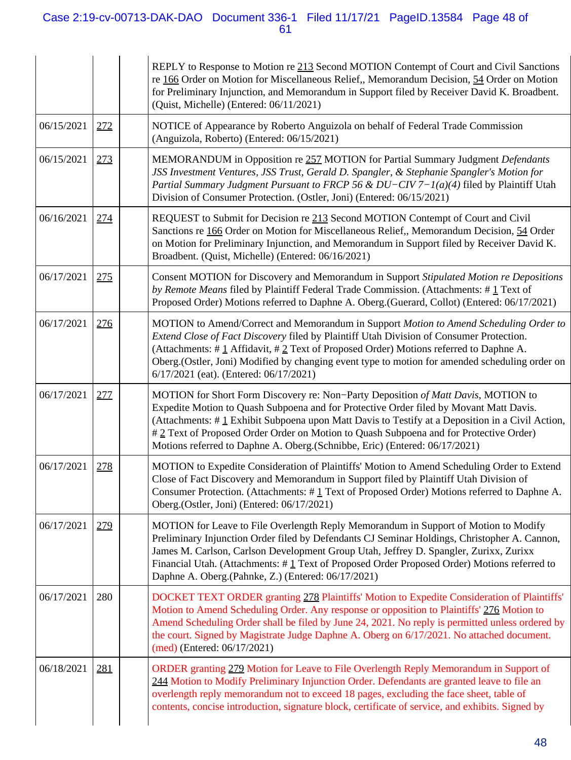| | | | |
|---|---|---|---|
| | | | REPLY to Response to Motion re 213 Second MOTION Contempt of Court and Civil Sanctions re 166 Order on Motion for Miscellaneous Relief,, Memorandum Decision, 54 Order on Motion for Preliminary Injunction, and Memorandum in Support filed by Receiver David K. Broadbent. (Quist, Michelle) (Entered: 06/11/2021) |
| 06/15/2021 | 272 | | NOTICE of Appearance by Roberto Anguizola on behalf of Federal Trade Commission (Anguizola, Roberto) (Entered: 06/15/2021) |
| 06/15/2021 | 273 | | MEMORANDUM in Opposition re 257 MOTION for Partial Summary Judgment *Defendants JSS Investment Ventures, JSS Trust, Gerald D. Spangler, & Stephanie Spangler's Motion for Partial Summary Judgment Pursuant to FRCP 56 & DU−CIV 7−1(a)(4)* filed by Plaintiff Utah Division of Consumer Protection. (Ostler, Joni) (Entered: 06/15/2021) |
| 06/16/2021 | 274 | | REQUEST to Submit for Decision re 213 Second MOTION Contempt of Court and Civil Sanctions re 166 Order on Motion for Miscellaneous Relief,, Memorandum Decision, 54 Order on Motion for Preliminary Injunction, and Memorandum in Support filed by Receiver David K. Broadbent. (Quist, Michelle) (Entered: 06/16/2021) |
| 06/17/2021 | 275 | | Consent MOTION for Discovery and Memorandum in Support *Stipulated Motion re Depositions by Remote Means* filed by Plaintiff Federal Trade Commission. (Attachments: # 1 Text of Proposed Order) Motions referred to Daphne A. Oberg.(Guerard, Collot) (Entered: 06/17/2021) |
| 06/17/2021 | 276 | | MOTION to Amend/Correct and Memorandum in Support *Motion to Amend Scheduling Order to Extend Close of Fact Discovery* filed by Plaintiff Utah Division of Consumer Protection. (Attachments: # 1 Affidavit, # 2 Text of Proposed Order) Motions referred to Daphne A. Oberg.(Ostler, Joni) Modified by changing event type to motion for amended scheduling order on 6/17/2021 (eat). (Entered: 06/17/2021) |
| 06/17/2021 | 277 | | MOTION for Short Form Discovery re: Non−Party Deposition *of Matt Davis*, MOTION to Expedite Motion to Quash Subpoena and for Protective Order filed by Movant Matt Davis. (Attachments: # 1 Exhibit Subpoena upon Matt Davis to Testify at a Deposition in a Civil Action, # 2 Text of Proposed Order Order on Motion to Quash Subpoena and for Protective Order) Motions referred to Daphne A. Oberg.(Schnibbe, Eric) (Entered: 06/17/2021) |
| 06/17/2021 | 278 | | MOTION to Expedite Consideration of Plaintiffs' Motion to Amend Scheduling Order to Extend Close of Fact Discovery and Memorandum in Support filed by Plaintiff Utah Division of Consumer Protection. (Attachments: # 1 Text of Proposed Order) Motions referred to Daphne A. Oberg.(Ostler, Joni) (Entered: 06/17/2021) |
| 06/17/2021 | 279 | | MOTION for Leave to File Overlength Reply Memorandum in Support of Motion to Modify Preliminary Injunction Order filed by Defendants CJ Seminar Holdings, Christopher A. Cannon, James M. Carlson, Carlson Development Group Utah, Jeffrey D. Spangler, Zurixx, Zurixx Financial Utah. (Attachments: # 1 Text of Proposed Order Proposed Order) Motions referred to Daphne A. Oberg.(Pahnke, Z.) (Entered: 06/17/2021) |
| 06/17/2021 | 280 | | DOCKET TEXT ORDER granting 278 Plaintiffs' Motion to Expedite Consideration of Plaintiffs' Motion to Amend Scheduling Order. Any response or opposition to Plaintiffs' 276 Motion to Amend Scheduling Order shall be filed by June 24, 2021. No reply is permitted unless ordered by the court. Signed by Magistrate Judge Daphne A. Oberg on 6/17/2021. No attached document. (med) (Entered: 06/17/2021) |
| 06/18/2021 | 281 | | ORDER granting 279 Motion for Leave to File Overlength Reply Memorandum in Support of 244 Motion to Modify Preliminary Injunction Order. Defendants are granted leave to file an overlength reply memorandum not to exceed 18 pages, excluding the face sheet, table of contents, concise introduction, signature block, certificate of service, and exhibits. Signed by |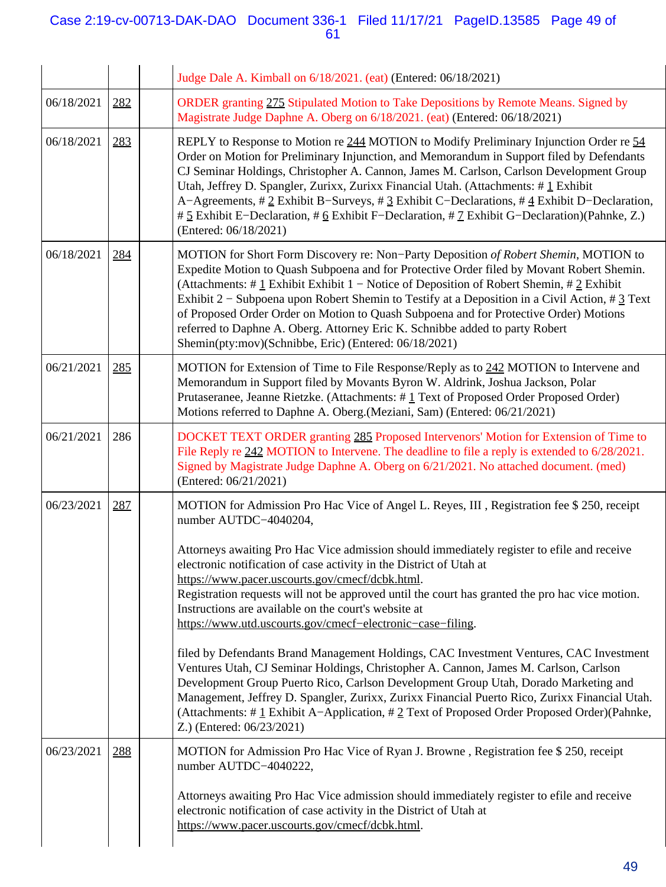| | | | |
|---|---|---|---|
| | | | Judge Dale A. Kimball on 6/18/2021. (eat) (Entered: 06/18/2021) |
| 06/18/2021 | 282 | | ORDER granting 275 Stipulated Motion to Take Depositions by Remote Means. Signed by Magistrate Judge Daphne A. Oberg on 6/18/2021. (eat) (Entered: 06/18/2021) |
| 06/18/2021 | 283 | | REPLY to Response to Motion re 244 MOTION to Modify Preliminary Injunction Order re 54 Order on Motion for Preliminary Injunction, and Memorandum in Support filed by Defendants CJ Seminar Holdings, Christopher A. Cannon, James M. Carlson, Carlson Development Group Utah, Jeffrey D. Spangler, Zurixx, Zurixx Financial Utah. (Attachments: # 1 Exhibit A−Agreements, # 2 Exhibit B−Surveys, # 3 Exhibit C−Declarations, # 4 Exhibit D−Declaration, # 5 Exhibit E−Declaration, # 6 Exhibit F−Declaration, # 7 Exhibit G−Declaration)(Pahnke, Z.) (Entered: 06/18/2021) |
| 06/18/2021 | 284 | | MOTION for Short Form Discovery re: Non−Party Deposition *of Robert Shemin*, MOTION to Expedite Motion to Quash Subpoena and for Protective Order filed by Movant Robert Shemin. (Attachments: # 1 Exhibit Exhibit 1 − Notice of Deposition of Robert Shemin, # 2 Exhibit Exhibit 2 − Subpoena upon Robert Shemin to Testify at a Deposition in a Civil Action, # 3 Text of Proposed Order Order on Motion to Quash Subpoena and for Protective Order) Motions referred to Daphne A. Oberg. Attorney Eric K. Schnibbe added to party Robert Shemin(pty:mov)(Schnibbe, Eric) (Entered: 06/18/2021) |
| 06/21/2021 | 285 | | MOTION for Extension of Time to File Response/Reply as to 242 MOTION to Intervene and Memorandum in Support filed by Movants Byron W. Aldrink, Joshua Jackson, Polar Prutaseranee, Jeanne Rietzke. (Attachments: # 1 Text of Proposed Order Proposed Order) Motions referred to Daphne A. Oberg.(Meziani, Sam) (Entered: 06/21/2021) |
| 06/21/2021 | 286 | | DOCKET TEXT ORDER granting 285 Proposed Intervenors' Motion for Extension of Time to File Reply re 242 MOTION to Intervene. The deadline to file a reply is extended to 6/28/2021. Signed by Magistrate Judge Daphne A. Oberg on 6/21/2021. No attached document. (med) (Entered: 06/21/2021) |
| 06/23/2021 | 287 | | MOTION for Admission Pro Hac Vice of Angel L. Reyes, III , Registration fee $ 250, receipt number AUTDC−4040204,<br><br>Attorneys awaiting Pro Hac Vice admission should immediately register to efile and receive electronic notification of case activity in the District of Utah at https://www.pacer.uscourts.gov/cmecf/dcbk.html.<br>Registration requests will not be approved until the court has granted the pro hac vice motion. Instructions are available on the court's website at https://www.utd.uscourts.gov/cmecf−electronic−case−filing.<br><br>filed by Defendants Brand Management Holdings, CAC Investment Ventures, CAC Investment Ventures Utah, CJ Seminar Holdings, Christopher A. Cannon, James M. Carlson, Carlson Development Group Puerto Rico, Carlson Development Group Utah, Dorado Marketing and Management, Jeffrey D. Spangler, Zurixx, Zurixx Financial Puerto Rico, Zurixx Financial Utah. (Attachments: # 1 Exhibit A−Application, # 2 Text of Proposed Order Proposed Order)(Pahnke, Z.) (Entered: 06/23/2021) |
| 06/23/2021 | 288 | | MOTION for Admission Pro Hac Vice of Ryan J. Browne , Registration fee $ 250, receipt number AUTDC−4040222,<br><br>Attorneys awaiting Pro Hac Vice admission should immediately register to efile and receive electronic notification of case activity in the District of Utah at https://www.pacer.uscourts.gov/cmecf/dcbk.html. |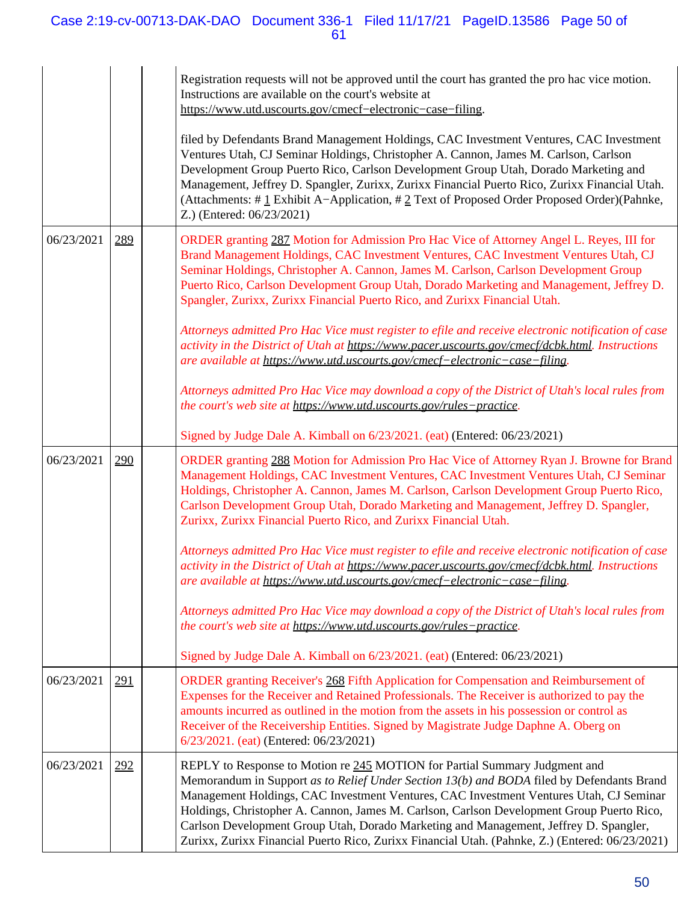| | | | |
|---|---|---|---|
| | | | Registration requests will not be approved until the court has granted the pro hac vice motion. Instructions are available on the court's website at https://www.utd.uscourts.gov/cmecf−electronic−case−filing.<br><br>filed by Defendants Brand Management Holdings, CAC Investment Ventures, CAC Investment Ventures Utah, CJ Seminar Holdings, Christopher A. Cannon, James M. Carlson, Carlson Development Group Puerto Rico, Carlson Development Group Utah, Dorado Marketing and Management, Jeffrey D. Spangler, Zurixx, Zurixx Financial Puerto Rico, Zurixx Financial Utah. (Attachments: # 1 Exhibit A−Application, # 2 Text of Proposed Order Proposed Order)(Pahnke, Z.) (Entered: 06/23/2021) |
| 06/23/2021 | 289 | | ORDER granting 287 Motion for Admission Pro Hac Vice of Attorney Angel L. Reyes, III for Brand Management Holdings, CAC Investment Ventures, CAC Investment Ventures Utah, CJ Seminar Holdings, Christopher A. Cannon, James M. Carlson, Carlson Development Group Puerto Rico, Carlson Development Group Utah, Dorado Marketing and Management, Jeffrey D. Spangler, Zurixx, Zurixx Financial Puerto Rico, and Zurixx Financial Utah.<br><br>*Attorneys admitted Pro Hac Vice must register to efile and receive electronic notification of case activity in the District of Utah at https://www.pacer.uscourts.gov/cmecf/dcbk.html. Instructions are available at https://www.utd.uscourts.gov/cmecf−electronic−case−filing.*<br><br>*Attorneys admitted Pro Hac Vice may download a copy of the District of Utah's local rules from the court's web site at https://www.utd.uscourts.gov/rules−practice.*<br><br>Signed by Judge Dale A. Kimball on 6/23/2021. (eat) (Entered: 06/23/2021) |
| 06/23/2021 | 290 | | ORDER granting 288 Motion for Admission Pro Hac Vice of Attorney Ryan J. Browne for Brand Management Holdings, CAC Investment Ventures, CAC Investment Ventures Utah, CJ Seminar Holdings, Christopher A. Cannon, James M. Carlson, Carlson Development Group Puerto Rico, Carlson Development Group Utah, Dorado Marketing and Management, Jeffrey D. Spangler, Zurixx, Zurixx Financial Puerto Rico, and Zurixx Financial Utah.<br><br>*Attorneys admitted Pro Hac Vice must register to efile and receive electronic notification of case activity in the District of Utah at https://www.pacer.uscourts.gov/cmecf/dcbk.html. Instructions are available at https://www.utd.uscourts.gov/cmecf−electronic−case−filing.*<br><br>*Attorneys admitted Pro Hac Vice may download a copy of the District of Utah's local rules from the court's web site at https://www.utd.uscourts.gov/rules−practice.*<br><br>Signed by Judge Dale A. Kimball on 6/23/2021. (eat) (Entered: 06/23/2021) |
| 06/23/2021 | 291 | | ORDER granting Receiver's 268 Fifth Application for Compensation and Reimbursement of Expenses for the Receiver and Retained Professionals. The Receiver is authorized to pay the amounts incurred as outlined in the motion from the assets in his possession or control as Receiver of the Receivership Entities. Signed by Magistrate Judge Daphne A. Oberg on 6/23/2021. (eat) (Entered: 06/23/2021) |
| 06/23/2021 | 292 | | REPLY to Response to Motion re 245 MOTION for Partial Summary Judgment and Memorandum in Support *as to Relief Under Section 13(b) and BODA* filed by Defendants Brand Management Holdings, CAC Investment Ventures, CAC Investment Ventures Utah, CJ Seminar Holdings, Christopher A. Cannon, James M. Carlson, Carlson Development Group Puerto Rico, Carlson Development Group Utah, Dorado Marketing and Management, Jeffrey D. Spangler, Zurixx, Zurixx Financial Puerto Rico, Zurixx Financial Utah. (Pahnke, Z.) (Entered: 06/23/2021) |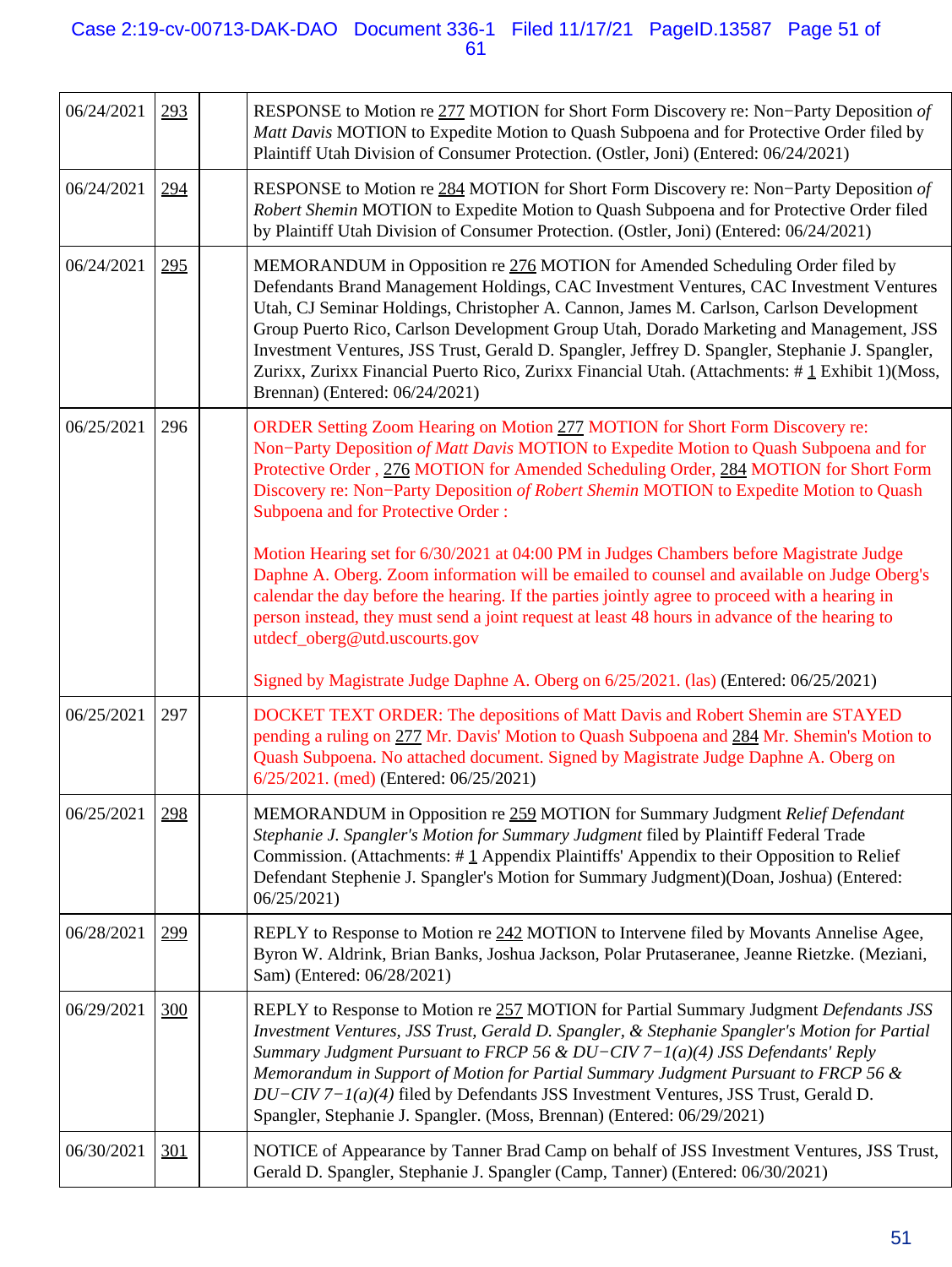| | | | |
|---|---|---|---|
| 06/24/2021 | 293 | | RESPONSE to Motion re 277 MOTION for Short Form Discovery re: Non−Party Deposition *of Matt Davis* MOTION to Expedite Motion to Quash Subpoena and for Protective Order filed by Plaintiff Utah Division of Consumer Protection. (Ostler, Joni) (Entered: 06/24/2021) |
| 06/24/2021 | 294 | | RESPONSE to Motion re 284 MOTION for Short Form Discovery re: Non−Party Deposition *of Robert Shemin* MOTION to Expedite Motion to Quash Subpoena and for Protective Order filed by Plaintiff Utah Division of Consumer Protection. (Ostler, Joni) (Entered: 06/24/2021) |
| 06/24/2021 | 295 | | MEMORANDUM in Opposition re 276 MOTION for Amended Scheduling Order filed by Defendants Brand Management Holdings, CAC Investment Ventures, CAC Investment Ventures Utah, CJ Seminar Holdings, Christopher A. Cannon, James M. Carlson, Carlson Development Group Puerto Rico, Carlson Development Group Utah, Dorado Marketing and Management, JSS Investment Ventures, JSS Trust, Gerald D. Spangler, Jeffrey D. Spangler, Stephanie J. Spangler, Zurixx, Zurixx Financial Puerto Rico, Zurixx Financial Utah. (Attachments: # 1 Exhibit 1)(Moss, Brennan) (Entered: 06/24/2021) |
| 06/25/2021 | 296 | | ORDER Setting Zoom Hearing on Motion 277 MOTION for Short Form Discovery re: Non−Party Deposition *of Matt Davis* MOTION to Expedite Motion to Quash Subpoena and for Protective Order , 276 MOTION for Amended Scheduling Order, 284 MOTION for Short Form Discovery re: Non−Party Deposition *of Robert Shemin* MOTION to Expedite Motion to Quash Subpoena and for Protective Order :<br><br>Motion Hearing set for 6/30/2021 at 04:00 PM in Judges Chambers before Magistrate Judge Daphne A. Oberg. Zoom information will be emailed to counsel and available on Judge Oberg's calendar the day before the hearing. If the parties jointly agree to proceed with a hearing in person instead, they must send a joint request at least 48 hours in advance of the hearing to utdecf_oberg@utd.uscourts.gov<br><br>Signed by Magistrate Judge Daphne A. Oberg on 6/25/2021. (las) (Entered: 06/25/2021) |
| 06/25/2021 | 297 | | DOCKET TEXT ORDER: The depositions of Matt Davis and Robert Shemin are STAYED pending a ruling on 277 Mr. Davis' Motion to Quash Subpoena and 284 Mr. Shemin's Motion to Quash Subpoena. No attached document. Signed by Magistrate Judge Daphne A. Oberg on 6/25/2021. (med) (Entered: 06/25/2021) |
| 06/25/2021 | 298 | | MEMORANDUM in Opposition re 259 MOTION for Summary Judgment *Relief Defendant Stephanie J. Spangler's Motion for Summary Judgment* filed by Plaintiff Federal Trade Commission. (Attachments: # 1 Appendix Plaintiffs' Appendix to their Opposition to Relief Defendant Stephanie J. Spangler's Motion for Summary Judgment)(Doan, Joshua) (Entered: 06/25/2021) |
| 06/28/2021 | 299 | | REPLY to Response to Motion re 242 MOTION to Intervene filed by Movants Annelise Agee, Byron W. Aldrink, Brian Banks, Joshua Jackson, Polar Prutaseranee, Jeanne Rietzke. (Meziani, Sam) (Entered: 06/28/2021) |
| 06/29/2021 | 300 | | REPLY to Response to Motion re 257 MOTION for Partial Summary Judgment *Defendants JSS Investment Ventures, JSS Trust, Gerald D. Spangler, & Stephanie Spangler's Motion for Partial Summary Judgment Pursuant to FRCP 56 & DU−CIV 7−1(a)(4) JSS Defendants' Reply Memorandum in Support of Motion for Partial Summary Judgment Pursuant to FRCP 56 & DU−CIV 7−1(a)(4)* filed by Defendants JSS Investment Ventures, JSS Trust, Gerald D. Spangler, Stephanie J. Spangler. (Moss, Brennan) (Entered: 06/29/2021) |
| 06/30/2021 | 301 | | NOTICE of Appearance by Tanner Brad Camp on behalf of JSS Investment Ventures, JSS Trust, Gerald D. Spangler, Stephanie J. Spangler (Camp, Tanner) (Entered: 06/30/2021) |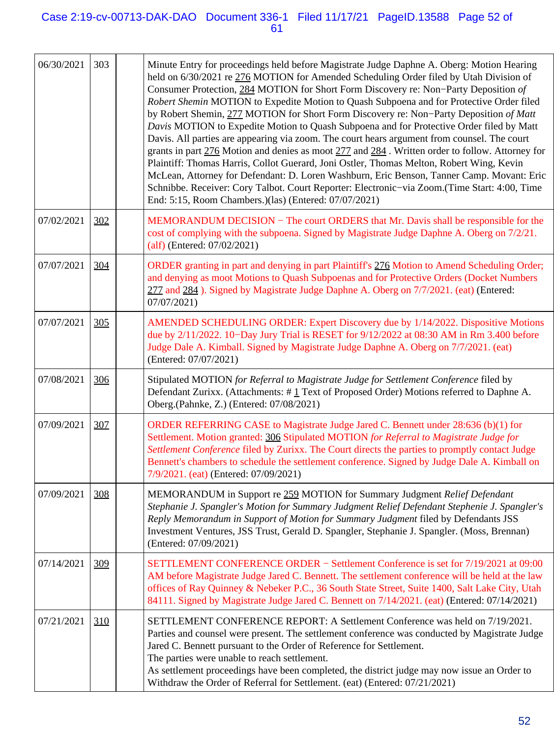| | | | |
|---|---|---|---|
| 06/30/2021 | 303 | | Minute Entry for proceedings held before Magistrate Judge Daphne A. Oberg: Motion Hearing held on 6/30/2021 re 276 MOTION for Amended Scheduling Order filed by Utah Division of Consumer Protection, 284 MOTION for Short Form Discovery re: Non−Party Deposition *of Robert Shemin* MOTION to Expedite Motion to Quash Subpoena and for Protective Order filed by Robert Shemin, 277 MOTION for Short Form Discovery re: Non−Party Deposition *of Matt Davis* MOTION to Expedite Motion to Quash Subpoena and for Protective Order filed by Matt Davis. All parties are appearing via zoom. The court hears argument from counsel. The court grants in part 276 Motion and denies as moot 277 and 284 . Written order to follow. Attorney for Plaintiff: Thomas Harris, Collot Guerard, Joni Ostler, Thomas Melton, Robert Wing, Kevin McLean, Attorney for Defendant: D. Loren Washburn, Eric Benson, Tanner Camp. Movant: Eric Schnibbe. Receiver: Cory Talbot. Court Reporter: Electronic−via Zoom.(Time Start: 4:00, Time End: 5:15, Room Chambers.)(las) (Entered: 07/07/2021) |
| 07/02/2021 | 302 | | MEMORANDUM DECISION − The court ORDERS that Mr. Davis shall be responsible for the cost of complying with the subpoena. Signed by Magistrate Judge Daphne A. Oberg on 7/2/21. (alf) (Entered: 07/02/2021) |
| 07/07/2021 | 304 | | ORDER granting in part and denying in part Plaintiff's 276 Motion to Amend Scheduling Order; and denying as moot Motions to Quash Subpoenas and for Protective Orders (Docket Numbers 277 and 284 ). Signed by Magistrate Judge Daphne A. Oberg on 7/7/2021. (eat) (Entered: 07/07/2021) |
| 07/07/2021 | 305 | | AMENDED SCHEDULING ORDER: Expert Discovery due by 1/14/2022. Dispositive Motions due by 2/11/2022. 10−Day Jury Trial is RESET for 9/12/2022 at 08:30 AM in Rm 3.400 before Judge Dale A. Kimball. Signed by Magistrate Judge Daphne A. Oberg on 7/7/2021. (eat) (Entered: 07/07/2021) |
| 07/08/2021 | 306 | | Stipulated MOTION *for Referral to Magistrate Judge for Settlement Conference* filed by Defendant Zurixx. (Attachments: # 1 Text of Proposed Order) Motions referred to Daphne A. Oberg.(Pahnke, Z.) (Entered: 07/08/2021) |
| 07/09/2021 | 307 | | ORDER REFERRING CASE to Magistrate Judge Jared C. Bennett under 28:636 (b)(1) for Settlement. Motion granted: 306 Stipulated MOTION *for Referral to Magistrate Judge for Settlement Conference* filed by Zurixx. The Court directs the parties to promptly contact Judge Bennett's chambers to schedule the settlement conference. Signed by Judge Dale A. Kimball on 7/9/2021. (eat) (Entered: 07/09/2021) |
| 07/09/2021 | 308 | | MEMORANDUM in Support re 259 MOTION for Summary Judgment *Relief Defendant Stephanie J. Spangler's Motion for Summary Judgment Relief Defendant Stephenie J. Spangler's Reply Memorandum in Support of Motion for Summary Judgment* filed by Defendants JSS Investment Ventures, JSS Trust, Gerald D. Spangler, Stephanie J. Spangler. (Moss, Brennan) (Entered: 07/09/2021) |
| 07/14/2021 | 309 | | SETTLEMENT CONFERENCE ORDER − Settlement Conference is set for 7/19/2021 at 09:00 AM before Magistrate Judge Jared C. Bennett. The settlement conference will be held at the law offices of Ray Quinney & Nebeker P.C., 36 South State Street, Suite 1400, Salt Lake City, Utah 84111. Signed by Magistrate Judge Jared C. Bennett on 7/14/2021. (eat) (Entered: 07/14/2021) |
| 07/21/2021 | 310 | | SETTLEMENT CONFERENCE REPORT: A Settlement Conference was held on 7/19/2021. Parties and counsel were present. The settlement conference was conducted by Magistrate Judge Jared C. Bennett pursuant to the Order of Reference for Settlement. The parties were unable to reach settlement. As settlement proceedings have been completed, the district judge may now issue an Order to Withdraw the Order of Referral for Settlement. (eat) (Entered: 07/21/2021) |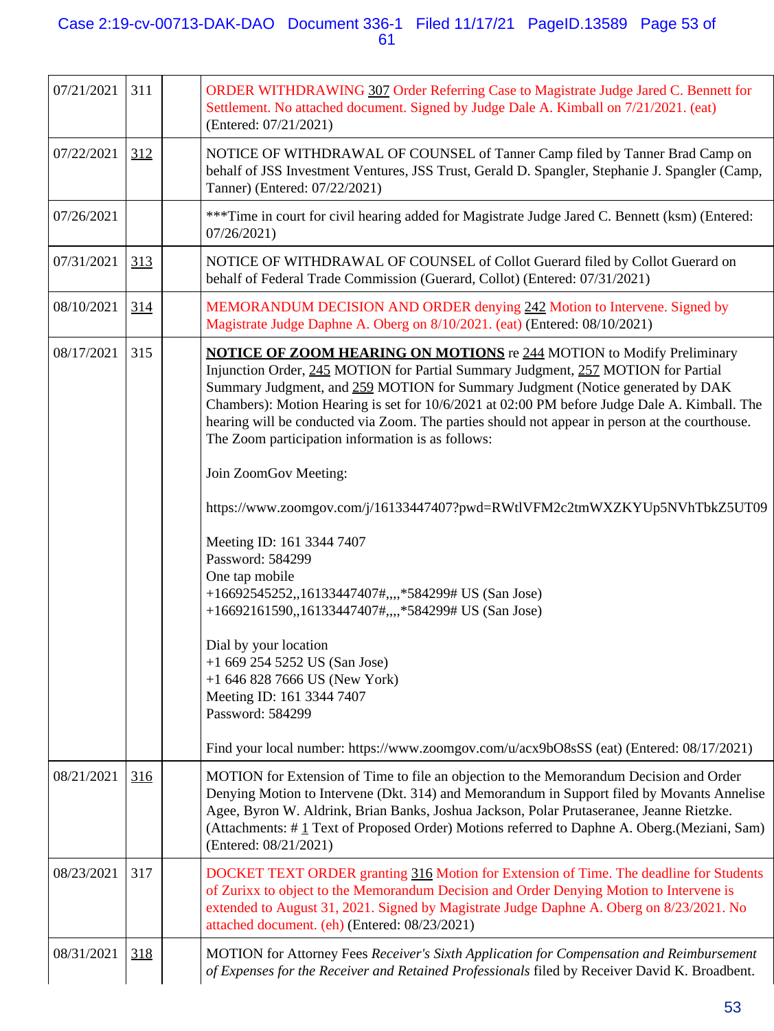| | | | |
|---|---|---|---|
| 07/21/2021 | 311 | | ORDER WITHDRAWING 307 Order Referring Case to Magistrate Judge Jared C. Bennett for Settlement. No attached document. Signed by Judge Dale A. Kimball on 7/21/2021. (eat) (Entered: 07/21/2021) |
| 07/22/2021 | 312 | | NOTICE OF WITHDRAWAL OF COUNSEL of Tanner Camp filed by Tanner Brad Camp on behalf of JSS Investment Ventures, JSS Trust, Gerald D. Spangler, Stephanie J. Spangler (Camp, Tanner) (Entered: 07/22/2021) |
| 07/26/2021 | | | ***Time in court for civil hearing added for Magistrate Judge Jared C. Bennett (ksm) (Entered: 07/26/2021) |
| 07/31/2021 | 313 | | NOTICE OF WITHDRAWAL OF COUNSEL of Collot Guerard filed by Collot Guerard on behalf of Federal Trade Commission (Guerard, Collot) (Entered: 07/31/2021) |
| 08/10/2021 | 314 | | MEMORANDUM DECISION AND ORDER denying 242 Motion to Intervene. Signed by Magistrate Judge Daphne A. Oberg on 8/10/2021. (eat) (Entered: 08/10/2021) |
| 08/17/2021 | 315 | | **NOTICE OF ZOOM HEARING ON MOTIONS** re 244 MOTION to Modify Preliminary Injunction Order, 245 MOTION for Partial Summary Judgment, 257 MOTION for Partial Summary Judgment, and 259 MOTION for Summary Judgment (Notice generated by DAK Chambers): Motion Hearing is set for 10/6/2021 at 02:00 PM before Judge Dale A. Kimball. The hearing will be conducted via Zoom. The parties should not appear in person at the courthouse. The Zoom participation information is as follows:<br><br>Join ZoomGov Meeting:<br><br>https://www.zoomgov.com/j/16133447407?pwd=RWtlVFM2c2tmWXZKYUp5NVhTbkZ5UT09<br><br>Meeting ID: 161 3344 7407<br>Password: 584299<br>One tap mobile<br>+16692545252,,16133447407#,,,,*584299# US (San Jose)<br>+16692161590,,16133447407#,,,,*584299# US (San Jose)<br><br>Dial by your location<br>+1 669 254 5252 US (San Jose)<br>+1 646 828 7666 US (New York)<br>Meeting ID: 161 3344 7407<br>Password: 584299<br><br>Find your local number: https://www.zoomgov.com/u/acx9bO8sSS (eat) (Entered: 08/17/2021) |
| 08/21/2021 | 316 | | MOTION for Extension of Time to file an objection to the Memorandum Decision and Order Denying Motion to Intervene (Dkt. 314) and Memorandum in Support filed by Movants Annelise Agee, Byron W. Aldrink, Brian Banks, Joshua Jackson, Polar Prutaseranee, Jeanne Rietzke. (Attachments: # 1 Text of Proposed Order) Motions referred to Daphne A. Oberg.(Meziani, Sam) (Entered: 08/21/2021) |
| 08/23/2021 | 317 | | DOCKET TEXT ORDER granting 316 Motion for Extension of Time. The deadline for Students of Zurixx to object to the Memorandum Decision and Order Denying Motion to Intervene is extended to August 31, 2021. Signed by Magistrate Judge Daphne A. Oberg on 8/23/2021. No attached document. (eh) (Entered: 08/23/2021) |
| 08/31/2021 | 318 | | MOTION for Attorney Fees *Receiver's Sixth Application for Compensation and Reimbursement of Expenses for the Receiver and Retained Professionals* filed by Receiver David K. Broadbent. |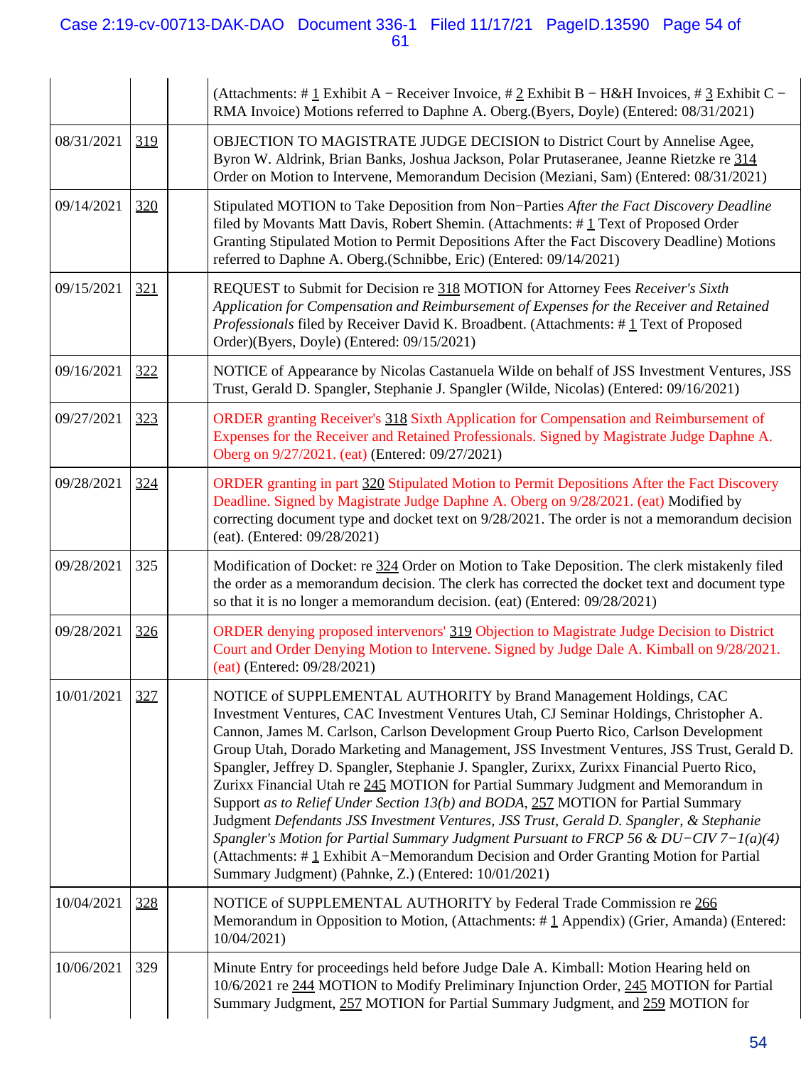| | | | |
|---|---|---|---|
| | | | (Attachments: # 1 Exhibit A − Receiver Invoice, # 2 Exhibit B − H&H Invoices, # 3 Exhibit C − RMA Invoice) Motions referred to Daphne A. Oberg.(Byers, Doyle) (Entered: 08/31/2021) |
| 08/31/2021 | 319 | | OBJECTION TO MAGISTRATE JUDGE DECISION to District Court by Annelise Agee, Byron W. Aldrink, Brian Banks, Joshua Jackson, Polar Prutaseranee, Jeanne Rietzke re 314 Order on Motion to Intervene, Memorandum Decision (Meziani, Sam) (Entered: 08/31/2021) |
| 09/14/2021 | 320 | | Stipulated MOTION to Take Deposition from Non−Parties *After the Fact Discovery Deadline* filed by Movants Matt Davis, Robert Shemin. (Attachments: # 1 Text of Proposed Order Granting Stipulated Motion to Permit Depositions After the Fact Discovery Deadline) Motions referred to Daphne A. Oberg.(Schnibbe, Eric) (Entered: 09/14/2021) |
| 09/15/2021 | 321 | | REQUEST to Submit for Decision re 318 MOTION for Attorney Fees *Receiver's Sixth Application for Compensation and Reimbursement of Expenses for the Receiver and Retained Professionals* filed by Receiver David K. Broadbent. (Attachments: # 1 Text of Proposed Order)(Byers, Doyle) (Entered: 09/15/2021) |
| 09/16/2021 | 322 | | NOTICE of Appearance by Nicolas Castanuela Wilde on behalf of JSS Investment Ventures, JSS Trust, Gerald D. Spangler, Stephanie J. Spangler (Wilde, Nicolas) (Entered: 09/16/2021) |
| 09/27/2021 | 323 | | ORDER granting Receiver's 318 Sixth Application for Compensation and Reimbursement of Expenses for the Receiver and Retained Professionals. Signed by Magistrate Judge Daphne A. Oberg on 9/27/2021. (eat) (Entered: 09/27/2021) |
| 09/28/2021 | 324 | | ORDER granting in part 320 Stipulated Motion to Permit Depositions After the Fact Discovery Deadline. Signed by Magistrate Judge Daphne A. Oberg on 9/28/2021. (eat) Modified by correcting document type and docket text on 9/28/2021. The order is not a memorandum decision (eat). (Entered: 09/28/2021) |
| 09/28/2021 | 325 | | Modification of Docket: re 324 Order on Motion to Take Deposition. The clerk mistakenly filed the order as a memorandum decision. The clerk has corrected the docket text and document type so that it is no longer a memorandum decision. (eat) (Entered: 09/28/2021) |
| 09/28/2021 | 326 | | ORDER denying proposed intervenors' 319 Objection to Magistrate Judge Decision to District Court and Order Denying Motion to Intervene. Signed by Judge Dale A. Kimball on 9/28/2021. (eat) (Entered: 09/28/2021) |
| 10/01/2021 | 327 | | NOTICE of SUPPLEMENTAL AUTHORITY by Brand Management Holdings, CAC Investment Ventures, CAC Investment Ventures Utah, CJ Seminar Holdings, Christopher A. Cannon, James M. Carlson, Carlson Development Group Puerto Rico, Carlson Development Group Utah, Dorado Marketing and Management, JSS Investment Ventures, JSS Trust, Gerald D. Spangler, Jeffrey D. Spangler, Stephanie J. Spangler, Zurixx, Zurixx Financial Puerto Rico, Zurixx Financial Utah re 245 MOTION for Partial Summary Judgment and Memorandum in Support *as to Relief Under Section 13(b) and BODA*, 257 MOTION for Partial Summary Judgment *Defendants JSS Investment Ventures, JSS Trust, Gerald D. Spangler, & Stephanie Spangler's Motion for Partial Summary Judgment Pursuant to FRCP 56 & DU−CIV 7−1(a)(4)* (Attachments: # 1 Exhibit A−Memorandum Decision and Order Granting Motion for Partial Summary Judgment) (Pahnke, Z.) (Entered: 10/01/2021) |
| 10/04/2021 | 328 | | NOTICE of SUPPLEMENTAL AUTHORITY by Federal Trade Commission re 266 Memorandum in Opposition to Motion, (Attachments: # 1 Appendix) (Grier, Amanda) (Entered: 10/04/2021) |
| 10/06/2021 | 329 | | Minute Entry for proceedings held before Judge Dale A. Kimball: Motion Hearing held on 10/6/2021 re 244 MOTION to Modify Preliminary Injunction Order, 245 MOTION for Partial Summary Judgment, 257 MOTION for Partial Summary Judgment, and 259 MOTION for |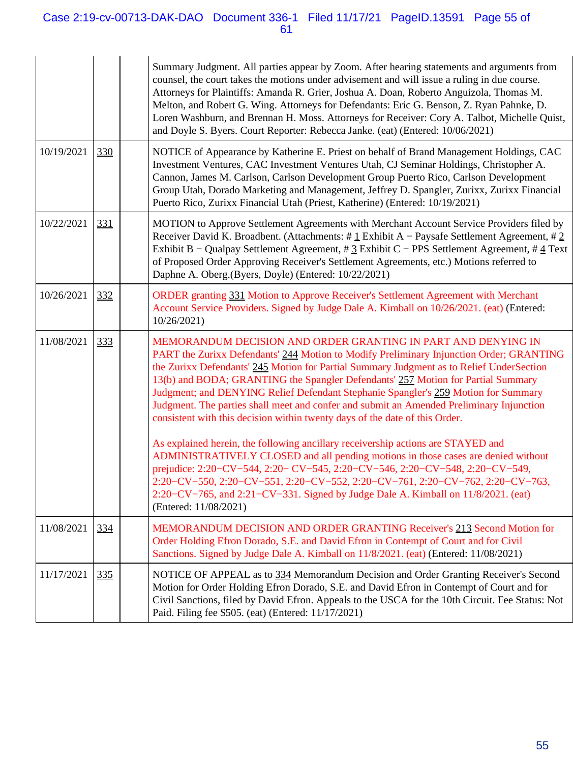| | | | |
|---|---|---|---|
| | | | Summary Judgment. All parties appear by Zoom. After hearing statements and arguments from counsel, the court takes the motions under advisement and will issue a ruling in due course. Attorneys for Plaintiffs: Amanda R. Grier, Joshua A. Doan, Roberto Anguizola, Thomas M. Melton, and Robert G. Wing. Attorneys for Defendants: Eric G. Benson, Z. Ryan Pahnke, D. Loren Washburn, and Brennan H. Moss. Attorneys for Receiver: Cory A. Talbot, Michelle Quist, and Doyle S. Byers. Court Reporter: Rebecca Janke. (eat) (Entered: 10/06/2021) |
| 10/19/2021 | 330 | | NOTICE of Appearance by Katherine E. Priest on behalf of Brand Management Holdings, CAC Investment Ventures, CAC Investment Ventures Utah, CJ Seminar Holdings, Christopher A. Cannon, James M. Carlson, Carlson Development Group Puerto Rico, Carlson Development Group Utah, Dorado Marketing and Management, Jeffrey D. Spangler, Zurixx, Zurixx Financial Puerto Rico, Zurixx Financial Utah (Priest, Katherine) (Entered: 10/19/2021) |
| 10/22/2021 | 331 | | MOTION to Approve Settlement Agreements with Merchant Account Service Providers filed by Receiver David K. Broadbent. (Attachments: # 1 Exhibit A − Paysafe Settlement Agreement, # 2 Exhibit B − Qualpay Settlement Agreement, # 3 Exhibit C − PPS Settlement Agreement, # 4 Text of Proposed Order Approving Receiver's Settlement Agreements, etc.) Motions referred to Daphne A. Oberg.(Byers, Doyle) (Entered: 10/22/2021) |
| 10/26/2021 | 332 | | ORDER granting 331 Motion to Approve Receiver's Settlement Agreement with Merchant Account Service Providers. Signed by Judge Dale A. Kimball on 10/26/2021. (eat) (Entered: 10/26/2021) |
| 11/08/2021 | 333 | | MEMORANDUM DECISION AND ORDER GRANTING IN PART AND DENYING IN PART the Zurixx Defendants' 244 Motion to Modify Preliminary Injunction Order; GRANTING the Zurixx Defendants' 245 Motion for Partial Summary Judgment as to Relief UnderSection 13(b) and BODA; GRANTING the Spangler Defendants' 257 Motion for Partial Summary Judgment; and DENYING Relief Defendant Stephanie Spangler's 259 Motion for Summary Judgment. The parties shall meet and confer and submit an Amended Preliminary Injunction consistent with this decision within twenty days of the date of this Order.<br><br>As explained herein, the following ancillary receivership actions are STAYED and ADMINISTRATIVELY CLOSED and all pending motions in those cases are denied without prejudice: 2:20−CV−544, 2:20− CV−545, 2:20−CV−546, 2:20−CV−548, 2:20−CV−549, 2:20−CV−550, 2:20−CV−551, 2:20−CV−552, 2:20−CV−761, 2:20−CV−762, 2:20−CV−763, 2:20−CV−765, and 2:21−CV−331. Signed by Judge Dale A. Kimball on 11/8/2021. (eat) (Entered: 11/08/2021) |
| 11/08/2021 | 334 | | MEMORANDUM DECISION AND ORDER GRANTING Receiver's 213 Second Motion for Order Holding Efron Dorado, S.E. and David Efron in Contempt of Court and for Civil Sanctions. Signed by Judge Dale A. Kimball on 11/8/2021. (eat) (Entered: 11/08/2021) |
| 11/17/2021 | 335 | | NOTICE OF APPEAL as to 334 Memorandum Decision and Order Granting Receiver's Second Motion for Order Holding Efron Dorado, S.E. and David Efron in Contempt of Court and for Civil Sanctions, filed by David Efron. Appeals to the USCA for the 10th Circuit. Fee Status: Not Paid. Filing fee $505. (eat) (Entered: 11/17/2021) |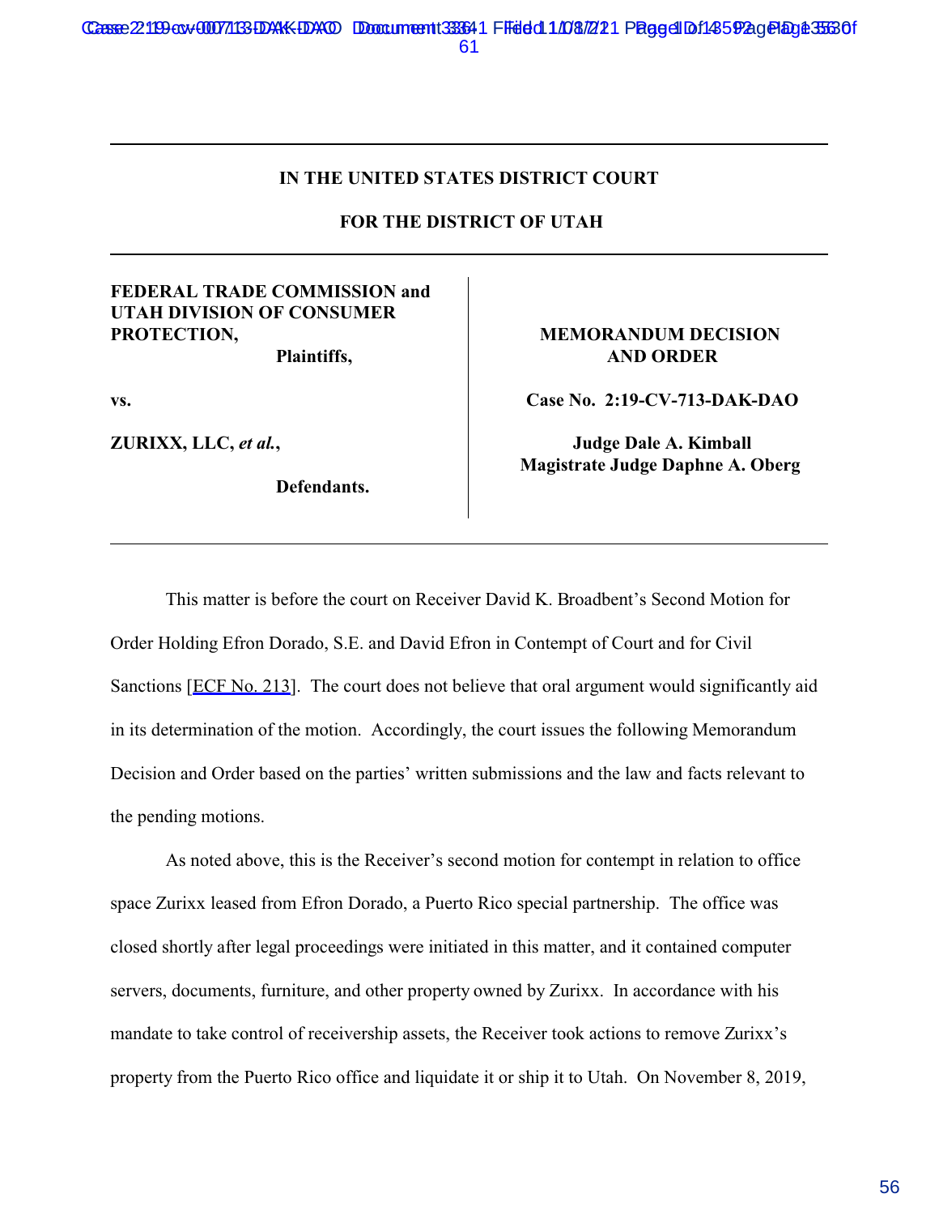**IN THE UNITED STATES DISTRICT COURT**

**FOR THE DISTRICT OF UTAH**

| | |
|---|---|
| **FEDERAL TRADE COMMISSION and UTAH DIVISION OF CONSUMER PROTECTION,** **Plaintiffs,** | **MEMORANDUM DECISION AND ORDER** |
| **vs.** | **Case No. 2:19-CV-713-DAK-DAO** |
| **ZURIXX, LLC,** ***et al.*****,** **Defendants.** | **Judge Dale A. Kimball** **Magistrate Judge Daphne A. Oberg** |

This matter is before the court on Receiver David K. Broadbent's Second Motion for Order Holding Efron Dorado, S.E. and David Efron in Contempt of Court and for Civil Sanctions [ECF No. 213]. The court does not believe that oral argument would significantly aid in its determination of the motion. Accordingly, the court issues the following Memorandum Decision and Order based on the parties' written submissions and the law and facts relevant to the pending motions.

As noted above, this is the Receiver's second motion for contempt in relation to office space Zurixx leased from Efron Dorado, a Puerto Rico special partnership. The office was closed shortly after legal proceedings were initiated in this matter, and it contained computer servers, documents, furniture, and other property owned by Zurixx. In accordance with his mandate to take control of receivership assets, the Receiver took actions to remove Zurixx's property from the Puerto Rico office and liquidate it or ship it to Utah. On November 8, 2019,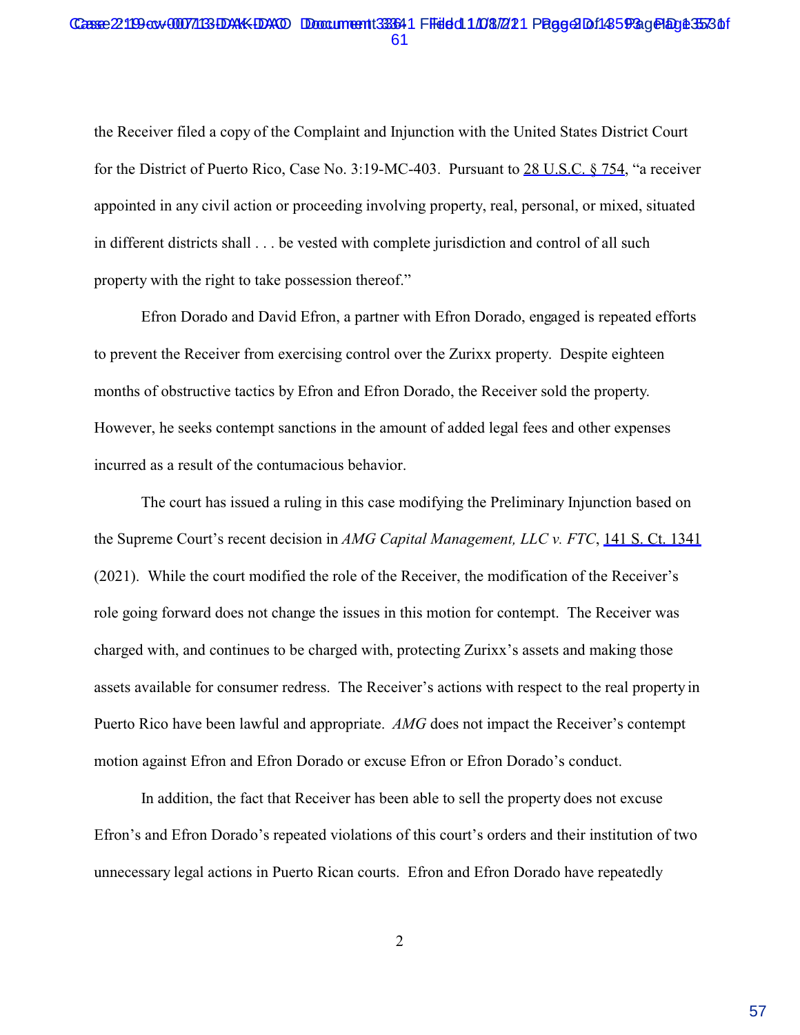the Receiver filed a copy of the Complaint and Injunction with the United States District Court for the District of Puerto Rico, Case No. 3:19-MC-403. Pursuant to 28 U.S.C. § 754, "a receiver appointed in any civil action or proceeding involving property, real, personal, or mixed, situated in different districts shall . . . be vested with complete jurisdiction and control of all such property with the right to take possession thereof."

Efron Dorado and David Efron, a partner with Efron Dorado, engaged is repeated efforts to prevent the Receiver from exercising control over the Zurixx property. Despite eighteen months of obstructive tactics by Efron and Efron Dorado, the Receiver sold the property. However, he seeks contempt sanctions in the amount of added legal fees and other expenses incurred as a result of the contumacious behavior.

The court has issued a ruling in this case modifying the Preliminary Injunction based on the Supreme Court's recent decision in *AMG Capital Management, LLC v. FTC*, 141 S. Ct. 1341 (2021). While the court modified the role of the Receiver, the modification of the Receiver's role going forward does not change the issues in this motion for contempt. The Receiver was charged with, and continues to be charged with, protecting Zurixx's assets and making those assets available for consumer redress. The Receiver's actions with respect to the real property in Puerto Rico have been lawful and appropriate. *AMG* does not impact the Receiver's contempt motion against Efron and Efron Dorado or excuse Efron or Efron Dorado's conduct.

In addition, the fact that Receiver has been able to sell the property does not excuse Efron's and Efron Dorado's repeated violations of this court's orders and their institution of two unnecessary legal actions in Puerto Rican courts. Efron and Efron Dorado have repeatedly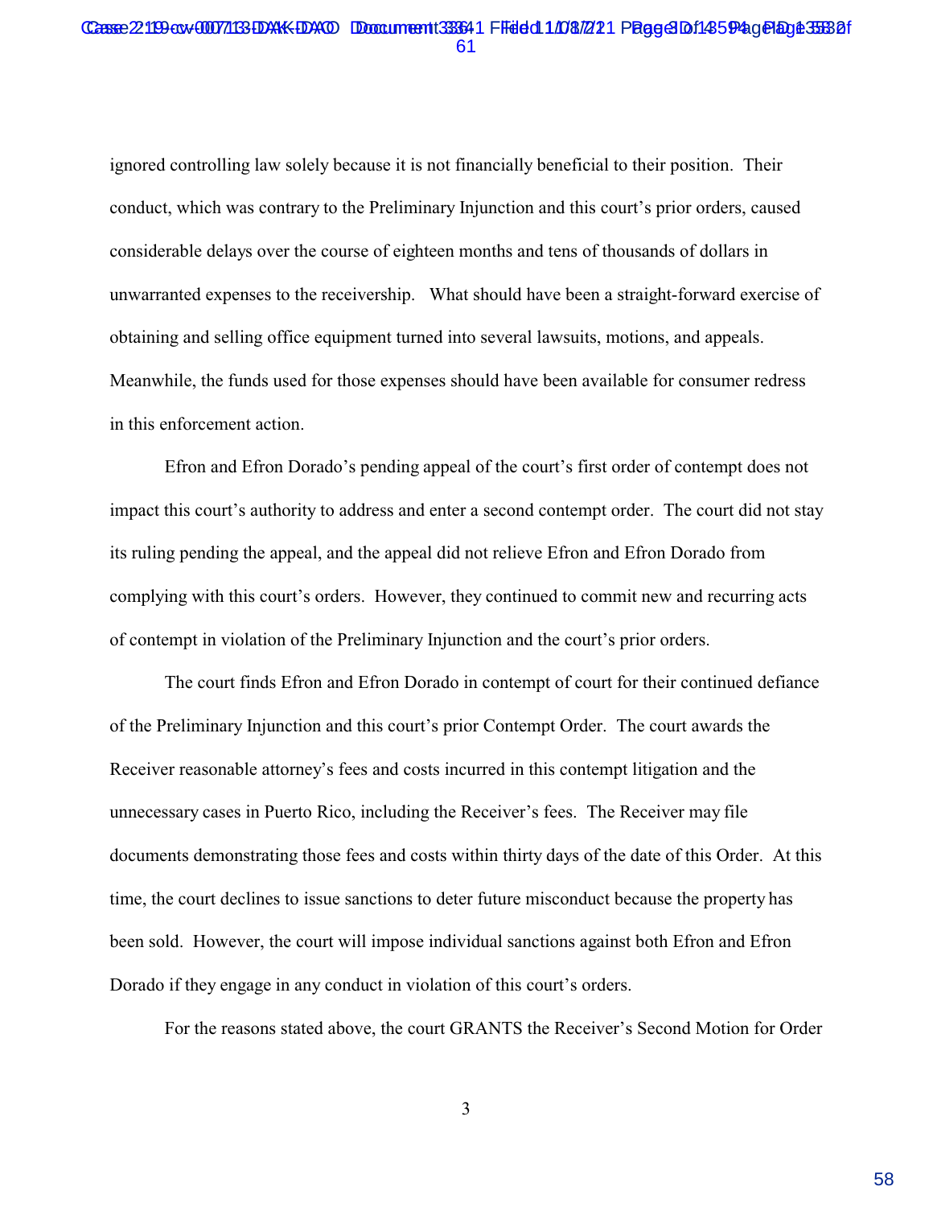ignored controlling law solely because it is not financially beneficial to their position. Their conduct, which was contrary to the Preliminary Injunction and this court's prior orders, caused considerable delays over the course of eighteen months and tens of thousands of dollars in unwarranted expenses to the receivership. What should have been a straight-forward exercise of obtaining and selling office equipment turned into several lawsuits, motions, and appeals. Meanwhile, the funds used for those expenses should have been available for consumer redress in this enforcement action.

Efron and Efron Dorado's pending appeal of the court's first order of contempt does not impact this court's authority to address and enter a second contempt order. The court did not stay its ruling pending the appeal, and the appeal did not relieve Efron and Efron Dorado from complying with this court's orders. However, they continued to commit new and recurring acts of contempt in violation of the Preliminary Injunction and the court's prior orders.

The court finds Efron and Efron Dorado in contempt of court for their continued defiance of the Preliminary Injunction and this court's prior Contempt Order. The court awards the Receiver reasonable attorney's fees and costs incurred in this contempt litigation and the unnecessary cases in Puerto Rico, including the Receiver's fees. The Receiver may file documents demonstrating those fees and costs within thirty days of the date of this Order. At this time, the court declines to issue sanctions to deter future misconduct because the property has been sold. However, the court will impose individual sanctions against both Efron and Efron Dorado if they engage in any conduct in violation of this court's orders.

For the reasons stated above, the court GRANTS the Receiver's Second Motion for Order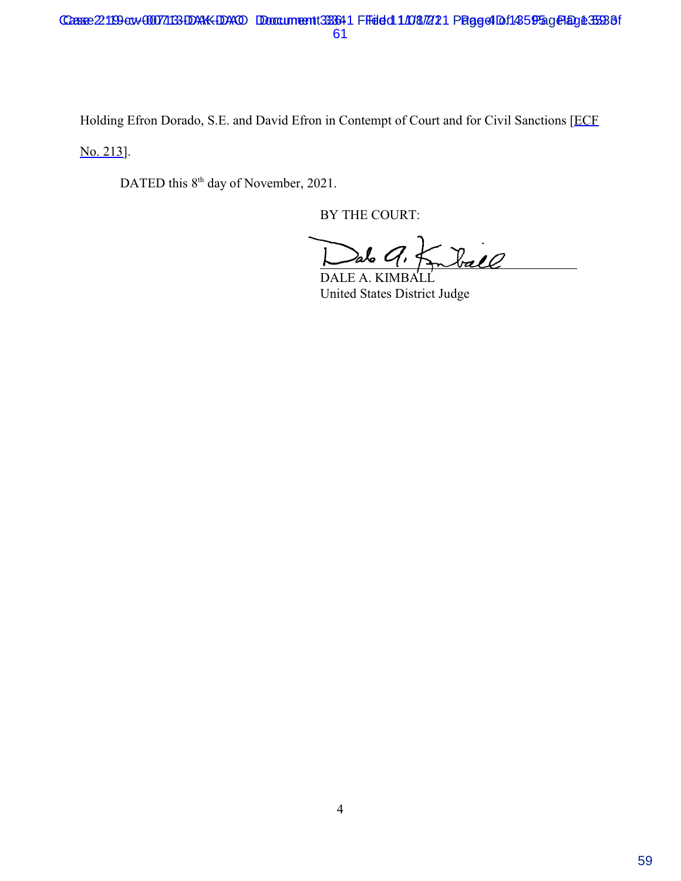Holding Efron Dorado, S.E. and David Efron in Contempt of Court and for Civil Sanctions [ECF No. 213].

DATED this 8th day of November, 2021.

BY THE COURT:

DALE A. KIMBALL
United States District Judge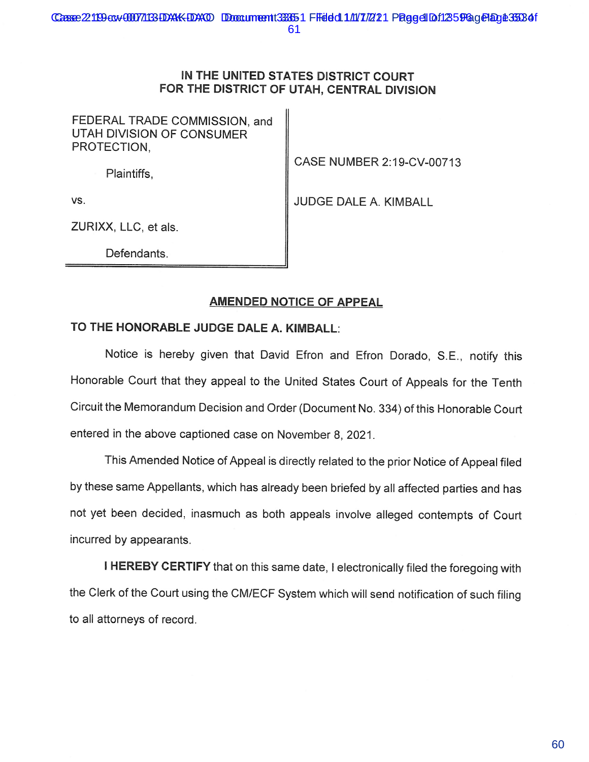# IN THE UNITED STATES DISTRICT COURT
# FOR THE DISTRICT OF UTAH, CENTRAL DIVISION

| | |
|---|---|
| FEDERAL TRADE COMMISSION, and UTAH DIVISION OF CONSUMER PROTECTION,<br><br>Plaintiffs,<br><br>vs.<br><br>ZURIXX, LLC, et als.<br><br>Defendants. | CASE NUMBER 2:19-CV-00713<br><br>JUDGE DALE A. KIMBALL |

## AMENDED NOTICE OF APPEAL

**TO THE HONORABLE JUDGE DALE A. KIMBALL:**

Notice is hereby given that David Efron and Efron Dorado, S.E., notify this Honorable Court that they appeal to the United States Court of Appeals for the Tenth Circuit the Memorandum Decision and Order (Document No. 334) of this Honorable Court entered in the above captioned case on November 8, 2021.

This Amended Notice of Appeal is directly related to the prior Notice of Appeal filed by these same Appellants, which has already been briefed by all affected parties and has not yet been decided, inasmuch as both appeals involve alleged contempts of Court incurred by appearants.

**I HEREBY CERTIFY** that on this same date, I electronically filed the foregoing with the Clerk of the Court using the CM/ECF System which will send notification of such filing to all attorneys of record.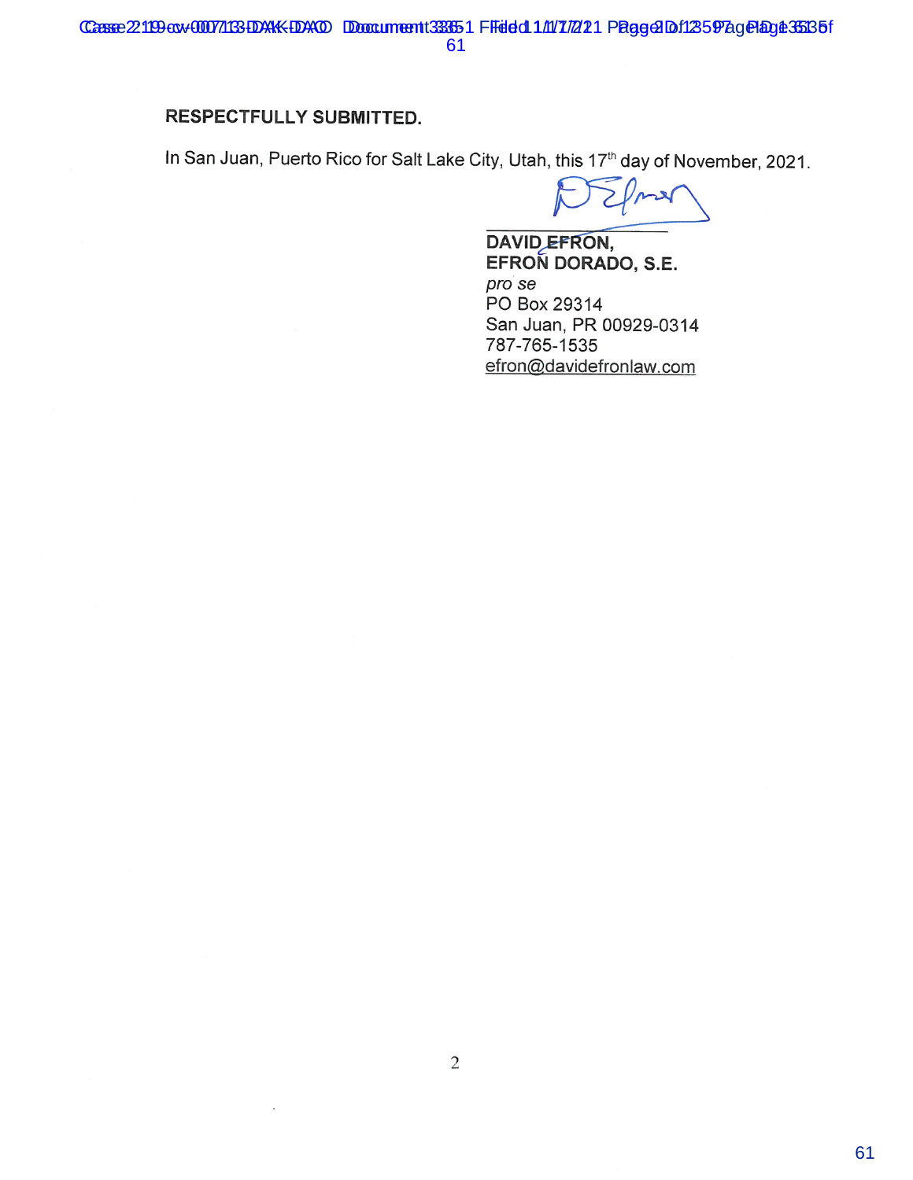**RESPECTFULLY SUBMITTED.**

In San Juan, Puerto Rico for Salt Lake City, Utah, this 17th day of November, 2021.

**DAVID EFRON,**
**EFRON DORADO, S.E.**
*pro se*
PO Box 29314
San Juan, PR 00929-0314
787-765-1535
efron@davidefronlaw.com